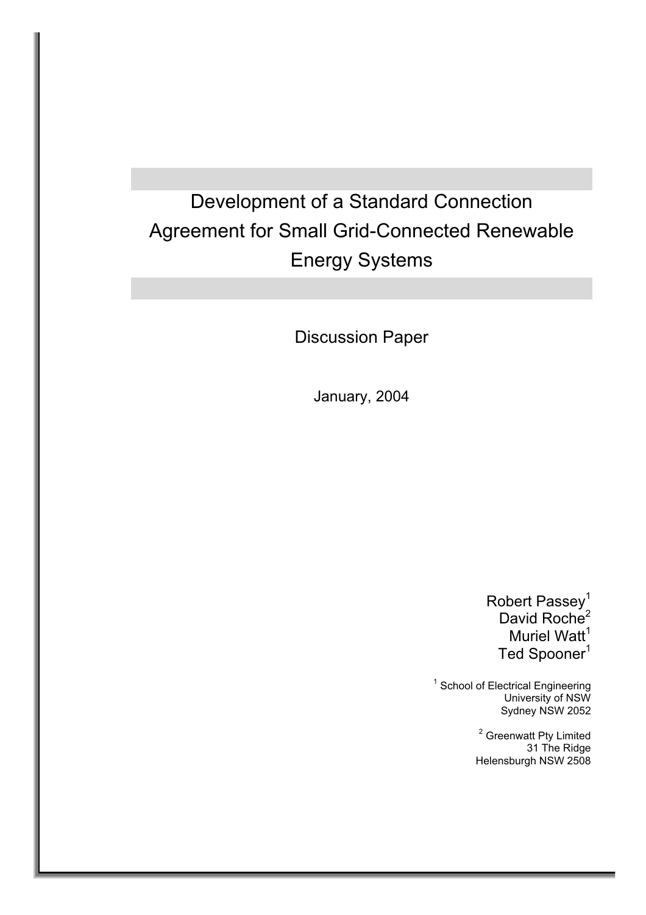# Development of a Standard Connection Agreement for Small Grid-Connected Renewable Energy Systems

Discussion Paper

January, 2004

Robert Passey[1]
David Roche[2]
Muriel Watt[1]
Ted Spooner[1]

[1] School of Electrical Engineering
University of NSW
Sydney NSW 2052

[2] Greenwatt Pty Limited
31 The Ridge
Helensburgh NSW 2508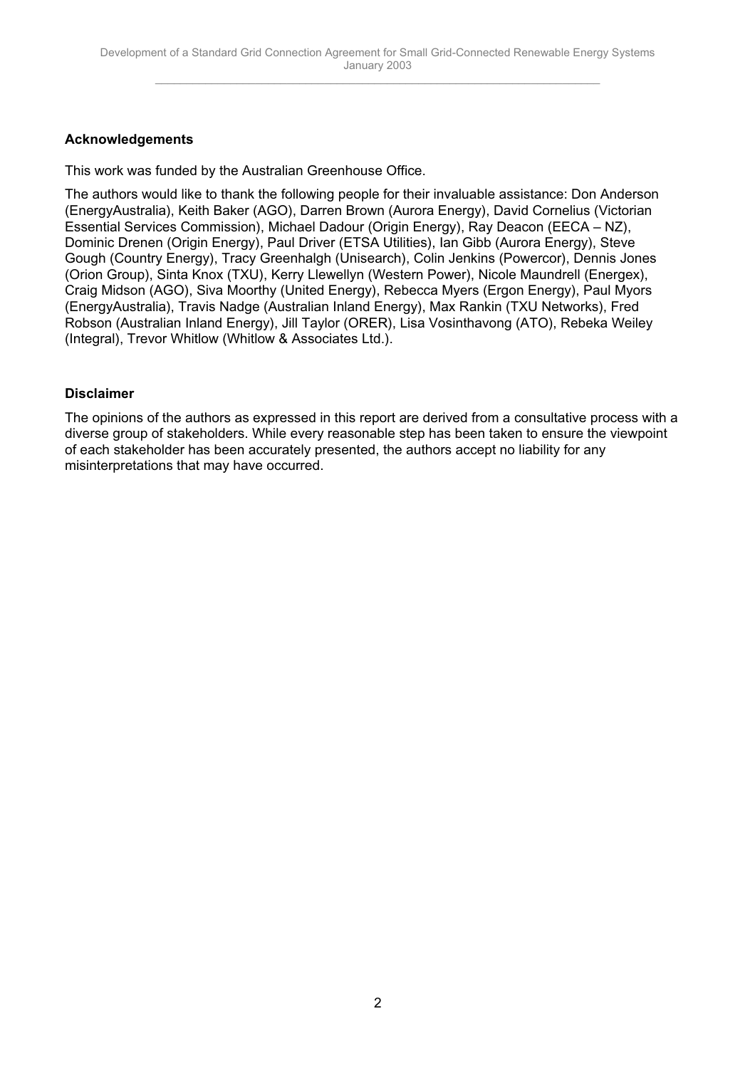**Acknowledgements**

This work was funded by the Australian Greenhouse Office.

The authors would like to thank the following people for their invaluable assistance: Don Anderson (EnergyAustralia), Keith Baker (AGO), Darren Brown (Aurora Energy), David Cornelius (Victorian Essential Services Commission), Michael Dadour (Origin Energy), Ray Deacon (EECA – NZ), Dominic Drenen (Origin Energy), Paul Driver (ETSA Utilities), Ian Gibb (Aurora Energy), Steve Gough (Country Energy), Tracy Greenhalgh (Unisearch), Colin Jenkins (Powercor), Dennis Jones (Orion Group), Sinta Knox (TXU), Kerry Llewellyn (Western Power), Nicole Maundrell (Energex), Craig Midson (AGO), Siva Moorthy (United Energy), Rebecca Myers (Ergon Energy), Paul Myors (EnergyAustralia), Travis Nadge (Australian Inland Energy), Max Rankin (TXU Networks), Fred Robson (Australian Inland Energy), Jill Taylor (ORER), Lisa Vosinthavong (ATO), Rebeka Weiley (Integral), Trevor Whitlow (Whitlow & Associates Ltd.).

**Disclaimer**

The opinions of the authors as expressed in this report are derived from a consultative process with a diverse group of stakeholders. While every reasonable step has been taken to ensure the viewpoint of each stakeholder has been accurately presented, the authors accept no liability for any misinterpretations that may have occurred.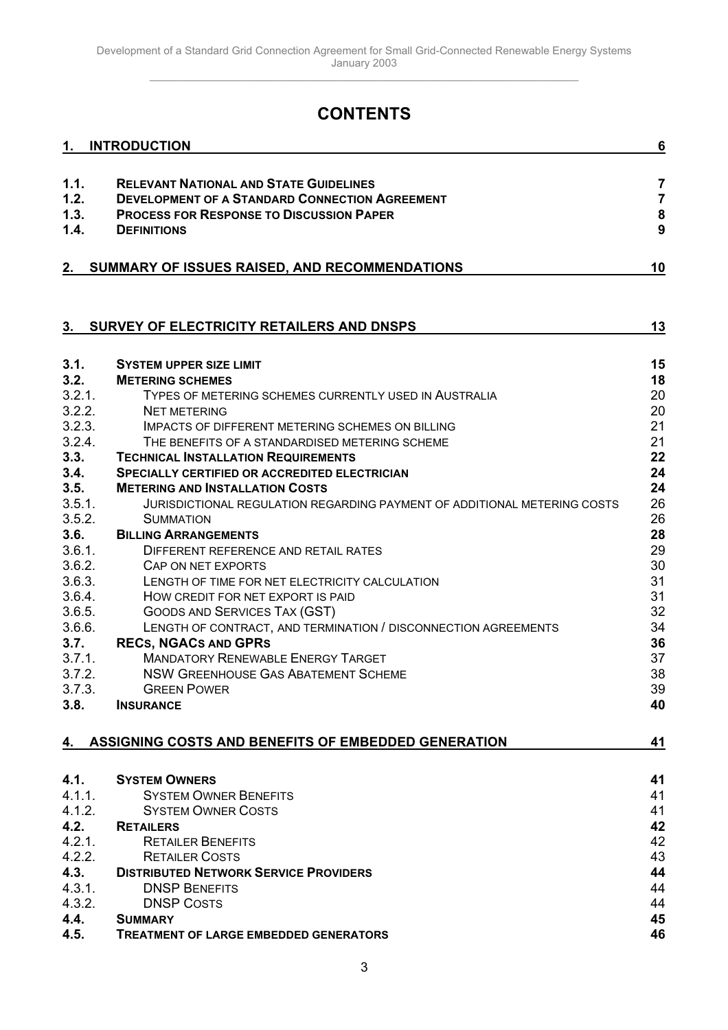# CONTENTS

| | | |
|---|---|---|
| **1.** | **INTRODUCTION** | **6** |
| **1.1.** | **RELEVANT NATIONAL AND STATE GUIDELINES** | **7** |
| **1.2.** | **DEVELOPMENT OF A STANDARD CONNECTION AGREEMENT** | **7** |
| **1.3.** | **PROCESS FOR RESPONSE TO DISCUSSION PAPER** | **8** |
| **1.4.** | **DEFINITIONS** | **9** |
| **2.** | **SUMMARY OF ISSUES RAISED, AND RECOMMENDATIONS** | **10** |
| **3.** | **SURVEY OF ELECTRICITY RETAILERS AND DNSPS** | **13** |
| **3.1.** | **SYSTEM UPPER SIZE LIMIT** | **15** |
| **3.2.** | **METERING SCHEMES** | **18** |
| 3.2.1. | TYPES OF METERING SCHEMES CURRENTLY USED IN AUSTRALIA | 20 |
| 3.2.2. | NET METERING | 20 |
| 3.2.3. | IMPACTS OF DIFFERENT METERING SCHEMES ON BILLING | 21 |
| 3.2.4. | THE BENEFITS OF A STANDARDISED METERING SCHEME | 21 |
| **3.3.** | **TECHNICAL INSTALLATION REQUIREMENTS** | **22** |
| **3.4.** | **SPECIALLY CERTIFIED OR ACCREDITED ELECTRICIAN** | **24** |
| **3.5.** | **METERING AND INSTALLATION COSTS** | **24** |
| 3.5.1. | JURISDICTIONAL REGULATION REGARDING PAYMENT OF ADDITIONAL METERING COSTS | 26 |
| 3.5.2. | SUMMATION | 26 |
| **3.6.** | **BILLING ARRANGEMENTS** | **28** |
| 3.6.1. | DIFFERENT REFERENCE AND RETAIL RATES | 29 |
| 3.6.2. | CAP ON NET EXPORTS | 30 |
| 3.6.3. | LENGTH OF TIME FOR NET ELECTRICITY CALCULATION | 31 |
| 3.6.4. | HOW CREDIT FOR NET EXPORT IS PAID | 31 |
| 3.6.5. | GOODS AND SERVICES TAX (GST) | 32 |
| 3.6.6. | LENGTH OF CONTRACT, AND TERMINATION / DISCONNECTION AGREEMENTS | 34 |
| **3.7.** | **RECS, NGACS AND GPRS** | **36** |
| 3.7.1. | MANDATORY RENEWABLE ENERGY TARGET | 37 |
| 3.7.2. | NSW GREENHOUSE GAS ABATEMENT SCHEME | 38 |
| 3.7.3. | GREEN POWER | 39 |
| **3.8.** | **INSURANCE** | **40** |
| **4.** | **ASSIGNING COSTS AND BENEFITS OF EMBEDDED GENERATION** | **41** |
| **4.1.** | **SYSTEM OWNERS** | **41** |
| 4.1.1. | SYSTEM OWNER BENEFITS | 41 |
| 4.1.2. | SYSTEM OWNER COSTS | 41 |
| **4.2.** | **RETAILERS** | **42** |
| 4.2.1. | RETAILER BENEFITS | 42 |
| 4.2.2. | RETAILER COSTS | 43 |
| **4.3.** | **DISTRIBUTED NETWORK SERVICE PROVIDERS** | **44** |
| 4.3.1. | DNSP BENEFITS | 44 |
| 4.3.2. | DNSP COSTS | 44 |
| **4.4.** | **SUMMARY** | **45** |
| **4.5.** | **TREATMENT OF LARGE EMBEDDED GENERATORS** | **46** |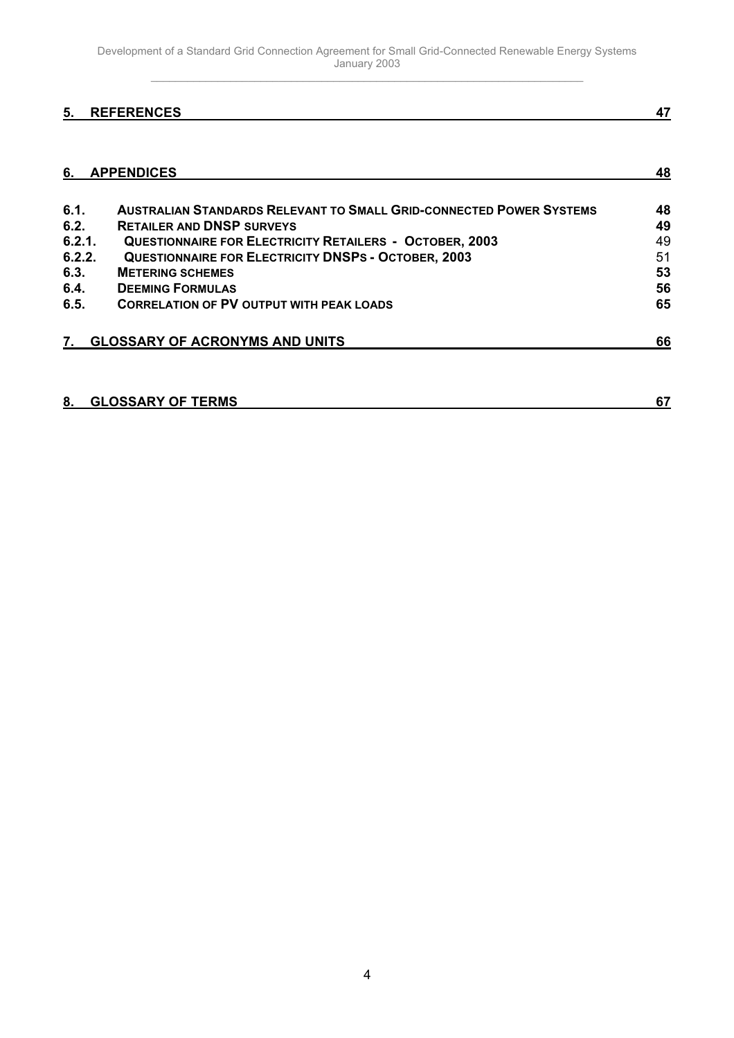| | | |
|---|---|---|
| **5.** | **REFERENCES** | **47** |
| **6.** | **APPENDICES** | **48** |
| **6.1.** | **AUSTRALIAN STANDARDS RELEVANT TO SMALL GRID-CONNECTED POWER SYSTEMS** | **48** |
| **6.2.** | **RETAILER AND DNSP SURVEYS** | **49** |
| **6.2.1.** | **QUESTIONNAIRE FOR ELECTRICITY RETAILERS - OCTOBER, 2003** | 49 |
| **6.2.2.** | **QUESTIONNAIRE FOR ELECTRICITY DNSPS - OCTOBER, 2003** | 51 |
| **6.3.** | **METERING SCHEMES** | **53** |
| **6.4.** | **DEEMING FORMULAS** | **56** |
| **6.5.** | **CORRELATION OF PV OUTPUT WITH PEAK LOADS** | **65** |
| **7.** | **GLOSSARY OF ACRONYMS AND UNITS** | **66** |
| **8.** | **GLOSSARY OF TERMS** | **67** |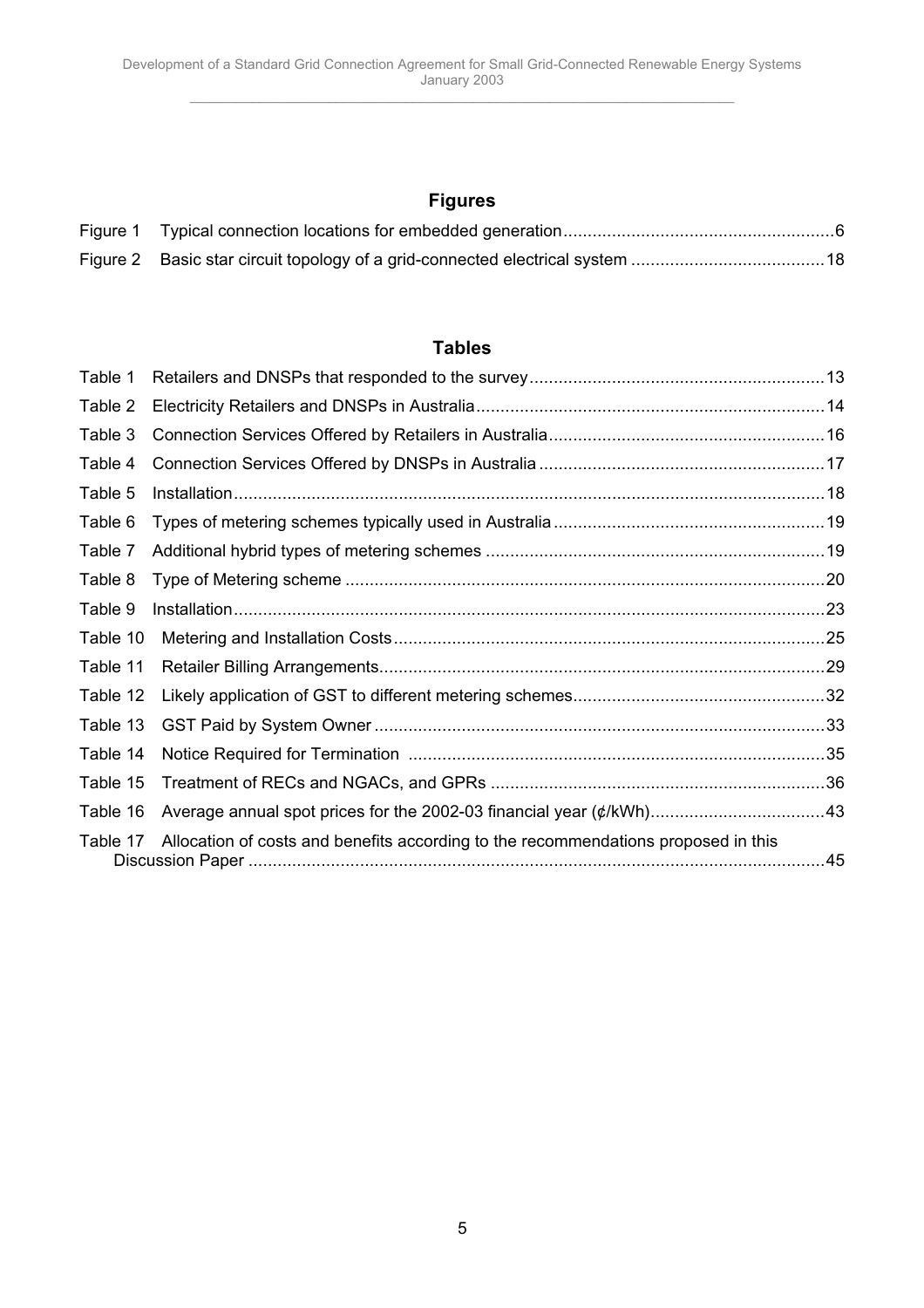## Figures

Figure 1 Typical connection locations for embedded generation........................................................6

Figure 2 Basic star circuit topology of a grid-connected electrical system ........................................18

## Tables

Table 1 Retailers and DNSPs that responded to the survey.............................................................13

Table 2 Electricity Retailers and DNSPs in Australia........................................................................14

Table 3 Connection Services Offered by Retailers in Australia.........................................................16

Table 4 Connection Services Offered by DNSPs in Australia ...........................................................17

Table 5 Installation..........................................................................................................................18

Table 6 Types of metering schemes typically used in Australia........................................................19

Table 7 Additional hybrid types of metering schemes ......................................................................19

Table 8 Type of Metering scheme ...................................................................................................20

Table 9 Installation..........................................................................................................................23

Table 10 Metering and Installation Costs.........................................................................................25

Table 11 Retailer Billing Arrangements............................................................................................29

Table 12 Likely application of GST to different metering schemes....................................................32

Table 13 GST Paid by System Owner .............................................................................................33

Table 14 Notice Required for Termination .......................................................................................35

Table 15 Treatment of RECs and NGACs, and GPRs .....................................................................36

Table 16 Average annual spot prices for the 2002-03 financial year (¢/kWh)....................................43

Table 17 Allocation of costs and benefits according to the recommendations proposed in this Discussion Paper .......................................................................................................................45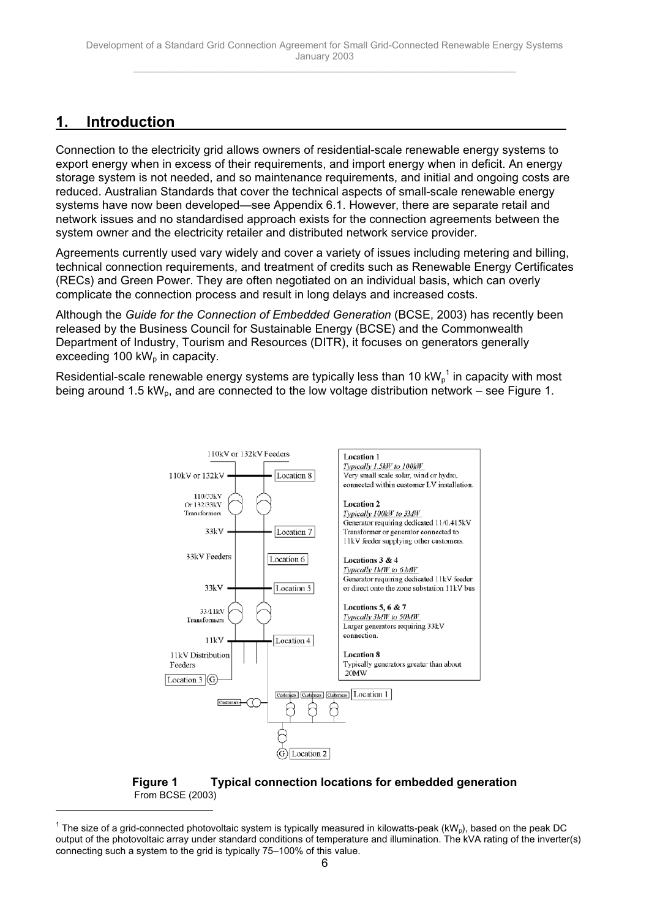# 1. Introduction

Connection to the electricity grid allows owners of residential-scale renewable energy systems to export energy when in excess of their requirements, and import energy when in deficit. An energy storage system is not needed, and so maintenance requirements, and initial and ongoing costs are reduced. Australian Standards that cover the technical aspects of small-scale renewable energy systems have now been developed—see Appendix 6.1. However, there are separate retail and network issues and no standardised approach exists for the connection agreements between the system owner and the electricity retailer and distributed network service provider.

Agreements currently used vary widely and cover a variety of issues including metering and billing, technical connection requirements, and treatment of credits such as Renewable Energy Certificates (RECs) and Green Power. They are often negotiated on an individual basis, which can overly complicate the connection process and result in long delays and increased costs.

Although the *Guide for the Connection of Embedded Generation* (BCSE, 2003) has recently been released by the Business Council for Sustainable Energy (BCSE) and the Commonwealth Department of Industry, Tourism and Resources (DITR), it focuses on generators generally exceeding 100 $kW_p$ in capacity.

Residential-scale renewable energy systems are typically less than 10 $kW_p$[1] in capacity with most being around 1.5 $kW_p$, and are connected to the low voltage distribution network – see Figure 1.

110kV or 132kV Feeders

110kV or 132kV — Location 8

110/33kV Or 132/33kV Transformers

33kV — Location 7

33kV Feeders — Location 6

33kV — Location 5

33/11kV Transformers

11kV — Location 4

11kV Distribution Feeders

Location 3 (G)

Customers

Customers Customers Customers — Location 1

(G) Location 2

**Location 1**
*Typically 1.5kW to 100kW*
Very small scale solar, wind or hydro, connected within customer LV installation.

**Location 2**
*Typically 100kW to 3MW*
Generator requiring dedicated 11/0.415kV Transformer or generator connected to 11kV feeder supplying other customers.

**Locations 3 & 4**
*Typically 1MW to 6MW*
Generator requiring dedicated 11kV feeder or direct onto the zone substation 11kV bus

**Locations 5, 6 & 7**
*Typically 3MW to 50MW*
Larger generators requiring 33kV connection.

**Location 8**
Typically generators greater than about 20MW

**Figure 1 Typical connection locations for embedded generation**
From BCSE (2003)

[1] The size of a grid-connected photovoltaic system is typically measured in kilowatts-peak ($kW_p$), based on the peak DC output of the photovoltaic array under standard conditions of temperature and illumination. The kVA rating of the inverter(s) connecting such a system to the grid is typically 75–100% of this value.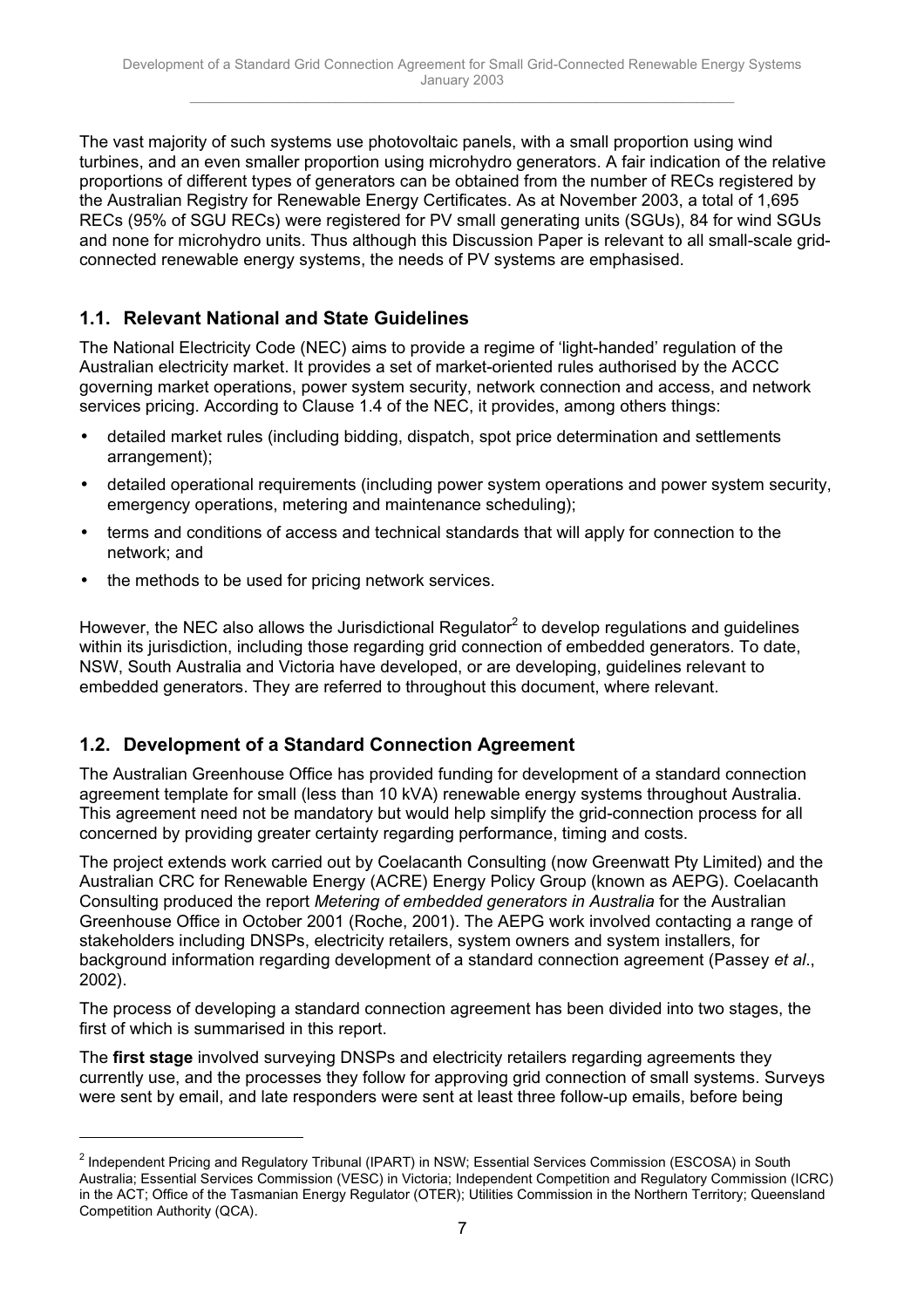The vast majority of such systems use photovoltaic panels, with a small proportion using wind turbines, and an even smaller proportion using microhydro generators. A fair indication of the relative proportions of different types of generators can be obtained from the number of RECs registered by the Australian Registry for Renewable Energy Certificates. As at November 2003, a total of 1,695 RECs (95% of SGU RECs) were registered for PV small generating units (SGUs), 84 for wind SGUs and none for microhydro units. Thus although this Discussion Paper is relevant to all small-scale grid-connected renewable energy systems, the needs of PV systems are emphasised.

## 1.1. Relevant National and State Guidelines

The National Electricity Code (NEC) aims to provide a regime of 'light-handed' regulation of the Australian electricity market. It provides a set of market-oriented rules authorised by the ACCC governing market operations, power system security, network connection and access, and network services pricing. According to Clause 1.4 of the NEC, it provides, among others things:

- detailed market rules (including bidding, dispatch, spot price determination and settlements arrangement);
- detailed operational requirements (including power system operations and power system security, emergency operations, metering and maintenance scheduling);
- terms and conditions of access and technical standards that will apply for connection to the network; and
- the methods to be used for pricing network services.

However, the NEC also allows the Jurisdictional Regulator[2] to develop regulations and guidelines within its jurisdiction, including those regarding grid connection of embedded generators. To date, NSW, South Australia and Victoria have developed, or are developing, guidelines relevant to embedded generators. They are referred to throughout this document, where relevant.

## 1.2. Development of a Standard Connection Agreement

The Australian Greenhouse Office has provided funding for development of a standard connection agreement template for small (less than 10 kVA) renewable energy systems throughout Australia. This agreement need not be mandatory but would help simplify the grid-connection process for all concerned by providing greater certainty regarding performance, timing and costs.

The project extends work carried out by Coelacanth Consulting (now Greenwatt Pty Limited) and the Australian CRC for Renewable Energy (ACRE) Energy Policy Group (known as AEPG). Coelacanth Consulting produced the report *Metering of embedded generators in Australia* for the Australian Greenhouse Office in October 2001 (Roche, 2001). The AEPG work involved contacting a range of stakeholders including DNSPs, electricity retailers, system owners and system installers, for background information regarding development of a standard connection agreement (Passey *et al*., 2002).

The process of developing a standard connection agreement has been divided into two stages, the first of which is summarised in this report.

The **first stage** involved surveying DNSPs and electricity retailers regarding agreements they currently use, and the processes they follow for approving grid connection of small systems. Surveys were sent by email, and late responders were sent at least three follow-up emails, before being

---

[2] Independent Pricing and Regulatory Tribunal (IPART) in NSW; Essential Services Commission (ESCOSA) in South Australia; Essential Services Commission (VESC) in Victoria; Independent Competition and Regulatory Commission (ICRC) in the ACT; Office of the Tasmanian Energy Regulator (OTER); Utilities Commission in the Northern Territory; Queensland Competition Authority (QCA).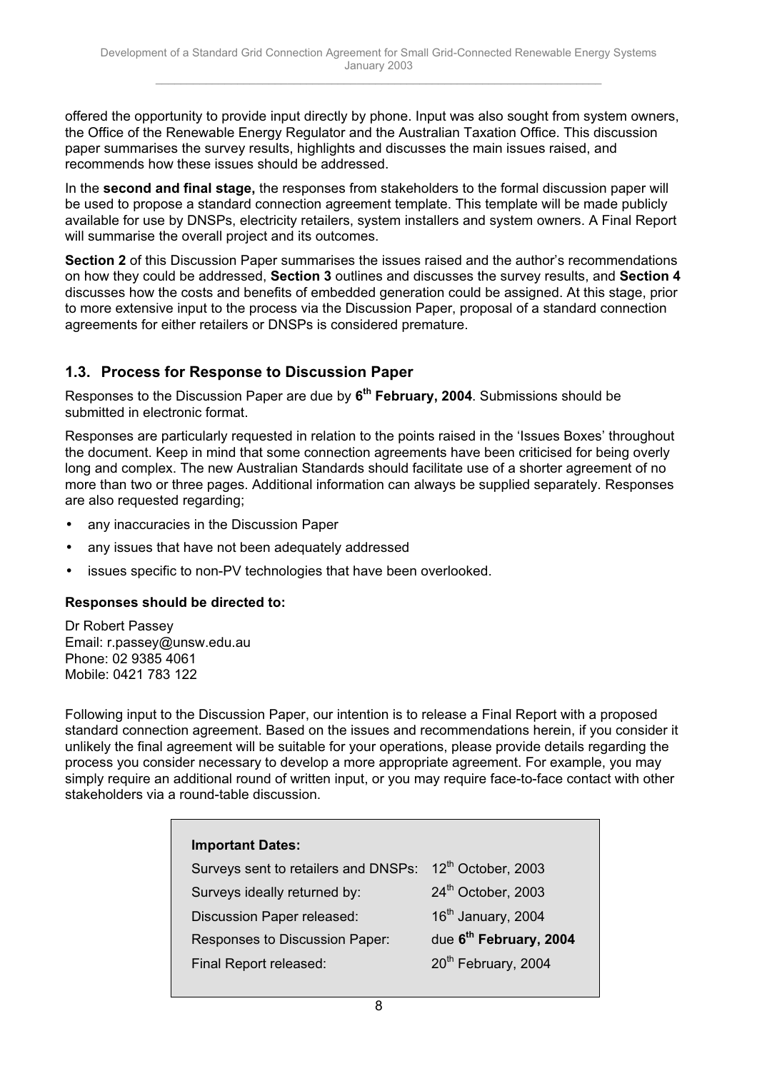offered the opportunity to provide input directly by phone. Input was also sought from system owners, the Office of the Renewable Energy Regulator and the Australian Taxation Office. This discussion paper summarises the survey results, highlights and discusses the main issues raised, and recommends how these issues should be addressed.

In the **second and final stage,** the responses from stakeholders to the formal discussion paper will be used to propose a standard connection agreement template. This template will be made publicly available for use by DNSPs, electricity retailers, system installers and system owners. A Final Report will summarise the overall project and its outcomes.

**Section 2** of this Discussion Paper summarises the issues raised and the author's recommendations on how they could be addressed, **Section 3** outlines and discusses the survey results, and **Section 4** discusses how the costs and benefits of embedded generation could be assigned. At this stage, prior to more extensive input to the process via the Discussion Paper, proposal of a standard connection agreements for either retailers or DNSPs is considered premature.

## 1.3. Process for Response to Discussion Paper

Responses to the Discussion Paper are due by **6th February, 2004**. Submissions should be submitted in electronic format.

Responses are particularly requested in relation to the points raised in the 'Issues Boxes' throughout the document. Keep in mind that some connection agreements have been criticised for being overly long and complex. The new Australian Standards should facilitate use of a shorter agreement of no more than two or three pages. Additional information can always be supplied separately. Responses are also requested regarding;

- any inaccuracies in the Discussion Paper
- any issues that have not been adequately addressed
- issues specific to non-PV technologies that have been overlooked.

**Responses should be directed to:**

Dr Robert Passey
Email: r.passey@unsw.edu.au
Phone: 02 9385 4061
Mobile: 0421 783 122

Following input to the Discussion Paper, our intention is to release a Final Report with a proposed standard connection agreement. Based on the issues and recommendations herein, if you consider it unlikely the final agreement will be suitable for your operations, please provide details regarding the process you consider necessary to develop a more appropriate agreement. For example, you may simply require an additional round of written input, or you may require face-to-face contact with other stakeholders via a round-table discussion.

**Important Dates:**

| | |
|---|---|
| Surveys sent to retailers and DNSPs: | 12th October, 2003 |
| Surveys ideally returned by: | 24th October, 2003 |
| Discussion Paper released: | 16th January, 2004 |
| Responses to Discussion Paper: | due **6th February, 2004** |
| Final Report released: | 20th February, 2004 |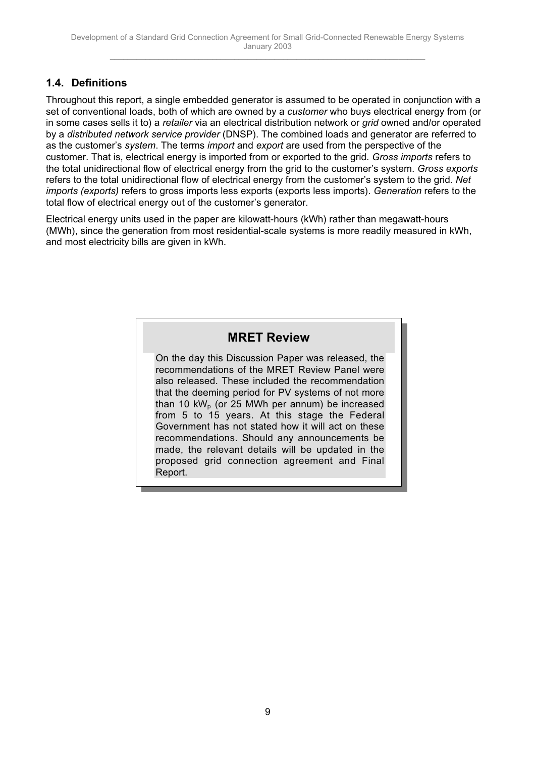## 1.4. Definitions

Throughout this report, a single embedded generator is assumed to be operated in conjunction with a set of conventional loads, both of which are owned by a *customer* who buys electrical energy from (or in some cases sells it to) a *retailer* via an electrical distribution network or *grid* owned and/or operated by a *distributed network service provider* (DNSP). The combined loads and generator are referred to as the customer's *system*. The terms *import* and *export* are used from the perspective of the customer. That is, electrical energy is imported from or exported to the grid. *Gross imports* refers to the total unidirectional flow of electrical energy from the grid to the customer's system. *Gross exports* refers to the total unidirectional flow of electrical energy from the customer's system to the grid. *Net imports (exports)* refers to gross imports less exports (exports less imports). *Generation* refers to the total flow of electrical energy out of the customer's generator.

Electrical energy units used in the paper are kilowatt-hours (kWh) rather than megawatt-hours (MWh), since the generation from most residential-scale systems is more readily measured in kWh, and most electricity bills are given in kWh.

> **MRET Review**
>
> On the day this Discussion Paper was released, the recommendations of the MRET Review Panel were also released. These included the recommendation that the deeming period for PV systems of not more than 10 $kW_p$ (or 25 MWh per annum) be increased from 5 to 15 years. At this stage the Federal Government has not stated how it will act on these recommendations. Should any announcements be made, the relevant details will be updated in the proposed grid connection agreement and Final Report.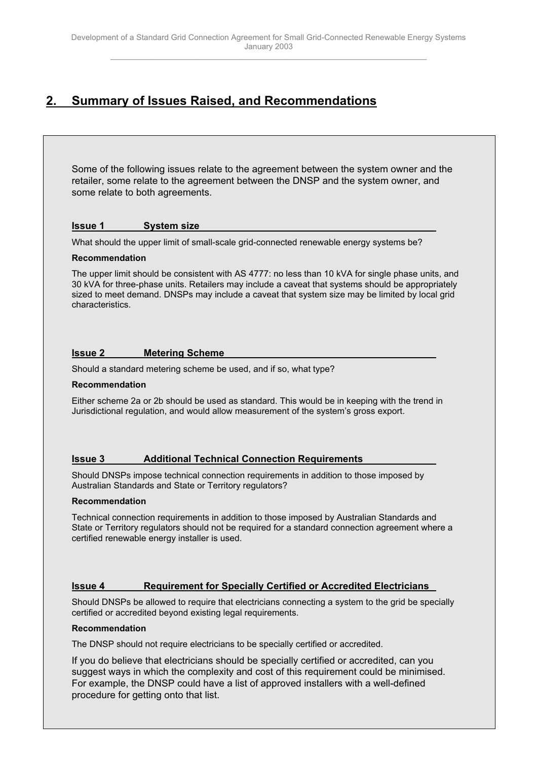## 2. Summary of Issues Raised, and Recommendations

Some of the following issues relate to the agreement between the system owner and the retailer, some relate to the agreement between the DNSP and the system owner, and some relate to both agreements.

### Issue 1 System size

What should the upper limit of small-scale grid-connected renewable energy systems be?

**Recommendation**

The upper limit should be consistent with AS 4777: no less than 10 kVA for single phase units, and 30 kVA for three-phase units. Retailers may include a caveat that systems should be appropriately sized to meet demand. DNSPs may include a caveat that system size may be limited by local grid characteristics.

### Issue 2 Metering Scheme

Should a standard metering scheme be used, and if so, what type?

**Recommendation**

Either scheme 2a or 2b should be used as standard. This would be in keeping with the trend in Jurisdictional regulation, and would allow measurement of the system's gross export.

### Issue 3 Additional Technical Connection Requirements

Should DNSPs impose technical connection requirements in addition to those imposed by Australian Standards and State or Territory regulators?

**Recommendation**

Technical connection requirements in addition to those imposed by Australian Standards and State or Territory regulators should not be required for a standard connection agreement where a certified renewable energy installer is used.

### Issue 4 Requirement for Specially Certified or Accredited Electricians

Should DNSPs be allowed to require that electricians connecting a system to the grid be specially certified or accredited beyond existing legal requirements.

**Recommendation**

The DNSP should not require electricians to be specially certified or accredited.

If you do believe that electricians should be specially certified or accredited, can you suggest ways in which the complexity and cost of this requirement could be minimised. For example, the DNSP could have a list of approved installers with a well-defined procedure for getting onto that list.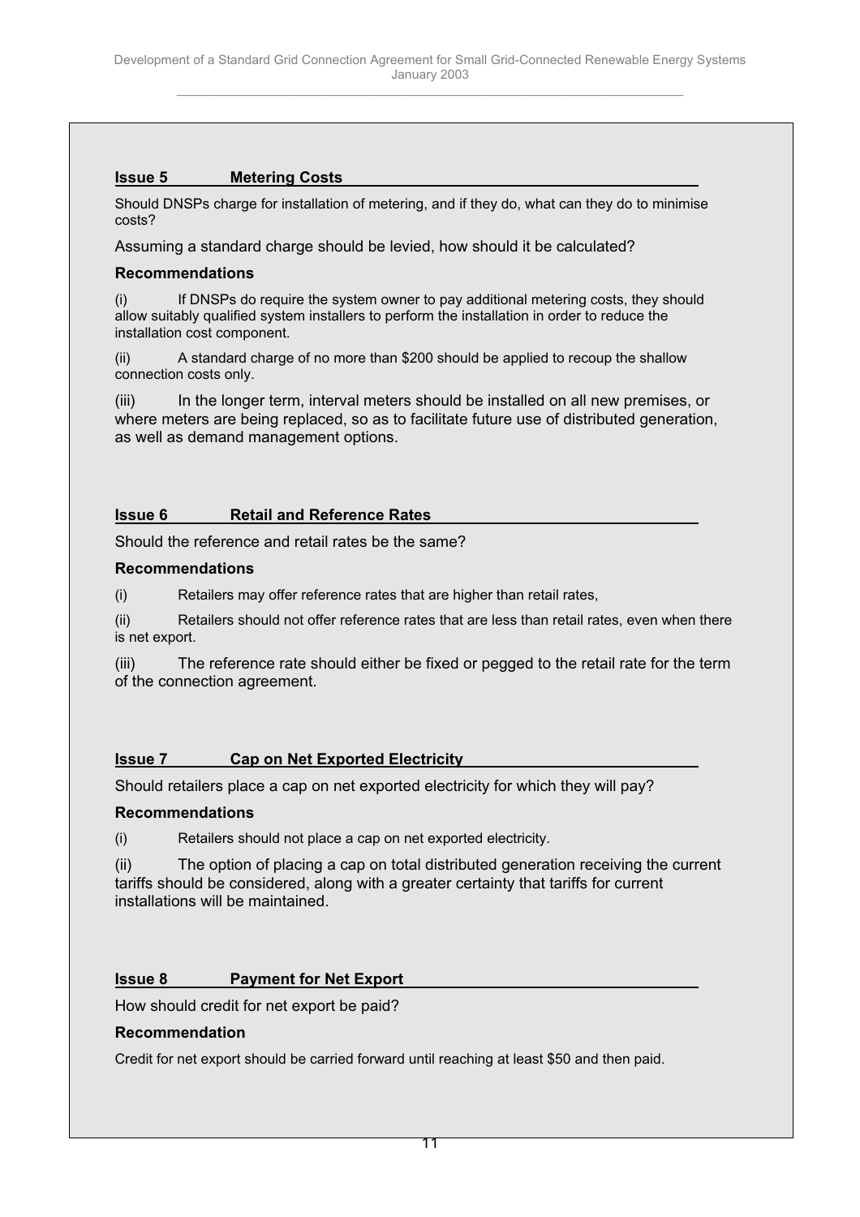### Issue 5 Metering Costs

Should DNSPs charge for installation of metering, and if they do, what can they do to minimise costs?

Assuming a standard charge should be levied, how should it be calculated?

**Recommendations**

(i) If DNSPs do require the system owner to pay additional metering costs, they should allow suitably qualified system installers to perform the installation in order to reduce the installation cost component.

(ii) A standard charge of no more than $200 should be applied to recoup the shallow connection costs only.

(iii) In the longer term, interval meters should be installed on all new premises, or where meters are being replaced, so as to facilitate future use of distributed generation, as well as demand management options.

### Issue 6 Retail and Reference Rates

Should the reference and retail rates be the same?

**Recommendations**

(i) Retailers may offer reference rates that are higher than retail rates,

(ii) Retailers should not offer reference rates that are less than retail rates, even when there is net export.

(iii) The reference rate should either be fixed or pegged to the retail rate for the term of the connection agreement.

### Issue 7 Cap on Net Exported Electricity

Should retailers place a cap on net exported electricity for which they will pay?

**Recommendations**

(i) Retailers should not place a cap on net exported electricity.

(ii) The option of placing a cap on total distributed generation receiving the current tariffs should be considered, along with a greater certainty that tariffs for current installations will be maintained.

### Issue 8 Payment for Net Export

How should credit for net export be paid?

**Recommendation**

Credit for net export should be carried forward until reaching at least $50 and then paid.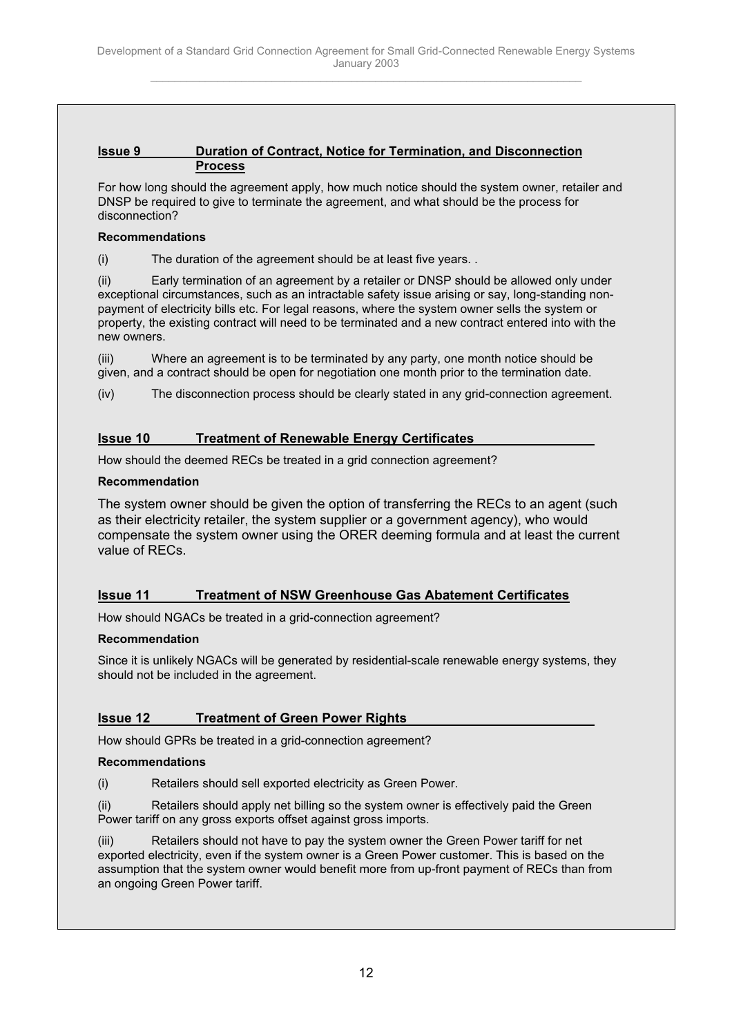**Issue 9 Duration of Contract, Notice for Termination, and Disconnection Process**

For how long should the agreement apply, how much notice should the system owner, retailer and DNSP be required to give to terminate the agreement, and what should be the process for disconnection?

**Recommendations**

(i) The duration of the agreement should be at least five years. .

(ii) Early termination of an agreement by a retailer or DNSP should be allowed only under exceptional circumstances, such as an intractable safety issue arising or say, long-standing non-payment of electricity bills etc. For legal reasons, where the system owner sells the system or property, the existing contract will need to be terminated and a new contract entered into with the new owners.

(iii) Where an agreement is to be terminated by any party, one month notice should be given, and a contract should be open for negotiation one month prior to the termination date.

(iv) The disconnection process should be clearly stated in any grid-connection agreement.

**Issue 10 Treatment of Renewable Energy Certificates**

How should the deemed RECs be treated in a grid connection agreement?

**Recommendation**

The system owner should be given the option of transferring the RECs to an agent (such as their electricity retailer, the system supplier or a government agency), who would compensate the system owner using the ORER deeming formula and at least the current value of RECs.

**Issue 11 Treatment of NSW Greenhouse Gas Abatement Certificates**

How should NGACs be treated in a grid-connection agreement?

**Recommendation**

Since it is unlikely NGACs will be generated by residential-scale renewable energy systems, they should not be included in the agreement.

**Issue 12 Treatment of Green Power Rights**

How should GPRs be treated in a grid-connection agreement?

**Recommendations**

(i) Retailers should sell exported electricity as Green Power.

(ii) Retailers should apply net billing so the system owner is effectively paid the Green Power tariff on any gross exports offset against gross imports.

(iii) Retailers should not have to pay the system owner the Green Power tariff for net exported electricity, even if the system owner is a Green Power customer. This is based on the assumption that the system owner would benefit more from up-front payment of RECs than from an ongoing Green Power tariff.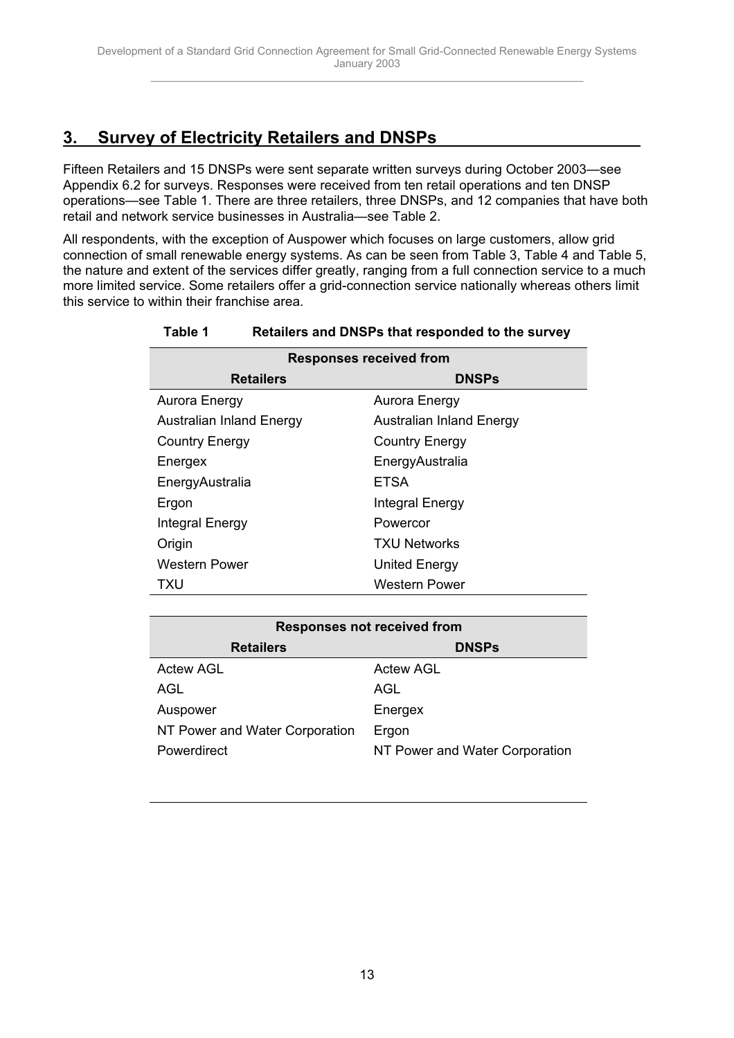## 3. Survey of Electricity Retailers and DNSPs

Fifteen Retailers and 15 DNSPs were sent separate written surveys during October 2003—see Appendix 6.2 for surveys. Responses were received from ten retail operations and ten DNSP operations—see Table 1. There are three retailers, three DNSPs, and 12 companies that have both retail and network service businesses in Australia—see Table 2.

All respondents, with the exception of Auspower which focuses on large customers, allow grid connection of small renewable energy systems. As can be seen from Table 3, Table 4 and Table 5, the nature and extent of the services differ greatly, ranging from a full connection service to a much more limited service. Some retailers offer a grid-connection service nationally whereas others limit this service to within their franchise area.

**Table 1 Retailers and DNSPs that responded to the survey**

| Responses received from | |
|---|---|
| **Retailers** | **DNSPs** |
| Aurora Energy | Aurora Energy |
| Australian Inland Energy | Australian Inland Energy |
| Country Energy | Country Energy |
| Energex | EnergyAustralia |
| EnergyAustralia | ETSA |
| Ergon | Integral Energy |
| Integral Energy | Powercor |
| Origin | TXU Networks |
| Western Power | United Energy |
| TXU | Western Power |

| Responses not received from | |
|---|---|
| **Retailers** | **DNSPs** |
| Actew AGL | Actew AGL |
| AGL | AGL |
| Auspower | Energex |
| NT Power and Water Corporation | Ergon |
| Powerdirect | NT Power and Water Corporation |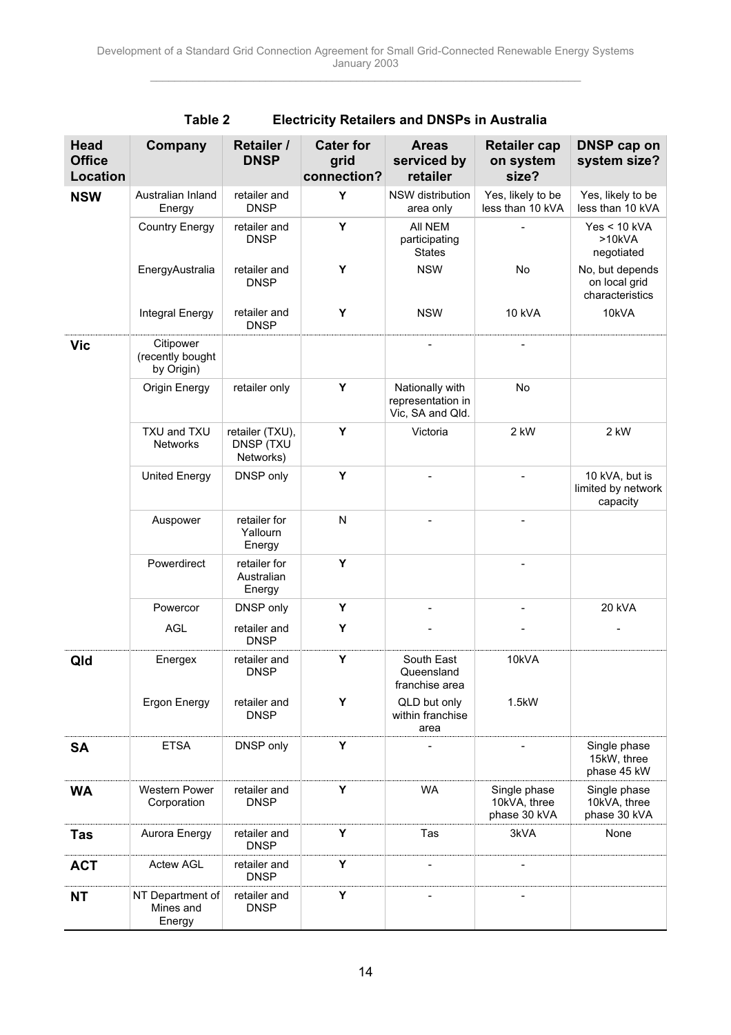**Table 2 Electricity Retailers and DNSPs in Australia**

| Head Office Location | Company | Retailer / DNSP | Cater for grid connection? | Areas serviced by retailer | Retailer cap on system size? | DNSP cap on system size? |
|---|---|---|---|---|---|---|
| **NSW** | Australian Inland Energy | retailer and DNSP | Y | NSW distribution area only | Yes, likely to be less than 10 kVA | Yes, likely to be less than 10 kVA |
| | Country Energy | retailer and DNSP | Y | All NEM participating States | - | Yes < 10 kVA >10kVA negotiated |
| | EnergyAustralia | retailer and DNSP | Y | NSW | No | No, but depends on local grid characteristics |
| | Integral Energy | retailer and DNSP | Y | NSW | 10 kVA | 10kVA |
| **Vic** | Citipower (recently bought by Origin) | | | - | - | |
| | Origin Energy | retailer only | Y | Nationally with representation in Vic, SA and Qld. | No | |
| | TXU and TXU Networks | retailer (TXU), DNSP (TXU Networks) | Y | Victoria | 2 kW | 2 kW |
| | United Energy | DNSP only | Y | - | - | 10 kVA, but is limited by network capacity |
| | Auspower | retailer for Yallourn Energy | N | - | - | |
| | Powerdirect | retailer for Australian Energy | Y | | - | |
| | Powercor | DNSP only | Y | - | - | 20 kVA |
| | AGL | retailer and DNSP | Y | - | - | - |
| **Qld** | Energex | retailer and DNSP | Y | South East Queensland franchise area | 10kVA | |
| | Ergon Energy | retailer and DNSP | Y | QLD but only within franchise area | 1.5kW | |
| **SA** | ETSA | DNSP only | Y | - | - | Single phase 15kW, three phase 45 kW |
| **WA** | Western Power Corporation | retailer and DNSP | Y | WA | Single phase 10kVA, three phase 30 kVA | Single phase 10kVA, three phase 30 kVA |
| **Tas** | Aurora Energy | retailer and DNSP | Y | Tas | 3kVA | None |
| **ACT** | Actew AGL | retailer and DNSP | Y | - | - | |
| **NT** | NT Department of Mines and Energy | retailer and DNSP | Y | - | - | |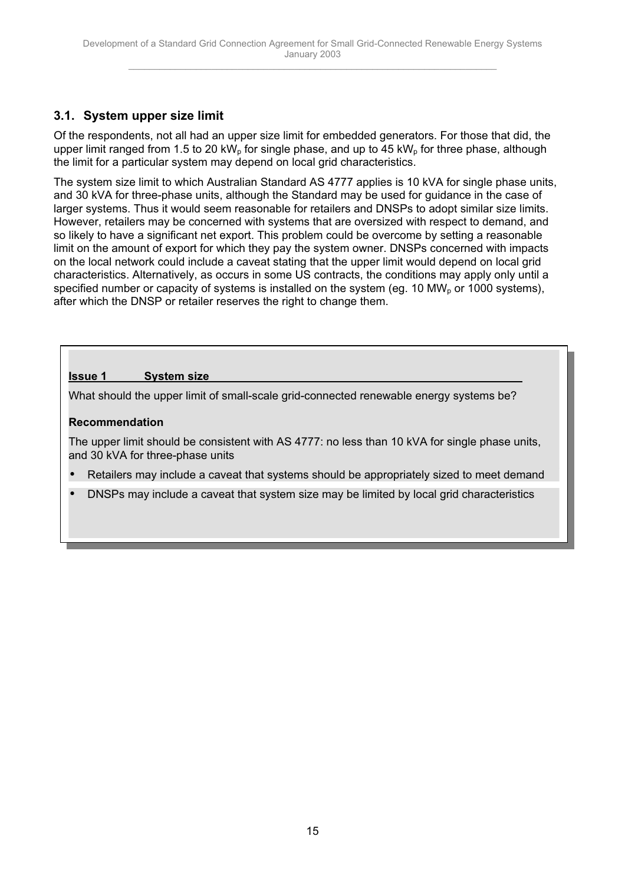### 3.1. System upper size limit

Of the respondents, not all had an upper size limit for embedded generators. For those that did, the upper limit ranged from 1.5 to 20 $kW_p$ for single phase, and up to 45 $kW_p$ for three phase, although the limit for a particular system may depend on local grid characteristics.

The system size limit to which Australian Standard AS 4777 applies is 10 kVA for single phase units, and 30 kVA for three-phase units, although the Standard may be used for guidance in the case of larger systems. Thus it would seem reasonable for retailers and DNSPs to adopt similar size limits. However, retailers may be concerned with systems that are oversized with respect to demand, and so likely to have a significant net export. This problem could be overcome by setting a reasonable limit on the amount of export for which they pay the system owner. DNSPs concerned with impacts on the local network could include a caveat stating that the upper limit would depend on local grid characteristics. Alternatively, as occurs in some US contracts, the conditions may apply only until a specified number or capacity of systems is installed on the system (eg. 10 $MW_p$ or 1000 systems), after which the DNSP or retailer reserves the right to change them.

**Issue 1 System size**

What should the upper limit of small-scale grid-connected renewable energy systems be?

**Recommendation**

The upper limit should be consistent with AS 4777: no less than 10 kVA for single phase units, and 30 kVA for three-phase units

- Retailers may include a caveat that systems should be appropriately sized to meet demand
- DNSPs may include a caveat that system size may be limited by local grid characteristics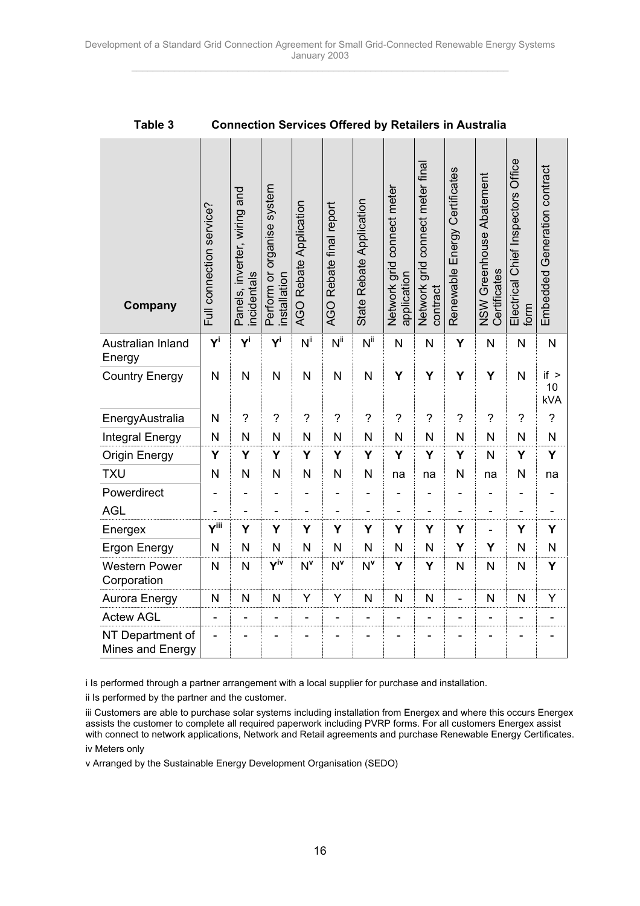**Table 3 Connection Services Offered by Retailers in Australia**

| Company | Full connection service? | Panels, inverter, wiring and incidentals | Perform or organise system installation | AGO Rebate Application | AGO Rebate final report | State Rebate Application | Network grid connect meter application | Network grid connect meter final contract | Renewable Energy Certificates | NSW Greenhouse Abatement Certificates | Electrical Chief Inspectors Office form | Embedded Generation contract |
|---|---|---|---|---|---|---|---|---|---|---|---|---|
| Australian Inland Energy | **Y**[i] | **Y**[i] | **Y**[i] | N[ii] | N[ii] | N[ii] | N | N | **Y** | N | N | N |
| Country Energy | N | N | N | N | N | N | **Y** | **Y** | **Y** | **Y** | N | if > 10 kVA |
| EnergyAustralia | N | ? | ? | ? | ? | ? | ? | ? | ? | ? | ? | ? |
| Integral Energy | N | N | N | N | N | N | N | N | N | N | N | N |
| Origin Energy | **Y** | **Y** | **Y** | **Y** | **Y** | **Y** | **Y** | **Y** | **Y** | N | **Y** | **Y** |
| TXU | N | N | N | N | N | N | na | na | N | na | N | na |
| Powerdirect | - | - | - | - | - | - | - | - | - | - | - | - |
| AGL | - | - | - | - | - | - | - | - | - | - | - | - |
| Energex | **Y**[iii] | **Y** | **Y** | **Y** | **Y** | **Y** | **Y** | **Y** | **Y** | - | **Y** | **Y** |
| Ergon Energy | N | N | N | N | N | N | N | N | **Y** | **Y** | N | N |
| Western Power Corporation | N | N | **Y**[iv] | N[v] | N[v] | N[v] | **Y** | **Y** | N | N | N | **Y** |
| Aurora Energy | N | N | N | Y | Y | N | N | N | - | N | N | Y |
| Actew AGL | - | - | - | - | - | - | - | - | - | - | - | - |
| NT Department of Mines and Energy | - | - | - | - | - | - | - | - | - | - | - | - |

i Is performed through a partner arrangement with a local supplier for purchase and installation.

ii Is performed by the partner and the customer.

iii Customers are able to purchase solar systems including installation from Energex and where this occurs Energex assists the customer to complete all required paperwork including PVRP forms. For all customers Energex assist with connect to network applications, Network and Retail agreements and purchase Renewable Energy Certificates.

iv Meters only

v Arranged by the Sustainable Energy Development Organisation (SEDO)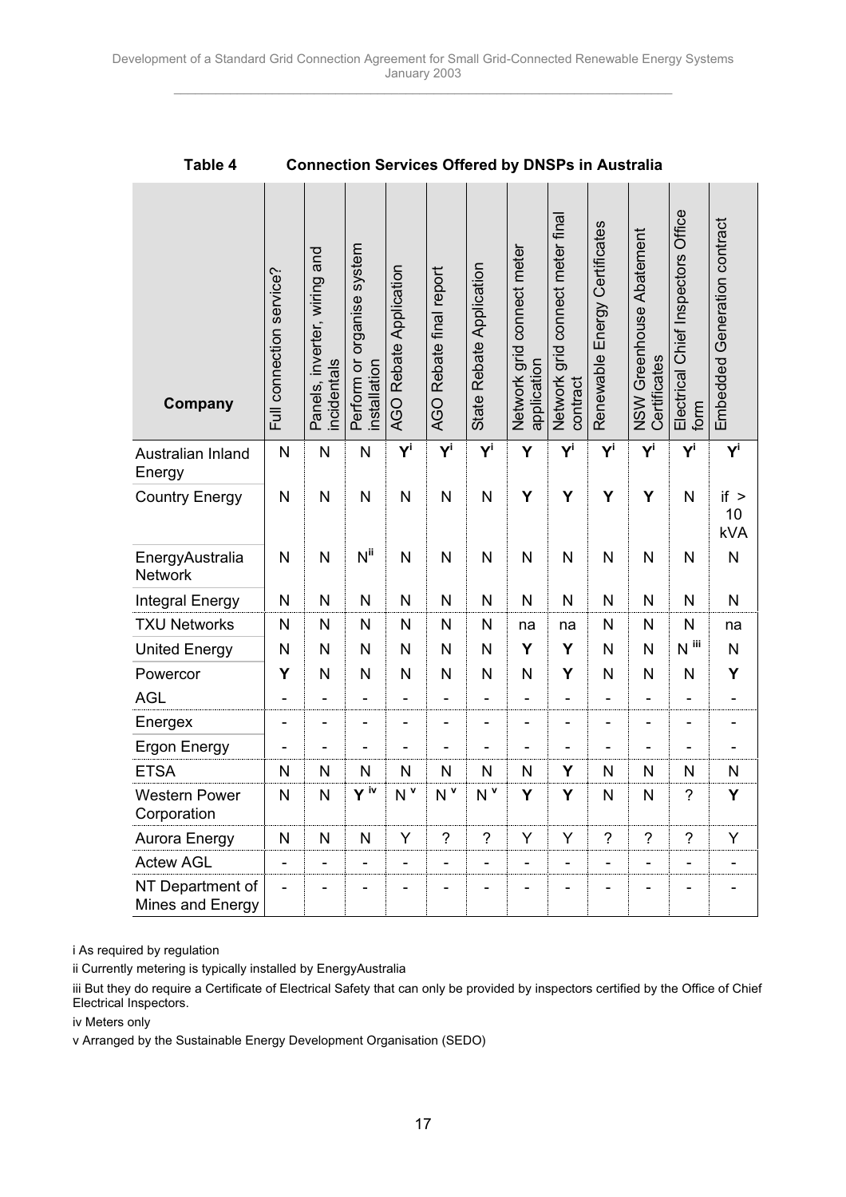**Table 4 Connection Services Offered by DNSPs in Australia**

| Company | Full connection service? | Panels, inverter, wiring and incidentals | Perform or organise system installation | AGO Rebate Application | AGO Rebate final report | State Rebate Application | Network grid connect meter application | Network grid connect meter final contract | Renewable Energy Certificates | NSW Greenhouse Abatement Certificates | Electrical Chief Inspectors Office form | Embedded Generation contract |
|---|---|---|---|---|---|---|---|---|---|---|---|---|
| Australian Inland Energy | N | N | N | **Y**[i] | **Y**[i] | **Y**[i] | **Y** | **Y**[i] | **Y**[i] | **Y**[i] | **Y**[i] | **Y**[i] |
| Country Energy | N | N | N | N | N | N | **Y** | **Y** | **Y** | **Y** | N | if > 10 kVA |
| EnergyAustralia Network | N | N | N[ii] | N | N | N | N | N | N | N | N | N |
| Integral Energy | N | N | N | N | N | N | N | N | N | N | N | N |
| TXU Networks | N | N | N | N | N | N | na | na | N | N | N | na |
| United Energy | N | N | N | N | N | N | **Y** | **Y** | N | N | N[iii] | N |
| Powercor | **Y** | N | N | N | N | N | N | **Y** | N | N | N | **Y** |
| AGL | - | - | - | - | - | - | - | - | - | - | - | - |
| Energex | - | - | - | - | - | - | - | - | - | - | - | - |
| Ergon Energy | - | - | - | - | - | - | - | - | - | - | - | - |
| ETSA | N | N | N | N | N | N | N | **Y** | N | N | N | N |
| Western Power Corporation | N | N | **Y**[iv] | N[v] | N[v] | N[v] | **Y** | **Y** | N | N | ? | **Y** |
| Aurora Energy | N | N | N | Y | ? | ? | Y | Y | ? | ? | ? | Y |
| Actew AGL | - | - | - | - | - | - | - | - | - | - | - | - |
| NT Department of Mines and Energy | - | - | - | - | - | - | - | - | - | - | - | - |

i As required by regulation

ii Currently metering is typically installed by EnergyAustralia

iii But they do require a Certificate of Electrical Safety that can only be provided by inspectors certified by the Office of Chief Electrical Inspectors.

iv Meters only

v Arranged by the Sustainable Energy Development Organisation (SEDO)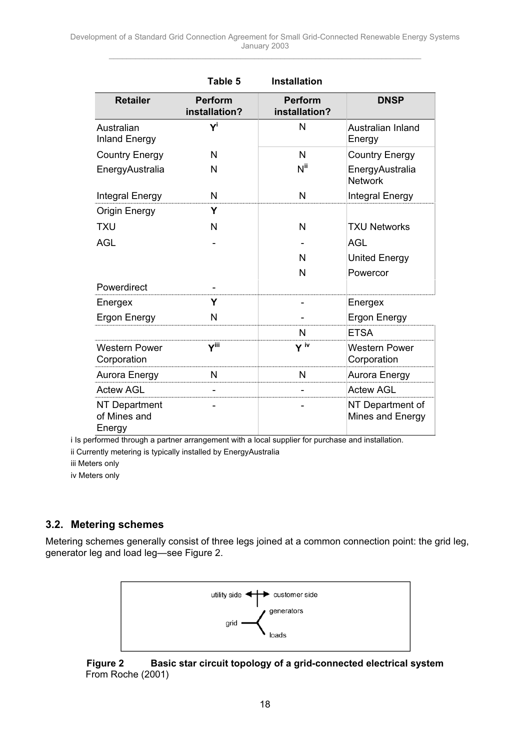Table 5 Installation

| Retailer | Perform installation? | Perform installation? | DNSP |
|---|---|---|---|
| Australian Inland Energy | Y[i] | N | Australian Inland Energy |
| Country Energy | N | N | Country Energy |
| EnergyAustralia | N | N[ii] | EnergyAustralia Network |
| Integral Energy | N | N | Integral Energy |
| Origin Energy | **Y** | | |
| TXU | N | N | TXU Networks |
| AGL | - | - | AGL |
| | | N | United Energy |
| | | N | Powercor |
| Powerdirect | - | | |
| Energex | **Y** | - | Energex |
| Ergon Energy | N | - | Ergon Energy |
| | | N | ETSA |
| Western Power Corporation | Y[iii] | Y[iv] | Western Power Corporation |
| Aurora Energy | N | N | Aurora Energy |
| Actew AGL | - | - | Actew AGL |
| NT Department of Mines and Energy | - | - | NT Department of Mines and Energy |

i Is performed through a partner arrangement with a local supplier for purchase and installation.

ii Currently metering is typically installed by EnergyAustralia

iii Meters only

iv Meters only

## 3.2. Metering schemes

Metering schemes generally consist of three legs joined at a common connection point: the grid leg, generator leg and load leg—see Figure 2.

utility side ↔ customer side

grid — generators / loads

**Figure 2 Basic star circuit topology of a grid-connected electrical system**
From Roche (2001)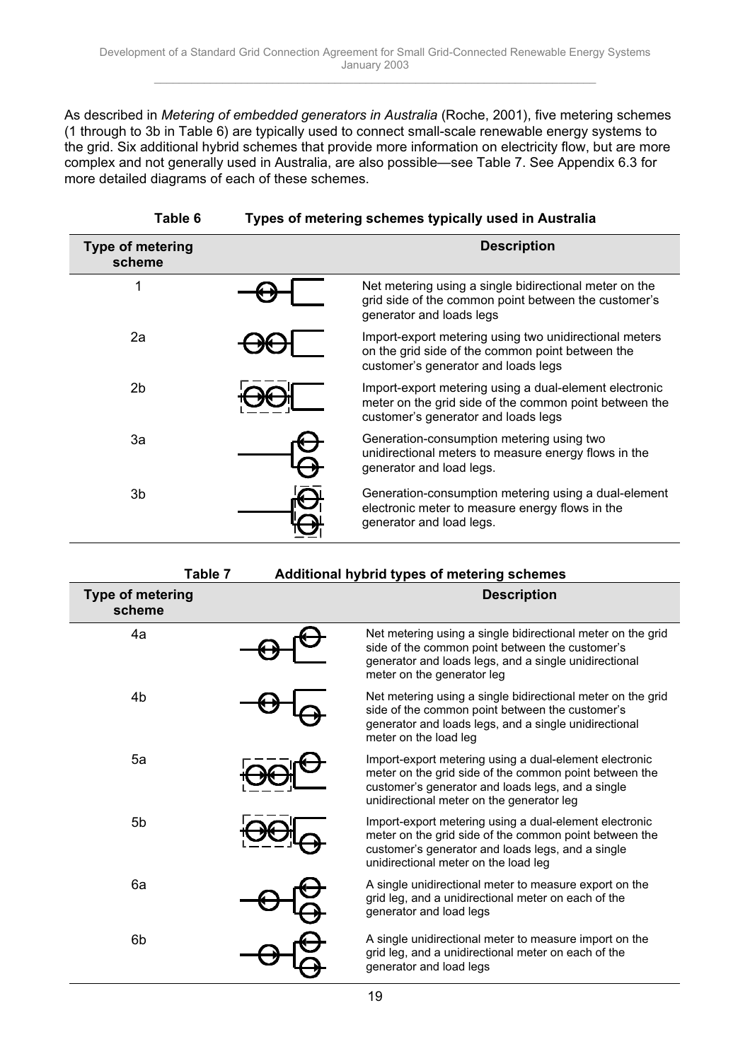As described in *Metering of embedded generators in Australia* (Roche, 2001), five metering schemes (1 through to 3b in Table 6) are typically used to connect small-scale renewable energy systems to the grid. Six additional hybrid schemes that provide more information on electricity flow, but are more complex and not generally used in Australia, are also possible—see Table 7. See Appendix 6.3 for more detailed diagrams of each of these schemes.

**Table 6 Types of metering schemes typically used in Australia**

| Type of metering scheme | Description |
|---|---|
| 1 | Net metering using a single bidirectional meter on the grid side of the common point between the customer's generator and loads legs |
| 2a | Import-export metering using two unidirectional meters on the grid side of the common point between the customer's generator and loads legs |
| 2b | Import-export metering using a dual-element electronic meter on the grid side of the common point between the customer's generator and loads legs |
| 3a | Generation-consumption metering using two unidirectional meters to measure energy flows in the generator and load legs. |
| 3b | Generation-consumption metering using a dual-element electronic meter to measure energy flows in the generator and load legs. |

**Table 7 Additional hybrid types of metering schemes**

| Type of metering scheme | Description |
|---|---|
| 4a | Net metering using a single bidirectional meter on the grid side of the common point between the customer's generator and loads legs, and a single unidirectional meter on the generator leg |
| 4b | Net metering using a single bidirectional meter on the grid side of the common point between the customer's generator and loads legs, and a single unidirectional meter on the load leg |
| 5a | Import-export metering using a dual-element electronic meter on the grid side of the common point between the customer's generator and loads legs, and a single unidirectional meter on the generator leg |
| 5b | Import-export metering using a dual-element electronic meter on the grid side of the common point between the customer's generator and loads legs, and a single unidirectional meter on the load leg |
| 6a | A single unidirectional meter to measure export on the grid leg, and a unidirectional meter on each of the generator and load legs |
| 6b | A single unidirectional meter to measure import on the grid leg, and a unidirectional meter on each of the generator and load legs |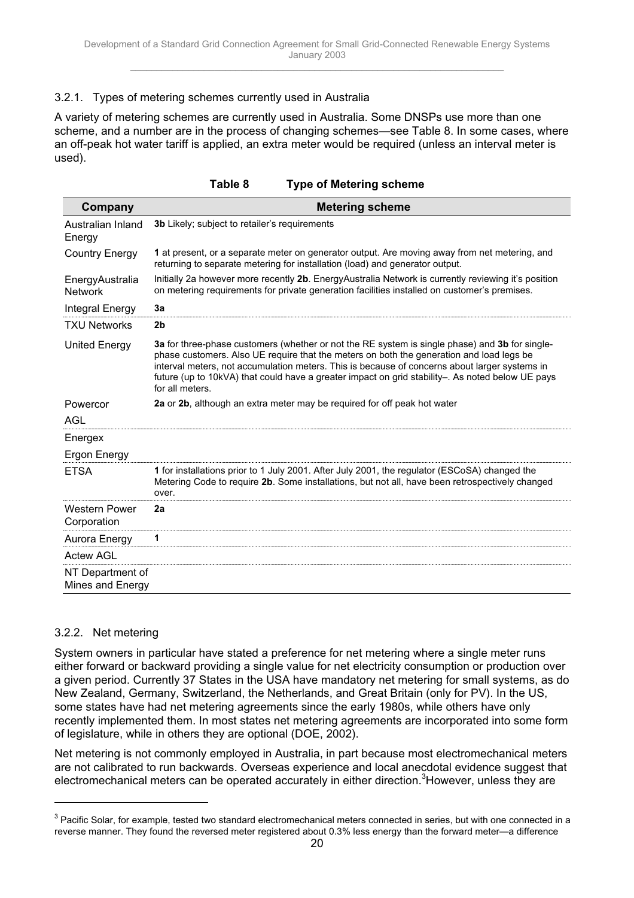### 3.2.1. Types of metering schemes currently used in Australia

A variety of metering schemes are currently used in Australia. Some DNSPs use more than one scheme, and a number are in the process of changing schemes—see Table 8. In some cases, where an off-peak hot water tariff is applied, an extra meter would be required (unless an interval meter is used).

**Table 8 Type of Metering scheme**

| Company | Metering scheme |
|---|---|
| Australian Inland Energy | **3b** Likely; subject to retailer's requirements |
| Country Energy | **1** at present, or a separate meter on generator output. Are moving away from net metering, and returning to separate metering for installation (load) and generator output. |
| EnergyAustralia Network | Initially 2a however more recently **2b**. EnergyAustralia Network is currently reviewing it's position on metering requirements for private generation facilities installed on customer's premises. |
| Integral Energy | **3a** |
| TXU Networks | **2b** |
| United Energy | **3a** for three-phase customers (whether or not the RE system is single phase) and **3b** for single-phase customers. Also UE require that the meters on both the generation and load legs be interval meters, not accumulation meters. This is because of concerns about larger systems in future (up to 10kVA) that could have a greater impact on grid stability–. As noted below UE pays for all meters. |
| Powercor | **2a** or **2b**, although an extra meter may be required for off peak hot water |
| AGL | |
| Energex | |
| Ergon Energy | |
| ETSA | **1** for installations prior to 1 July 2001. After July 2001, the regulator (ESCoSA) changed the Metering Code to require **2b**. Some installations, but not all, have been retrospectively changed over. |
| Western Power Corporation | **2a** |
| Aurora Energy | **1** |
| Actew AGL | |
| NT Department of Mines and Energy | |

### 3.2.2. Net metering

System owners in particular have stated a preference for net metering where a single meter runs either forward or backward providing a single value for net electricity consumption or production over a given period. Currently 37 States in the USA have mandatory net metering for small systems, as do New Zealand, Germany, Switzerland, the Netherlands, and Great Britain (only for PV). In the US, some states have had net metering agreements since the early 1980s, while others have only recently implemented them. In most states net metering agreements are incorporated into some form of legislature, while in others they are optional (DOE, 2002).

Net metering is not commonly employed in Australia, in part because most electromechanical meters are not calibrated to run backwards. Overseas experience and local anecdotal evidence suggest that electromechanical meters can be operated accurately in either direction.[3] However, unless they are

[3] Pacific Solar, for example, tested two standard electromechanical meters connected in series, but with one connected in a reverse manner. They found the reversed meter registered about 0.3% less energy than the forward meter—a difference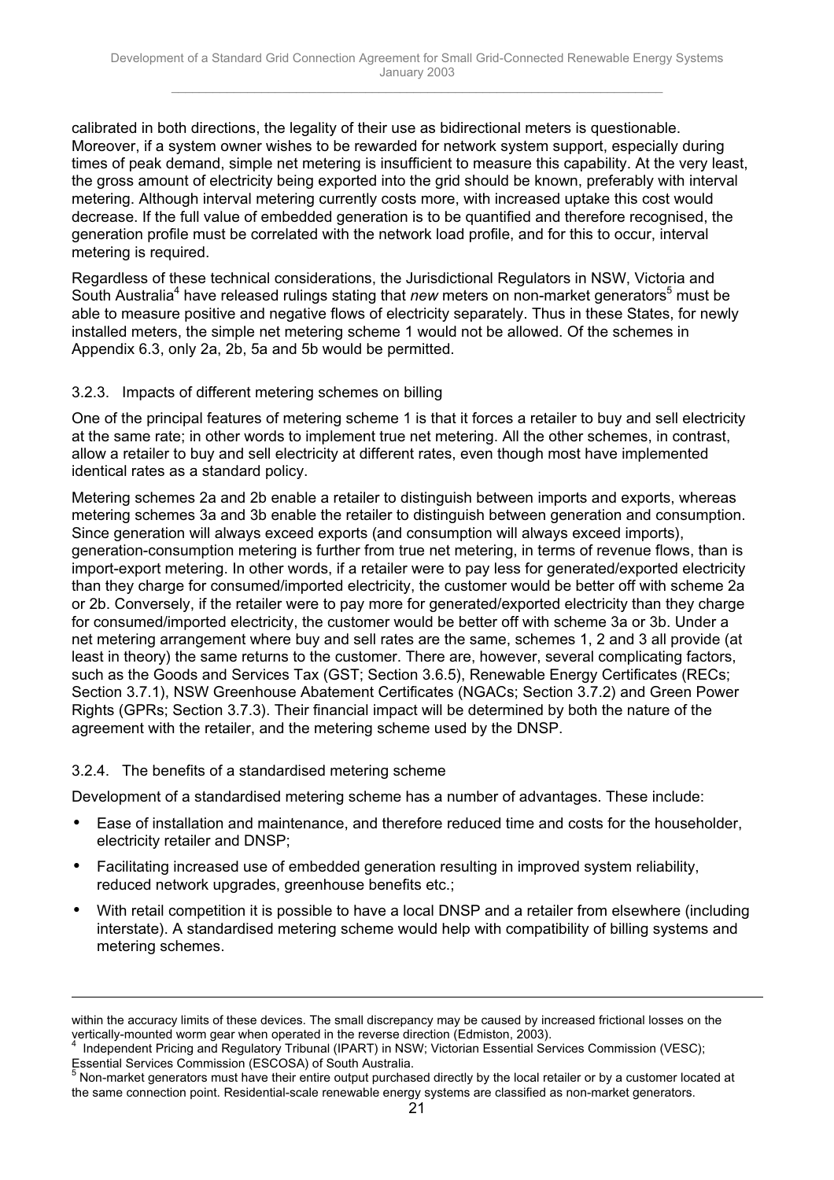calibrated in both directions, the legality of their use as bidirectional meters is questionable. Moreover, if a system owner wishes to be rewarded for network system support, especially during times of peak demand, simple net metering is insufficient to measure this capability. At the very least, the gross amount of electricity being exported into the grid should be known, preferably with interval metering. Although interval metering currently costs more, with increased uptake this cost would decrease. If the full value of embedded generation is to be quantified and therefore recognised, the generation profile must be correlated with the network load profile, and for this to occur, interval metering is required.

Regardless of these technical considerations, the Jurisdictional Regulators in NSW, Victoria and South Australia[4] have released rulings stating that *new* meters on non-market generators[5] must be able to measure positive and negative flows of electricity separately. Thus in these States, for newly installed meters, the simple net metering scheme 1 would not be allowed. Of the schemes in Appendix 6.3, only 2a, 2b, 5a and 5b would be permitted.

### 3.2.3. Impacts of different metering schemes on billing

One of the principal features of metering scheme 1 is that it forces a retailer to buy and sell electricity at the same rate; in other words to implement true net metering. All the other schemes, in contrast, allow a retailer to buy and sell electricity at different rates, even though most have implemented identical rates as a standard policy.

Metering schemes 2a and 2b enable a retailer to distinguish between imports and exports, whereas metering schemes 3a and 3b enable the retailer to distinguish between generation and consumption. Since generation will always exceed exports (and consumption will always exceed imports), generation-consumption metering is further from true net metering, in terms of revenue flows, than is import-export metering. In other words, if a retailer were to pay less for generated/exported electricity than they charge for consumed/imported electricity, the customer would be better off with scheme 2a or 2b. Conversely, if the retailer were to pay more for generated/exported electricity than they charge for consumed/imported electricity, the customer would be better off with scheme 3a or 3b. Under a net metering arrangement where buy and sell rates are the same, schemes 1, 2 and 3 all provide (at least in theory) the same returns to the customer. There are, however, several complicating factors, such as the Goods and Services Tax (GST; Section 3.6.5), Renewable Energy Certificates (RECs; Section 3.7.1), NSW Greenhouse Abatement Certificates (NGACs; Section 3.7.2) and Green Power Rights (GPRs; Section 3.7.3). Their financial impact will be determined by both the nature of the agreement with the retailer, and the metering scheme used by the DNSP.

### 3.2.4. The benefits of a standardised metering scheme

Development of a standardised metering scheme has a number of advantages. These include:

- Ease of installation and maintenance, and therefore reduced time and costs for the householder, electricity retailer and DNSP;
- Facilitating increased use of embedded generation resulting in improved system reliability, reduced network upgrades, greenhouse benefits etc.;
- With retail competition it is possible to have a local DNSP and a retailer from elsewhere (including interstate). A standardised metering scheme would help with compatibility of billing systems and metering schemes.

---

within the accuracy limits of these devices. The small discrepancy may be caused by increased frictional losses on the vertically-mounted worm gear when operated in the reverse direction (Edmiston, 2003).

[4] Independent Pricing and Regulatory Tribunal (IPART) in NSW; Victorian Essential Services Commission (VESC); Essential Services Commission (ESCOSA) of South Australia.

[5] Non-market generators must have their entire output purchased directly by the local retailer or by a customer located at the same connection point. Residential-scale renewable energy systems are classified as non-market generators.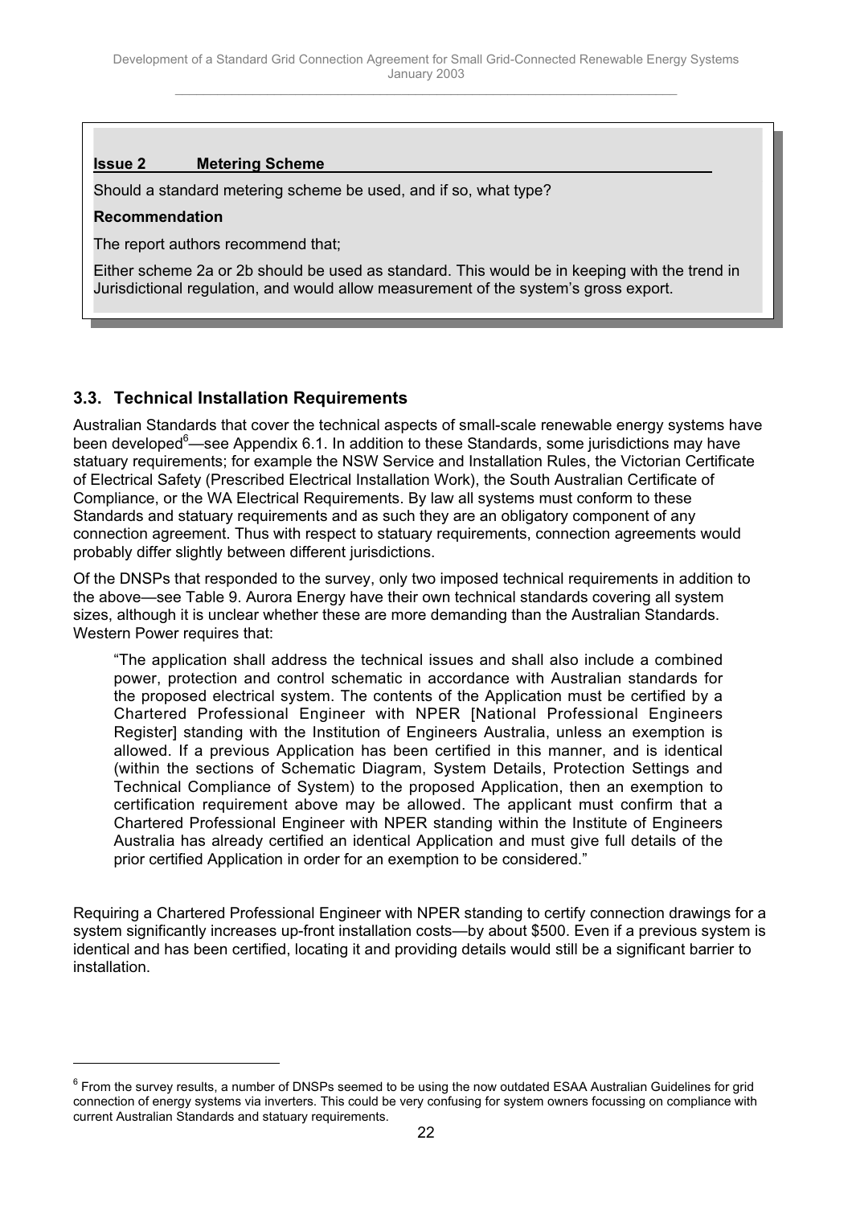**Issue 2 Metering Scheme**

Should a standard metering scheme be used, and if so, what type?

**Recommendation**

The report authors recommend that;

Either scheme 2a or 2b should be used as standard. This would be in keeping with the trend in Jurisdictional regulation, and would allow measurement of the system's gross export.

## 3.3. Technical Installation Requirements

Australian Standards that cover the technical aspects of small-scale renewable energy systems have been developed[6]—see Appendix 6.1. In addition to these Standards, some jurisdictions may have statuary requirements; for example the NSW Service and Installation Rules, the Victorian Certificate of Electrical Safety (Prescribed Electrical Installation Work), the South Australian Certificate of Compliance, or the WA Electrical Requirements. By law all systems must conform to these Standards and statuary requirements and as such they are an obligatory component of any connection agreement. Thus with respect to statuary requirements, connection agreements would probably differ slightly between different jurisdictions.

Of the DNSPs that responded to the survey, only two imposed technical requirements in addition to the above—see Table 9. Aurora Energy have their own technical standards covering all system sizes, although it is unclear whether these are more demanding than the Australian Standards. Western Power requires that:

> "The application shall address the technical issues and shall also include a combined power, protection and control schematic in accordance with Australian standards for the proposed electrical system. The contents of the Application must be certified by a Chartered Professional Engineer with NPER [National Professional Engineers Register] standing with the Institution of Engineers Australia, unless an exemption is allowed. If a previous Application has been certified in this manner, and is identical (within the sections of Schematic Diagram, System Details, Protection Settings and Technical Compliance of System) to the proposed Application, then an exemption to certification requirement above may be allowed. The applicant must confirm that a Chartered Professional Engineer with NPER standing within the Institute of Engineers Australia has already certified an identical Application and must give full details of the prior certified Application in order for an exemption to be considered."

Requiring a Chartered Professional Engineer with NPER standing to certify connection drawings for a system significantly increases up-front installation costs—by about $500. Even if a previous system is identical and has been certified, locating it and providing details would still be a significant barrier to installation.

---

[6] From the survey results, a number of DNSPs seemed to be using the now outdated ESAA Australian Guidelines for grid connection of energy systems via inverters. This could be very confusing for system owners focussing on compliance with current Australian Standards and statuary requirements.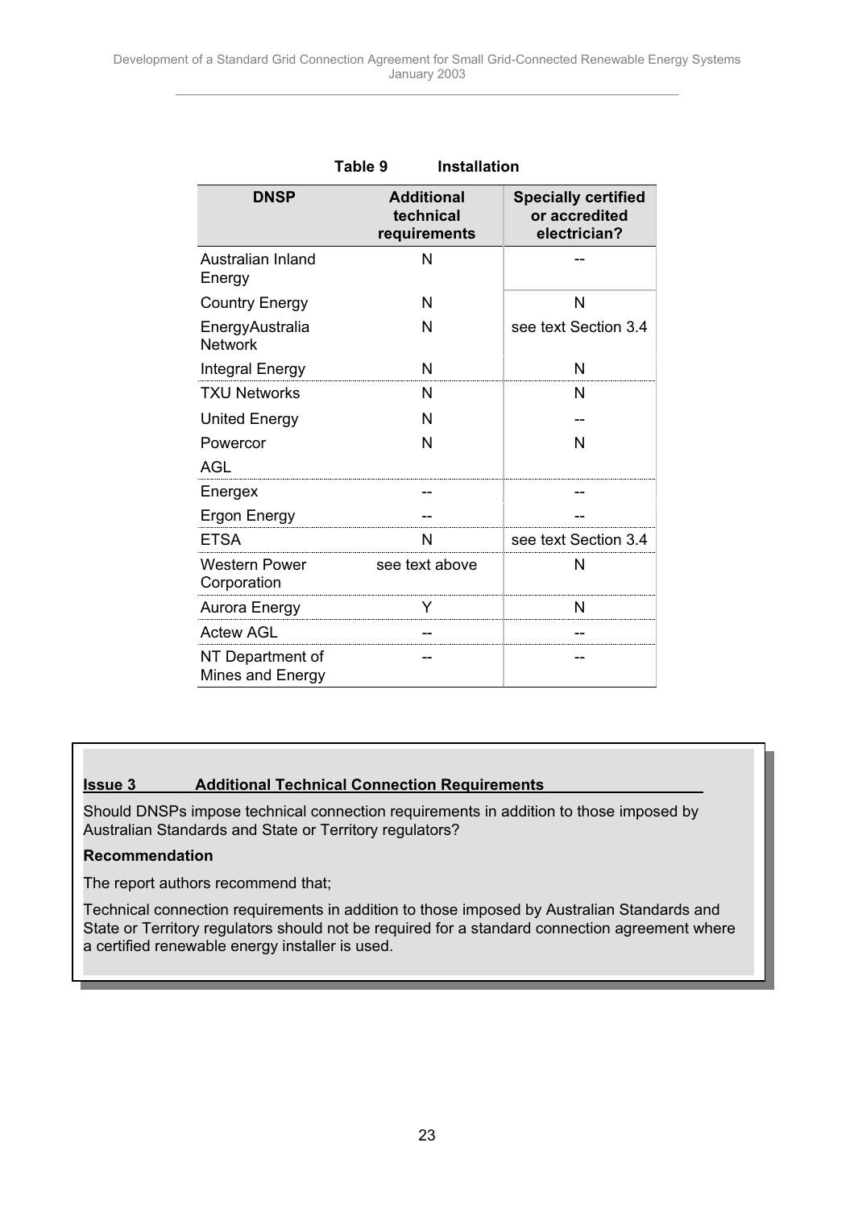**Table 9 Installation**

| DNSP | Additional technical requirements | Specially certified or accredited electrician? |
|---|---|---|
| Australian Inland Energy | N | -- |
| Country Energy | N | N |
| EnergyAustralia Network | N | see text Section 3.4 |
| Integral Energy | N | N |
| TXU Networks | N | N |
| United Energy | N | -- |
| Powercor | N | N |
| AGL | | |
| Energex | -- | -- |
| Ergon Energy | -- | -- |
| ETSA | N | see text Section 3.4 |
| Western Power Corporation | see text above | N |
| Aurora Energy | Y | N |
| Actew AGL | -- | -- |
| NT Department of Mines and Energy | -- | -- |

**Issue 3 Additional Technical Connection Requirements**

Should DNSPs impose technical connection requirements in addition to those imposed by Australian Standards and State or Territory regulators?

**Recommendation**

The report authors recommend that;

Technical connection requirements in addition to those imposed by Australian Standards and State or Territory regulators should not be required for a standard connection agreement where a certified renewable energy installer is used.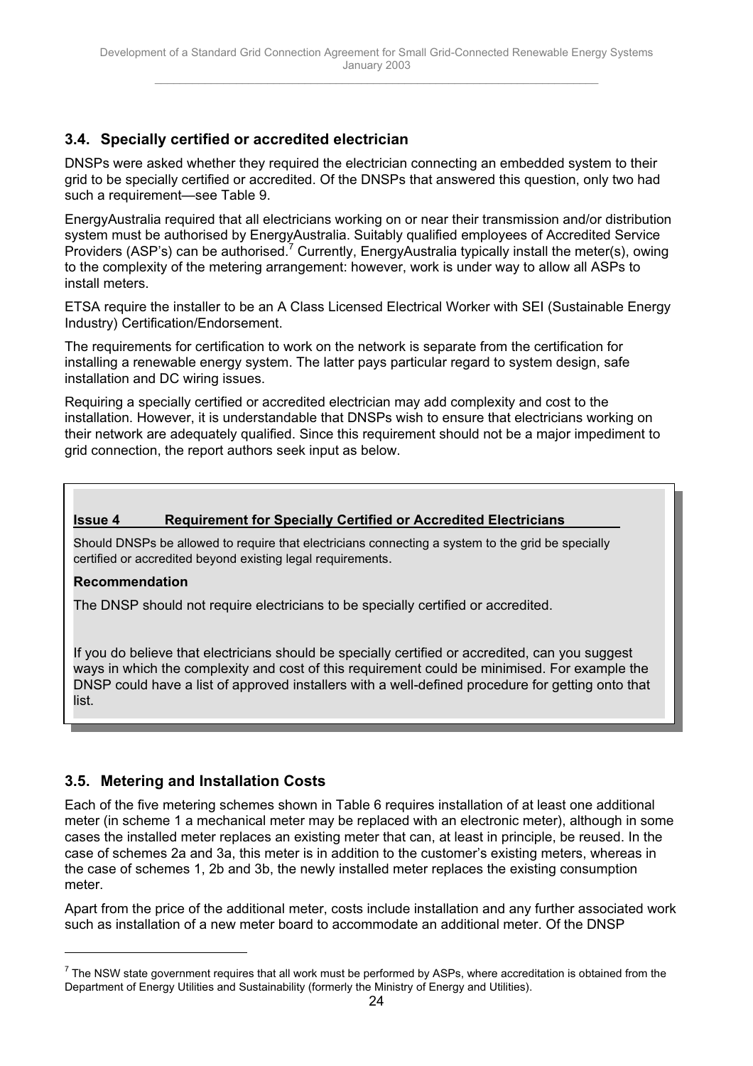## 3.4. Specially certified or accredited electrician

DNSPs were asked whether they required the electrician connecting an embedded system to their grid to be specially certified or accredited. Of the DNSPs that answered this question, only two had such a requirement—see Table 9.

EnergyAustralia required that all electricians working on or near their transmission and/or distribution system must be authorised by EnergyAustralia. Suitably qualified employees of Accredited Service Providers (ASP's) can be authorised.[7] Currently, EnergyAustralia typically install the meter(s), owing to the complexity of the metering arrangement: however, work is under way to allow all ASPs to install meters.

ETSA require the installer to be an A Class Licensed Electrical Worker with SEI (Sustainable Energy Industry) Certification/Endorsement.

The requirements for certification to work on the network is separate from the certification for installing a renewable energy system. The latter pays particular regard to system design, safe installation and DC wiring issues.

Requiring a specially certified or accredited electrician may add complexity and cost to the installation. However, it is understandable that DNSPs wish to ensure that electricians working on their network are adequately qualified. Since this requirement should not be a major impediment to grid connection, the report authors seek input as below.

**Issue 4 Requirement for Specially Certified or Accredited Electricians**

Should DNSPs be allowed to require that electricians connecting a system to the grid be specially certified or accredited beyond existing legal requirements.

**Recommendation**

The DNSP should not require electricians to be specially certified or accredited.

If you do believe that electricians should be specially certified or accredited, can you suggest ways in which the complexity and cost of this requirement could be minimised. For example the DNSP could have a list of approved installers with a well-defined procedure for getting onto that list.

## 3.5. Metering and Installation Costs

Each of the five metering schemes shown in Table 6 requires installation of at least one additional meter (in scheme 1 a mechanical meter may be replaced with an electronic meter), although in some cases the installed meter replaces an existing meter that can, at least in principle, be reused. In the case of schemes 2a and 3a, this meter is in addition to the customer's existing meters, whereas in the case of schemes 1, 2b and 3b, the newly installed meter replaces the existing consumption meter.

Apart from the price of the additional meter, costs include installation and any further associated work such as installation of a new meter board to accommodate an additional meter. Of the DNSP

[7] The NSW state government requires that all work must be performed by ASPs, where accreditation is obtained from the Department of Energy Utilities and Sustainability (formerly the Ministry of Energy and Utilities).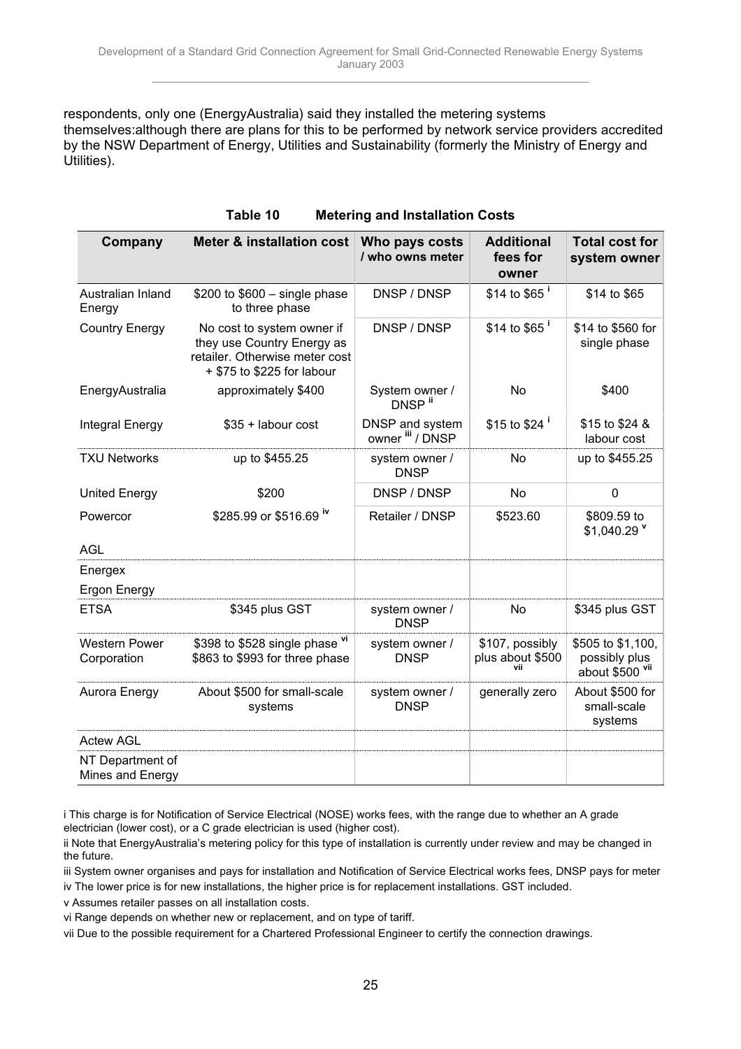respondents, only one (EnergyAustralia) said they installed the metering systems themselves:although there are plans for this to be performed by network service providers accredited by the NSW Department of Energy, Utilities and Sustainability (formerly the Ministry of Energy and Utilities).

**Table 10 Metering and Installation Costs**

| Company | Meter & installation cost | Who pays costs / who owns meter | Additional fees for owner | Total cost for system owner |
|---|---|---|---|---|
| Australian Inland Energy | $200 to $600 – single phase to three phase | DNSP / DNSP | $14 to $65 [i] | $14 to $65 |
| Country Energy | No cost to system owner if they use Country Energy as retailer. Otherwise meter cost + $75 to $225 for labour | DNSP / DNSP | $14 to $65 [i] | $14 to $560 for single phase |
| EnergyAustralia | approximately $400 | System owner / DNSP [ii] | No | $400 |
| Integral Energy | $35 + labour cost | DNSP and system owner [iii] / DNSP | $15 to $24 [i] | $15 to $24 & labour cost |
| TXU Networks | up to $455.25 | system owner / DNSP | No | up to $455.25 |
| United Energy | $200 | DNSP / DNSP | No | 0 |
| Powercor | $285.99 or $516.69 [iv] | Retailer / DNSP | $523.60 | $809.59 to $1,040.29 [v] |
| AGL | | | | |
| Energex | | | | |
| Ergon Energy | | | | |
| ETSA | $345 plus GST | system owner / DNSP | No | $345 plus GST |
| Western Power Corporation | $398 to $528 single phase [vi] $863 to $993 for three phase | system owner / DNSP | $107, possibly plus about $500 [vii] | $505 to $1,100, possibly plus about $500 [vii] |
| Aurora Energy | About $500 for small-scale systems | system owner / DNSP | generally zero | About $500 for small-scale systems |
| Actew AGL | | | | |
| NT Department of Mines and Energy | | | | |

i This charge is for Notification of Service Electrical (NOSE) works fees, with the range due to whether an A grade electrician (lower cost), or a C grade electrician is used (higher cost).

ii Note that EnergyAustralia's metering policy for this type of installation is currently under review and may be changed in the future.

iii System owner organises and pays for installation and Notification of Service Electrical works fees, DNSP pays for meter

iv The lower price is for new installations, the higher price is for replacement installations. GST included.

v Assumes retailer passes on all installation costs.

vi Range depends on whether new or replacement, and on type of tariff.

vii Due to the possible requirement for a Chartered Professional Engineer to certify the connection drawings.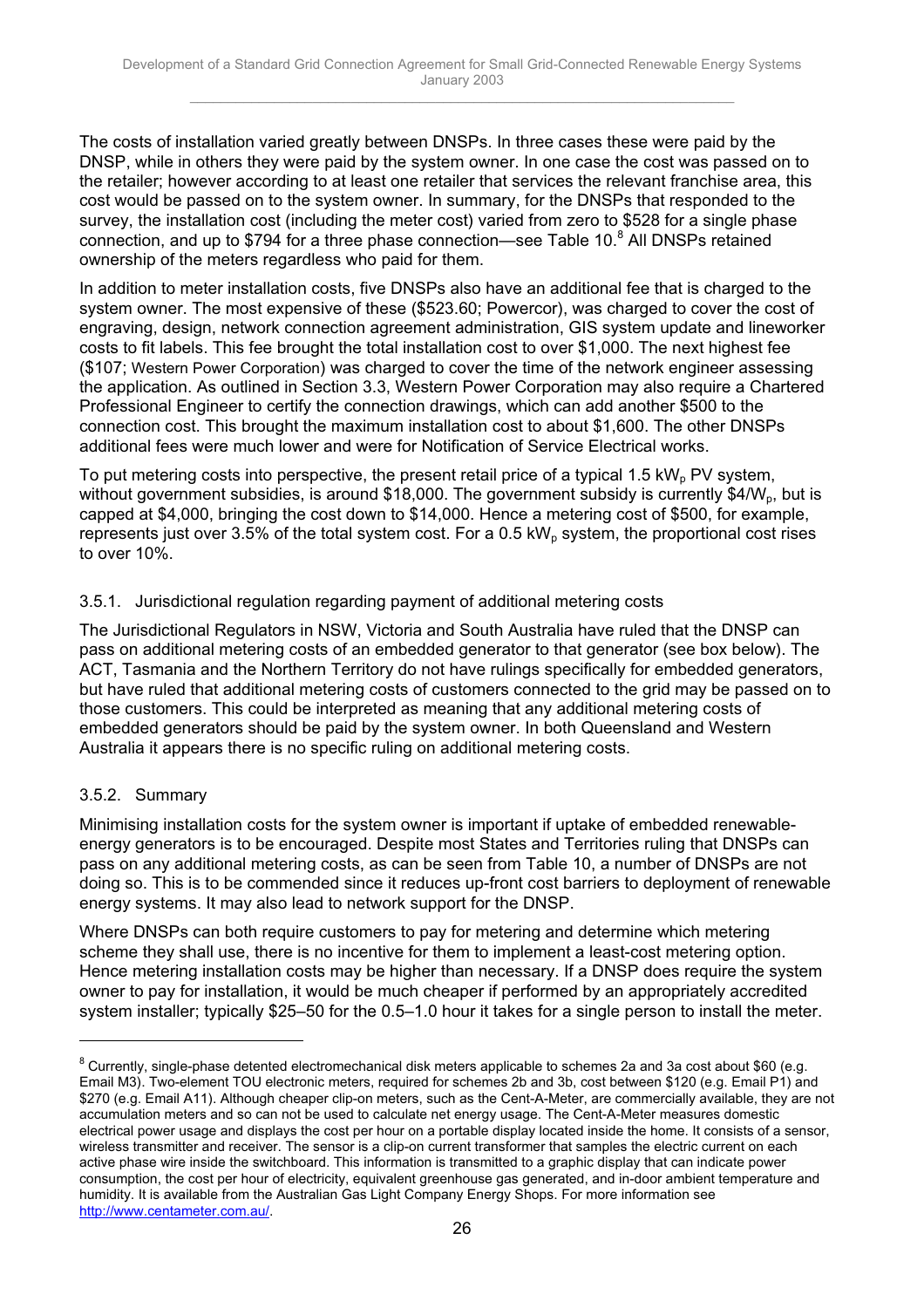The costs of installation varied greatly between DNSPs. In three cases these were paid by the DNSP, while in others they were paid by the system owner. In one case the cost was passed on to the retailer; however according to at least one retailer that services the relevant franchise area, this cost would be passed on to the system owner. In summary, for the DNSPs that responded to the survey, the installation cost (including the meter cost) varied from zero to \$528 for a single phase connection, and up to \$794 for a three phase connection—see Table 10.[8] All DNSPs retained ownership of the meters regardless who paid for them.

In addition to meter installation costs, five DNSPs also have an additional fee that is charged to the system owner. The most expensive of these (\$523.60; Powercor), was charged to cover the cost of engraving, design, network connection agreement administration, GIS system update and lineworker costs to fit labels. This fee brought the total installation cost to over \$1,000. The next highest fee (\$107; Western Power Corporation) was charged to cover the time of the network engineer assessing the application. As outlined in Section 3.3, Western Power Corporation may also require a Chartered Professional Engineer to certify the connection drawings, which can add another \$500 to the connection cost. This brought the maximum installation cost to about \$1,600. The other DNSPs additional fees were much lower and were for Notification of Service Electrical works.

To put metering costs into perspective, the present retail price of a typical 1.5 $kW_p$ PV system, without government subsidies, is around \$18,000. The government subsidy is currently \$4/$W_p$, but is capped at \$4,000, bringing the cost down to \$14,000. Hence a metering cost of \$500, for example, represents just over 3.5% of the total system cost. For a 0.5 $kW_p$ system, the proportional cost rises to over 10%.

### 3.5.1. Jurisdictional regulation regarding payment of additional metering costs

The Jurisdictional Regulators in NSW, Victoria and South Australia have ruled that the DNSP can pass on additional metering costs of an embedded generator to that generator (see box below). The ACT, Tasmania and the Northern Territory do not have rulings specifically for embedded generators, but have ruled that additional metering costs of customers connected to the grid may be passed on to those customers. This could be interpreted as meaning that any additional metering costs of embedded generators should be paid by the system owner. In both Queensland and Western Australia it appears there is no specific ruling on additional metering costs.

### 3.5.2. Summary

Minimising installation costs for the system owner is important if uptake of embedded renewable-energy generators is to be encouraged. Despite most States and Territories ruling that DNSPs can pass on any additional metering costs, as can be seen from Table 10, a number of DNSPs are not doing so. This is to be commended since it reduces up-front cost barriers to deployment of renewable energy systems. It may also lead to network support for the DNSP.

Where DNSPs can both require customers to pay for metering and determine which metering scheme they shall use, there is no incentive for them to implement a least-cost metering option. Hence metering installation costs may be higher than necessary. If a DNSP does require the system owner to pay for installation, it would be much cheaper if performed by an appropriately accredited system installer; typically \$25–50 for the 0.5–1.0 hour it takes for a single person to install the meter.

---

[8] Currently, single-phase detented electromechanical disk meters applicable to schemes 2a and 3a cost about \$60 (e.g. Email M3). Two-element TOU electronic meters, required for schemes 2b and 3b, cost between \$120 (e.g. Email P1) and \$270 (e.g. Email A11). Although cheaper clip-on meters, such as the Cent-A-Meter, are commercially available, they are not accumulation meters and so can not be used to calculate net energy usage. The Cent-A-Meter measures domestic electrical power usage and displays the cost per hour on a portable display located inside the home. It consists of a sensor, wireless transmitter and receiver. The sensor is a clip-on current transformer that samples the electric current on each active phase wire inside the switchboard. This information is transmitted to a graphic display that can indicate power consumption, the cost per hour of electricity, equivalent greenhouse gas generated, and in-door ambient temperature and humidity. It is available from the Australian Gas Light Company Energy Shops. For more information see http://www.centameter.com.au/.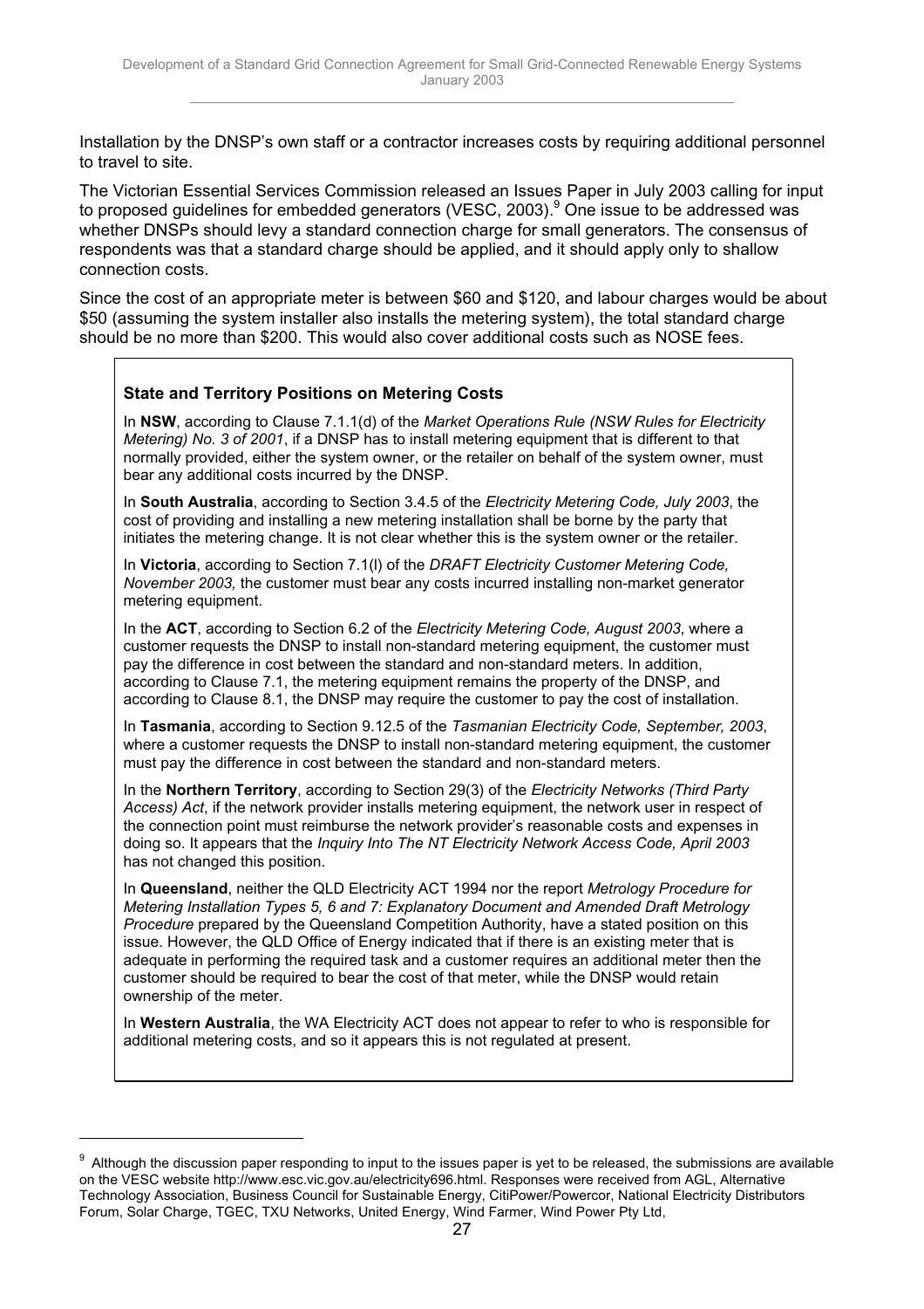Installation by the DNSP's own staff or a contractor increases costs by requiring additional personnel to travel to site.

The Victorian Essential Services Commission released an Issues Paper in July 2003 calling for input to proposed guidelines for embedded generators (VESC, 2003).[9] One issue to be addressed was whether DNSPs should levy a standard connection charge for small generators. The consensus of respondents was that a standard charge should be applied, and it should apply only to shallow connection costs.

Since the cost of an appropriate meter is between $60 and $120, and labour charges would be about $50 (assuming the system installer also installs the metering system), the total standard charge should be no more than $200. This would also cover additional costs such as NOSE fees.

> **State and Territory Positions on Metering Costs**
>
> In **NSW**, according to Clause 7.1.1(d) of the *Market Operations Rule (NSW Rules for Electricity Metering) No. 3 of 2001*, if a DNSP has to install metering equipment that is different to that normally provided, either the system owner, or the retailer on behalf of the system owner, must bear any additional costs incurred by the DNSP.
>
> In **South Australia**, according to Section 3.4.5 of the *Electricity Metering Code, July 2003*, the cost of providing and installing a new metering installation shall be borne by the party that initiates the metering change. It is not clear whether this is the system owner or the retailer.
>
> In **Victoria**, according to Section 7.1(l) of the *DRAFT Electricity Customer Metering Code, November 2003,* the customer must bear any costs incurred installing non-market generator metering equipment.
>
> In the **ACT**, according to Section 6.2 of the *Electricity Metering Code, August 2003*, where a customer requests the DNSP to install non-standard metering equipment, the customer must pay the difference in cost between the standard and non-standard meters. In addition, according to Clause 7.1, the metering equipment remains the property of the DNSP, and according to Clause 8.1, the DNSP may require the customer to pay the cost of installation.
>
> In **Tasmania**, according to Section 9.12.5 of the *Tasmanian Electricity Code, September, 2003*, where a customer requests the DNSP to install non-standard metering equipment, the customer must pay the difference in cost between the standard and non-standard meters.
>
> In the **Northern Territory**, according to Section 29(3) of the *Electricity Networks (Third Party Access) Act*, if the network provider installs metering equipment, the network user in respect of the connection point must reimburse the network provider's reasonable costs and expenses in doing so. It appears that the *Inquiry Into The NT Electricity Network Access Code, April 2003* has not changed this position.
>
> In **Queensland**, neither the QLD Electricity ACT 1994 nor the report *Metrology Procedure for Metering Installation Types 5, 6 and 7: Explanatory Document and Amended Draft Metrology Procedure* prepared by the Queensland Competition Authority, have a stated position on this issue. However, the QLD Office of Energy indicated that if there is an existing meter that is adequate in performing the required task and a customer requires an additional meter then the customer should be required to bear the cost of that meter, while the DNSP would retain ownership of the meter.
>
> In **Western Australia**, the WA Electricity ACT does not appear to refer to who is responsible for additional metering costs, and so it appears this is not regulated at present.

---

[9] Although the discussion paper responding to input to the issues paper is yet to be released, the submissions are available on the VESC website http://www.esc.vic.gov.au/electricity696.html. Responses were received from AGL, Alternative Technology Association, Business Council for Sustainable Energy, CitiPower/Powercor, National Electricity Distributors Forum, Solar Charge, TGEC, TXU Networks, United Energy, Wind Farmer, Wind Power Pty Ltd,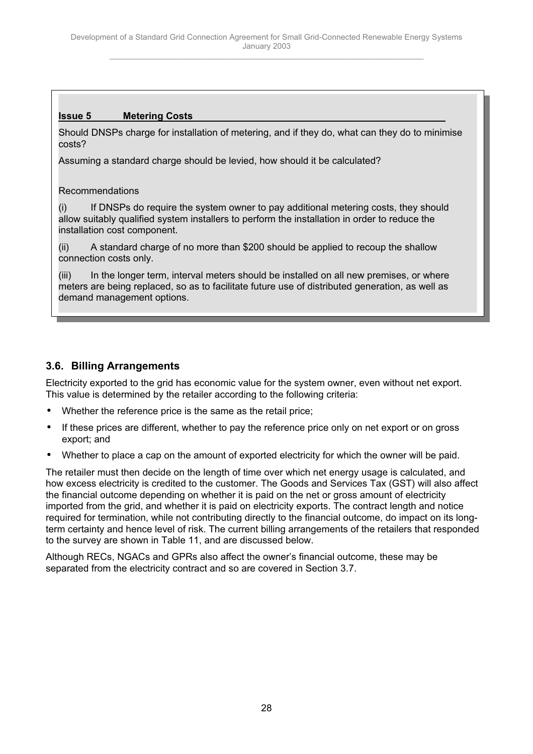**Issue 5 Metering Costs**

Should DNSPs charge for installation of metering, and if they do, what can they do to minimise costs?

Assuming a standard charge should be levied, how should it be calculated?

Recommendations

(i) If DNSPs do require the system owner to pay additional metering costs, they should allow suitably qualified system installers to perform the installation in order to reduce the installation cost component.

(ii) A standard charge of no more than $200 should be applied to recoup the shallow connection costs only.

(iii) In the longer term, interval meters should be installed on all new premises, or where meters are being replaced, so as to facilitate future use of distributed generation, as well as demand management options.

## 3.6. Billing Arrangements

Electricity exported to the grid has economic value for the system owner, even without net export. This value is determined by the retailer according to the following criteria:

- Whether the reference price is the same as the retail price;
- If these prices are different, whether to pay the reference price only on net export or on gross export; and
- Whether to place a cap on the amount of exported electricity for which the owner will be paid.

The retailer must then decide on the length of time over which net energy usage is calculated, and how excess electricity is credited to the customer. The Goods and Services Tax (GST) will also affect the financial outcome depending on whether it is paid on the net or gross amount of electricity imported from the grid, and whether it is paid on electricity exports. The contract length and notice required for termination, while not contributing directly to the financial outcome, do impact on its long-term certainty and hence level of risk. The current billing arrangements of the retailers that responded to the survey are shown in Table 11, and are discussed below.

Although RECs, NGACs and GPRs also affect the owner's financial outcome, these may be separated from the electricity contract and so are covered in Section 3.7.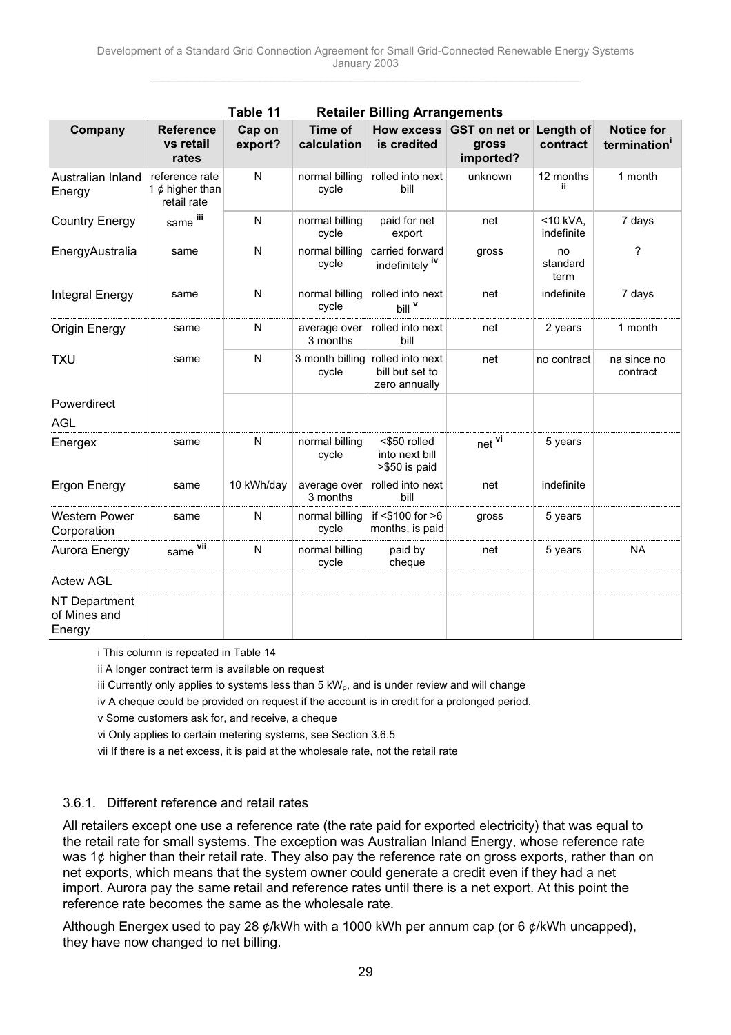Table 11 Retailer Billing Arrangements

| Company | Reference vs retail rates | Cap on export? | Time of calculation | How excess is credited | GST on net or gross imported? | Length of contract | Notice for termination[i] |
|---|---|---|---|---|---|---|---|
| Australian Inland Energy | reference rate 1 ¢ higher than retail rate | N | normal billing cycle | rolled into next bill | unknown | 12 months [ii] | 1 month |
| Country Energy | same [iii] | N | normal billing cycle | paid for net export | net | <10 kVA, indefinite | 7 days |
| EnergyAustralia | same | N | normal billing cycle | carried forward indefinitely [iv] | gross | no standard term | ? |
| Integral Energy | same | N | normal billing cycle | rolled into next bill [v] | net | indefinite | 7 days |
| Origin Energy | same | N | average over 3 months | rolled into next bill | net | 2 years | 1 month |
| TXU | same | N | 3 month billing cycle | rolled into next bill but set to zero annually | net | no contract | na since no contract |
| Powerdirect | | | | | | | |
| AGL | | | | | | | |
| Energex | same | N | normal billing cycle | <$50 rolled into next bill >$50 is paid | net [vi] | 5 years | |
| Ergon Energy | same | 10 kWh/day | average over 3 months | rolled into next bill | net | indefinite | |
| Western Power Corporation | same | N | normal billing cycle | if <$100 for >6 months, is paid | gross | 5 years | |
| Aurora Energy | same [vii] | N | normal billing cycle | paid by cheque | net | 5 years | NA |
| Actew AGL | | | | | | | |
| NT Department of Mines and Energy | | | | | | | |

i This column is repeated in Table 14

ii A longer contract term is available on request

iii Currently only applies to systems less than 5 $kW_p$, and is under review and will change

iv A cheque could be provided on request if the account is in credit for a prolonged period.

v Some customers ask for, and receive, a cheque

vi Only applies to certain metering systems, see Section 3.6.5

vii If there is a net excess, it is paid at the wholesale rate, not the retail rate

### 3.6.1. Different reference and retail rates

All retailers except one use a reference rate (the rate paid for exported electricity) that was equal to the retail rate for small systems. The exception was Australian Inland Energy, whose reference rate was 1¢ higher than their retail rate. They also pay the reference rate on gross exports, rather than on net exports, which means that the system owner could generate a credit even if they had a net import. Aurora pay the same retail and reference rates until there is a net export. At this point the reference rate becomes the same as the wholesale rate.

Although Energex used to pay 28 ¢/kWh with a 1000 kWh per annum cap (or 6 ¢/kWh uncapped), they have now changed to net billing.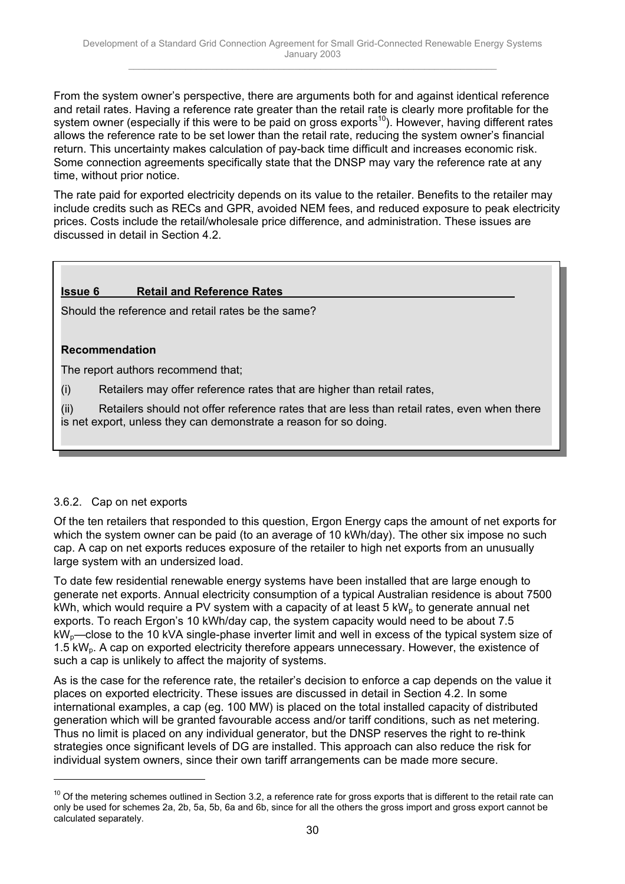From the system owner's perspective, there are arguments both for and against identical reference and retail rates. Having a reference rate greater than the retail rate is clearly more profitable for the system owner (especially if this were to be paid on gross exports[10]). However, having different rates allows the reference rate to be set lower than the retail rate, reducing the system owner's financial return. This uncertainty makes calculation of pay-back time difficult and increases economic risk. Some connection agreements specifically state that the DNSP may vary the reference rate at any time, without prior notice.

The rate paid for exported electricity depends on its value to the retailer. Benefits to the retailer may include credits such as RECs and GPR, avoided NEM fees, and reduced exposure to peak electricity prices. Costs include the retail/wholesale price difference, and administration. These issues are discussed in detail in Section 4.2.

> **Issue 6 Retail and Reference Rates**
>
> Should the reference and retail rates be the same?
>
> **Recommendation**
>
> The report authors recommend that;
>
> (i) Retailers may offer reference rates that are higher than retail rates,
>
> (ii) Retailers should not offer reference rates that are less than retail rates, even when there is net export, unless they can demonstrate a reason for so doing.

### 3.6.2. Cap on net exports

Of the ten retailers that responded to this question, Ergon Energy caps the amount of net exports for which the system owner can be paid (to an average of 10 kWh/day). The other six impose no such cap. A cap on net exports reduces exposure of the retailer to high net exports from an unusually large system with an undersized load.

To date few residential renewable energy systems have been installed that are large enough to generate net exports. Annual electricity consumption of a typical Australian residence is about 7500 kWh, which would require a PV system with a capacity of at least 5 $kW_p$ to generate annual net exports. To reach Ergon's 10 kWh/day cap, the system capacity would need to be about 7.5 $kW_p$—close to the 10 kVA single-phase inverter limit and well in excess of the typical system size of 1.5 $kW_p$. A cap on exported electricity therefore appears unnecessary. However, the existence of such a cap is unlikely to affect the majority of systems.

As is the case for the reference rate, the retailer's decision to enforce a cap depends on the value it places on exported electricity. These issues are discussed in detail in Section 4.2. In some international examples, a cap (eg. 100 MW) is placed on the total installed capacity of distributed generation which will be granted favourable access and/or tariff conditions, such as net metering. Thus no limit is placed on any individual generator, but the DNSP reserves the right to re-think strategies once significant levels of DG are installed. This approach can also reduce the risk for individual system owners, since their own tariff arrangements can be made more secure.

---

[10] Of the metering schemes outlined in Section 3.2, a reference rate for gross exports that is different to the retail rate can only be used for schemes 2a, 2b, 5a, 5b, 6a and 6b, since for all the others the gross import and gross export cannot be calculated separately.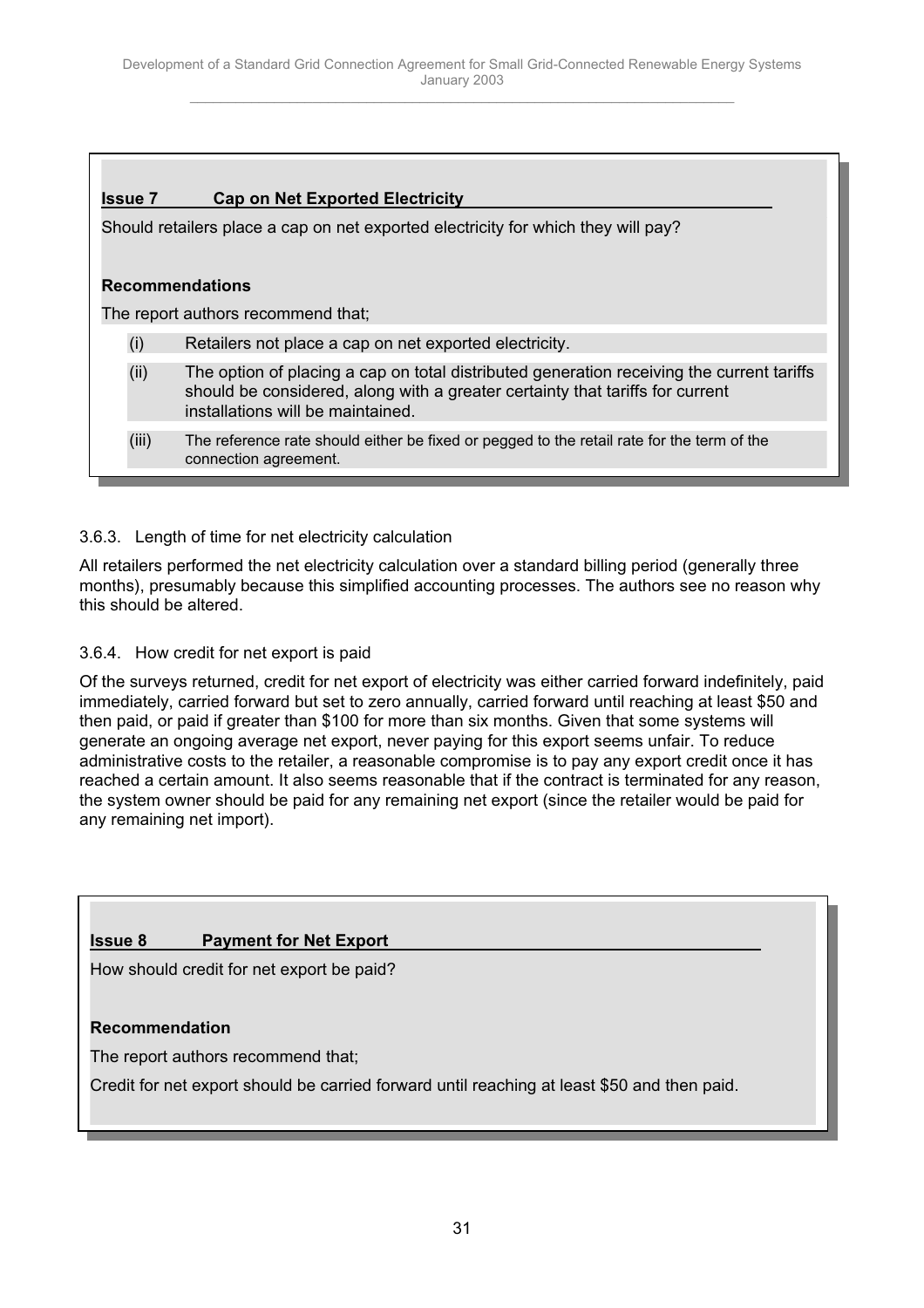**Issue 7 Cap on Net Exported Electricity**

Should retailers place a cap on net exported electricity for which they will pay?

**Recommendations**

The report authors recommend that;

(i) Retailers not place a cap on net exported electricity.

(ii) The option of placing a cap on total distributed generation receiving the current tariffs should be considered, along with a greater certainty that tariffs for current installations will be maintained.

(iii) The reference rate should either be fixed or pegged to the retail rate for the term of the connection agreement.

### 3.6.3. Length of time for net electricity calculation

All retailers performed the net electricity calculation over a standard billing period (generally three months), presumably because this simplified accounting processes. The authors see no reason why this should be altered.

### 3.6.4. How credit for net export is paid

Of the surveys returned, credit for net export of electricity was either carried forward indefinitely, paid immediately, carried forward but set to zero annually, carried forward until reaching at least $50 and then paid, or paid if greater than $100 for more than six months. Given that some systems will generate an ongoing average net export, never paying for this export seems unfair. To reduce administrative costs to the retailer, a reasonable compromise is to pay any export credit once it has reached a certain amount. It also seems reasonable that if the contract is terminated for any reason, the system owner should be paid for any remaining net export (since the retailer would be paid for any remaining net import).

**Issue 8 Payment for Net Export**

How should credit for net export be paid?

**Recommendation**

The report authors recommend that;

Credit for net export should be carried forward until reaching at least $50 and then paid.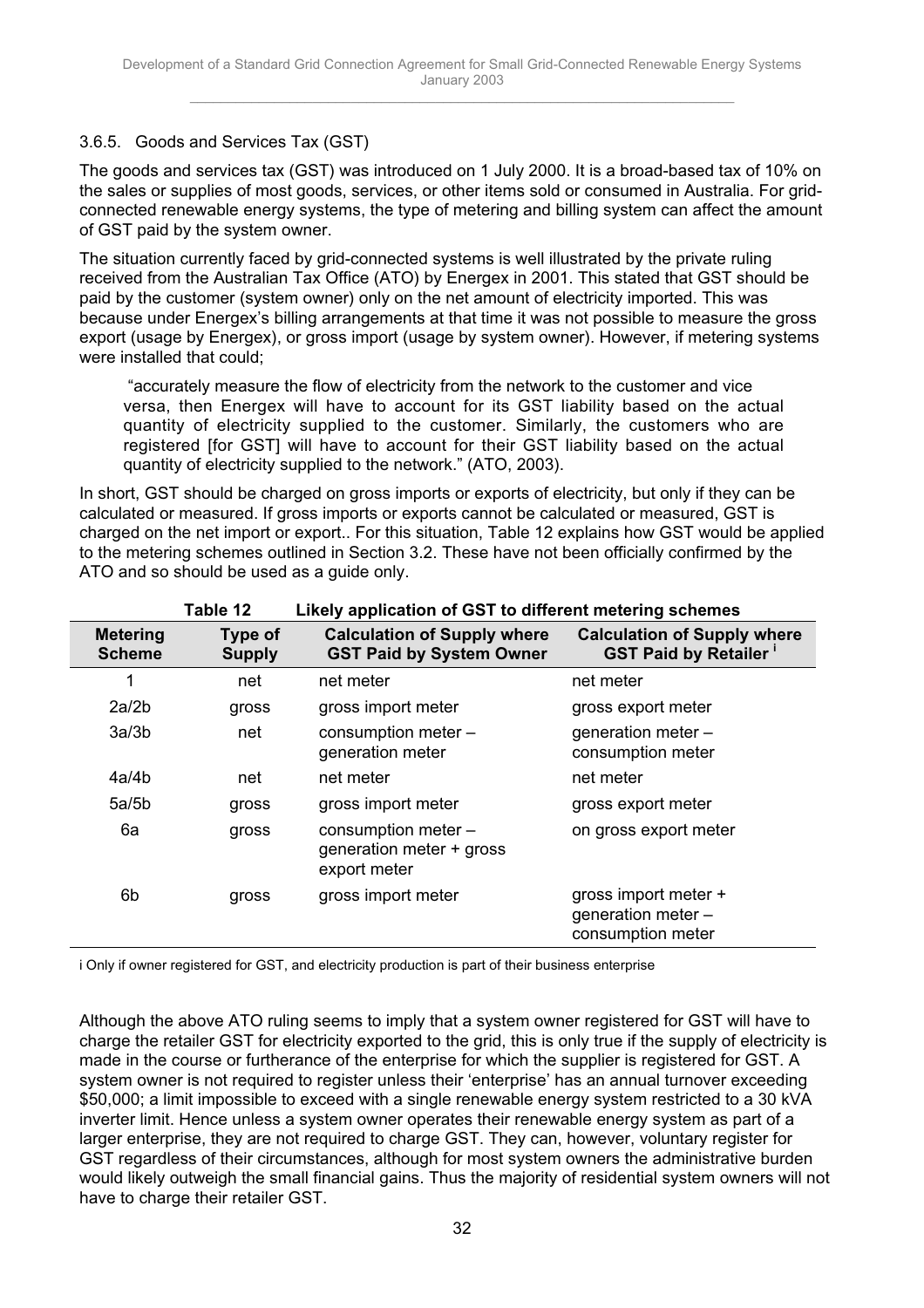### 3.6.5. Goods and Services Tax (GST)

The goods and services tax (GST) was introduced on 1 July 2000. It is a broad-based tax of 10% on the sales or supplies of most goods, services, or other items sold or consumed in Australia. For grid-connected renewable energy systems, the type of metering and billing system can affect the amount of GST paid by the system owner.

The situation currently faced by grid-connected systems is well illustrated by the private ruling received from the Australian Tax Office (ATO) by Energex in 2001. This stated that GST should be paid by the customer (system owner) only on the net amount of electricity imported. This was because under Energex's billing arrangements at that time it was not possible to measure the gross export (usage by Energex), or gross import (usage by system owner). However, if metering systems were installed that could;

> "accurately measure the flow of electricity from the network to the customer and vice versa, then Energex will have to account for its GST liability based on the actual quantity of electricity supplied to the customer. Similarly, the customers who are registered [for GST] will have to account for their GST liability based on the actual quantity of electricity supplied to the network." (ATO, 2003).

In short, GST should be charged on gross imports or exports of electricity, but only if they can be calculated or measured. If gross imports or exports cannot be calculated or measured, GST is charged on the net import or export.. For this situation, Table 12 explains how GST would be applied to the metering schemes outlined in Section 3.2. These have not been officially confirmed by the ATO and so should be used as a guide only.

**Table 12 Likely application of GST to different metering schemes**

| Metering Scheme | Type of Supply | Calculation of Supply where GST Paid by System Owner | Calculation of Supply where GST Paid by Retailer [i] |
|---|---|---|---|
| 1 | net | net meter | net meter |
| 2a/2b | gross | gross import meter | gross export meter |
| 3a/3b | net | consumption meter – generation meter | generation meter – consumption meter |
| 4a/4b | net | net meter | net meter |
| 5a/5b | gross | gross import meter | gross export meter |
| 6a | gross | consumption meter – generation meter + gross export meter | on gross export meter |
| 6b | gross | gross import meter | gross import meter + generation meter – consumption meter |

i Only if owner registered for GST, and electricity production is part of their business enterprise

Although the above ATO ruling seems to imply that a system owner registered for GST will have to charge the retailer GST for electricity exported to the grid, this is only true if the supply of electricity is made in the course or furtherance of the enterprise for which the supplier is registered for GST. A system owner is not required to register unless their 'enterprise' has an annual turnover exceeding \$50,000; a limit impossible to exceed with a single renewable energy system restricted to a 30 kVA inverter limit. Hence unless a system owner operates their renewable energy system as part of a larger enterprise, they are not required to charge GST. They can, however, voluntary register for GST regardless of their circumstances, although for most system owners the administrative burden would likely outweigh the small financial gains. Thus the majority of residential system owners will not have to charge their retailer GST.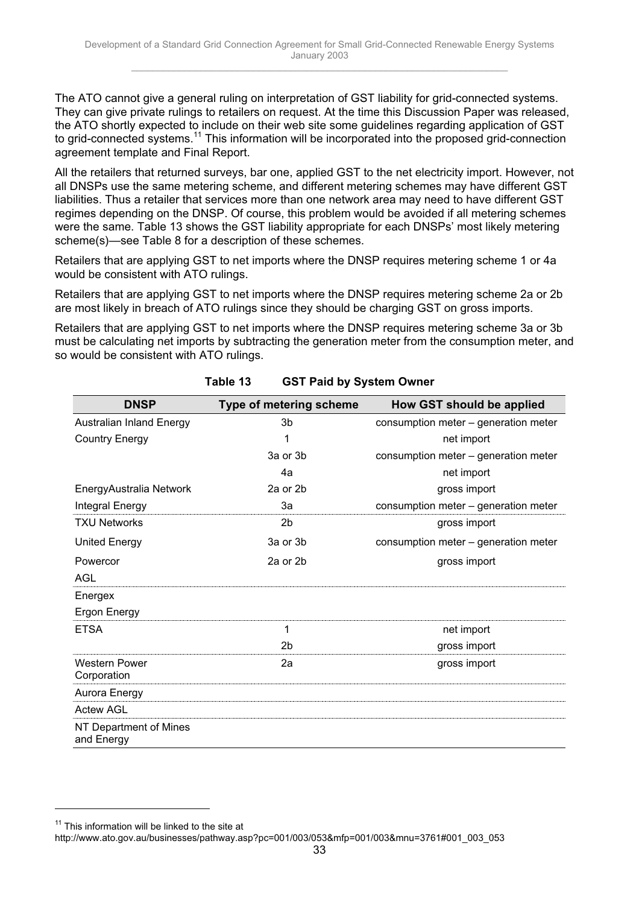The ATO cannot give a general ruling on interpretation of GST liability for grid-connected systems. They can give private rulings to retailers on request. At the time this Discussion Paper was released, the ATO shortly expected to include on their web site some guidelines regarding application of GST to grid-connected systems.[11] This information will be incorporated into the proposed grid-connection agreement template and Final Report.

All the retailers that returned surveys, bar one, applied GST to the net electricity import. However, not all DNSPs use the same metering scheme, and different metering schemes may have different GST liabilities. Thus a retailer that services more than one network area may need to have different GST regimes depending on the DNSP. Of course, this problem would be avoided if all metering schemes were the same. Table 13 shows the GST liability appropriate for each DNSPs' most likely metering scheme(s)—see Table 8 for a description of these schemes.

Retailers that are applying GST to net imports where the DNSP requires metering scheme 1 or 4a would be consistent with ATO rulings.

Retailers that are applying GST to net imports where the DNSP requires metering scheme 2a or 2b are most likely in breach of ATO rulings since they should be charging GST on gross imports.

Retailers that are applying GST to net imports where the DNSP requires metering scheme 3a or 3b must be calculating net imports by subtracting the generation meter from the consumption meter, and so would be consistent with ATO rulings.

**Table 13 GST Paid by System Owner**

| DNSP | Type of metering scheme | How GST should be applied |
|---|---|---|
| Australian Inland Energy | 3b | consumption meter – generation meter |
| Country Energy | 1 | net import |
| | 3a or 3b | consumption meter – generation meter |
| | 4a | net import |
| EnergyAustralia Network | 2a or 2b | gross import |
| Integral Energy | 3a | consumption meter – generation meter |
| TXU Networks | 2b | gross import |
| United Energy | 3a or 3b | consumption meter – generation meter |
| Powercor | 2a or 2b | gross import |
| AGL | | |
| Energex | | |
| Ergon Energy | | |
| ETSA | 1 | net import |
| | 2b | gross import |
| Western Power Corporation | 2a | gross import |
| Aurora Energy | | |
| Actew AGL | | |
| NT Department of Mines and Energy | | |

[11] This information will be linked to the site at http://www.ato.gov.au/businesses/pathway.asp?pc=001/003/053&mfp=001/003&mnu=3761#001_003_053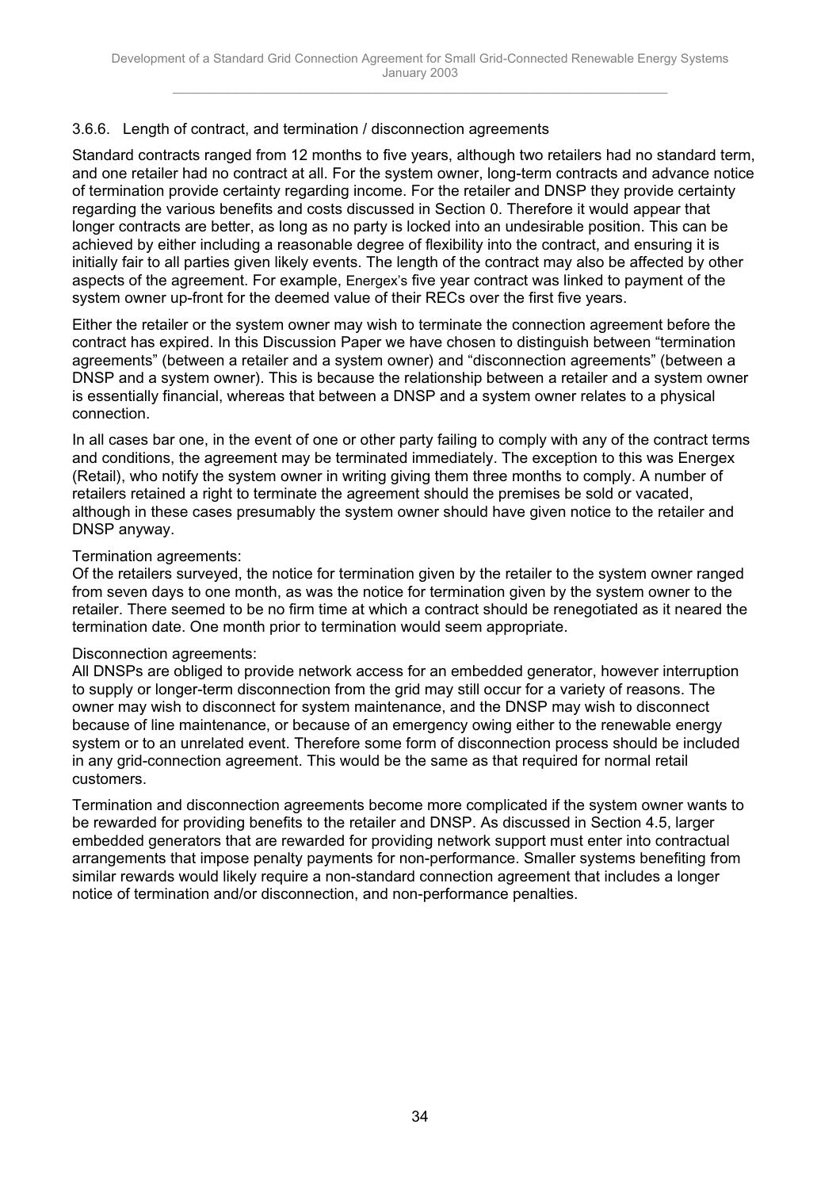### 3.6.6. Length of contract, and termination / disconnection agreements

Standard contracts ranged from 12 months to five years, although two retailers had no standard term, and one retailer had no contract at all. For the system owner, long-term contracts and advance notice of termination provide certainty regarding income. For the retailer and DNSP they provide certainty regarding the various benefits and costs discussed in Section 0. Therefore it would appear that longer contracts are better, as long as no party is locked into an undesirable position. This can be achieved by either including a reasonable degree of flexibility into the contract, and ensuring it is initially fair to all parties given likely events. The length of the contract may also be affected by other aspects of the agreement. For example, Energex's five year contract was linked to payment of the system owner up-front for the deemed value of their RECs over the first five years.

Either the retailer or the system owner may wish to terminate the connection agreement before the contract has expired. In this Discussion Paper we have chosen to distinguish between "termination agreements" (between a retailer and a system owner) and "disconnection agreements" (between a DNSP and a system owner). This is because the relationship between a retailer and a system owner is essentially financial, whereas that between a DNSP and a system owner relates to a physical connection.

In all cases bar one, in the event of one or other party failing to comply with any of the contract terms and conditions, the agreement may be terminated immediately. The exception to this was Energex (Retail), who notify the system owner in writing giving them three months to comply. A number of retailers retained a right to terminate the agreement should the premises be sold or vacated, although in these cases presumably the system owner should have given notice to the retailer and DNSP anyway.

Termination agreements:
Of the retailers surveyed, the notice for termination given by the retailer to the system owner ranged from seven days to one month, as was the notice for termination given by the system owner to the retailer. There seemed to be no firm time at which a contract should be renegotiated as it neared the termination date. One month prior to termination would seem appropriate.

Disconnection agreements:
All DNSPs are obliged to provide network access for an embedded generator, however interruption to supply or longer-term disconnection from the grid may still occur for a variety of reasons. The owner may wish to disconnect for system maintenance, and the DNSP may wish to disconnect because of line maintenance, or because of an emergency owing either to the renewable energy system or to an unrelated event. Therefore some form of disconnection process should be included in any grid-connection agreement. This would be the same as that required for normal retail customers.

Termination and disconnection agreements become more complicated if the system owner wants to be rewarded for providing benefits to the retailer and DNSP. As discussed in Section 4.5, larger embedded generators that are rewarded for providing network support must enter into contractual arrangements that impose penalty payments for non-performance. Smaller systems benefiting from similar rewards would likely require a non-standard connection agreement that includes a longer notice of termination and/or disconnection, and non-performance penalties.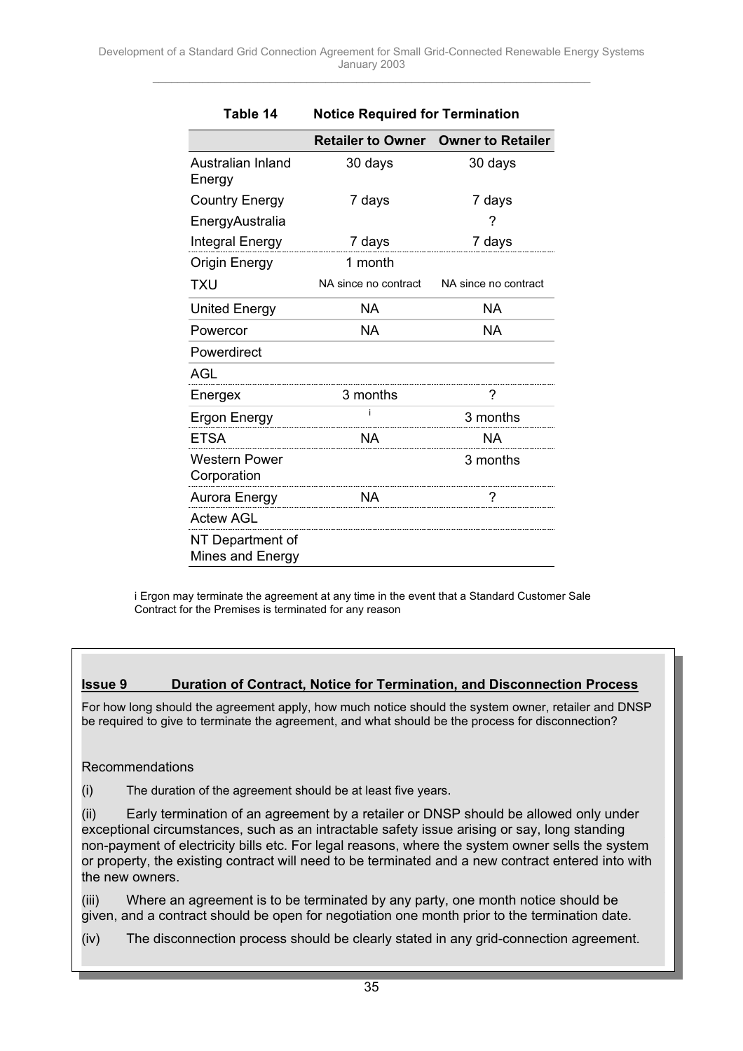**Table 14 Notice Required for Termination**

| | Retailer to Owner | Owner to Retailer |
|---|---|---|
| Australian Inland Energy | 30 days | 30 days |
| Country Energy | 7 days | 7 days |
| EnergyAustralia | | ? |
| Integral Energy | 7 days | 7 days |
| Origin Energy | 1 month | |
| TXU | NA since no contract | NA since no contract |
| United Energy | NA | NA |
| Powercor | NA | NA |
| Powerdirect | | |
| AGL | | |
| Energex | 3 months | ? |
| Ergon Energy | [i] | 3 months |
| ETSA | NA | NA |
| Western Power Corporation | | 3 months |
| Aurora Energy | NA | ? |
| Actew AGL | | |
| NT Department of Mines and Energy | | |

i Ergon may terminate the agreement at any time in the event that a Standard Customer Sale Contract for the Premises is terminated for any reason

**Issue 9 Duration of Contract, Notice for Termination, and Disconnection Process**

For how long should the agreement apply, how much notice should the system owner, retailer and DNSP be required to give to terminate the agreement, and what should be the process for disconnection?

Recommendations

(i) The duration of the agreement should be at least five years.

(ii) Early termination of an agreement by a retailer or DNSP should be allowed only under exceptional circumstances, such as an intractable safety issue arising or say, long standing non-payment of electricity bills etc. For legal reasons, where the system owner sells the system or property, the existing contract will need to be terminated and a new contract entered into with the new owners.

(iii) Where an agreement is to be terminated by any party, one month notice should be given, and a contract should be open for negotiation one month prior to the termination date.

(iv) The disconnection process should be clearly stated in any grid-connection agreement.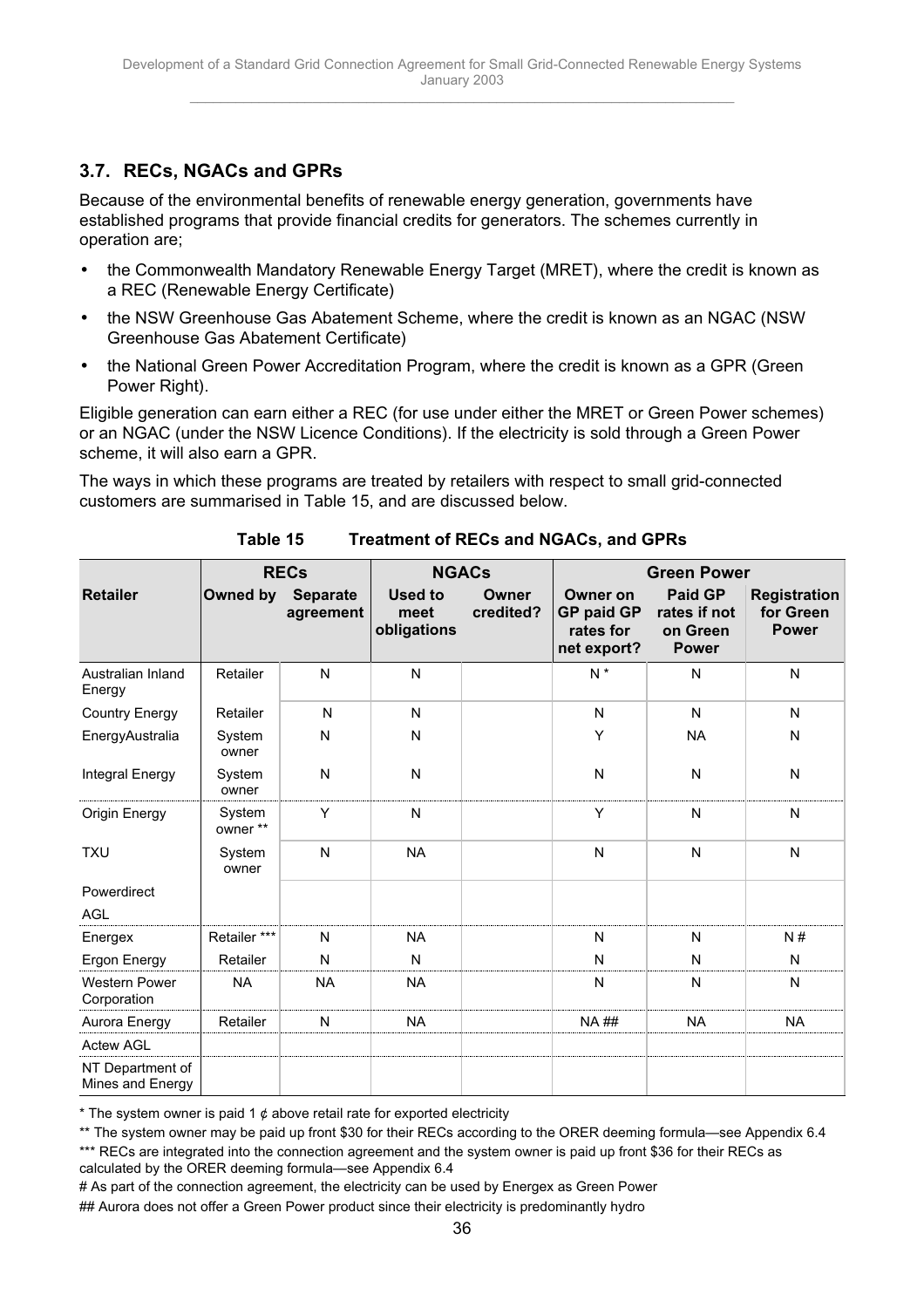### 3.7. RECs, NGACs and GPRs

Because of the environmental benefits of renewable energy generation, governments have established programs that provide financial credits for generators. The schemes currently in operation are;

- the Commonwealth Mandatory Renewable Energy Target (MRET), where the credit is known as a REC (Renewable Energy Certificate)
- the NSW Greenhouse Gas Abatement Scheme, where the credit is known as an NGAC (NSW Greenhouse Gas Abatement Certificate)
- the National Green Power Accreditation Program, where the credit is known as a GPR (Green Power Right).

Eligible generation can earn either a REC (for use under either the MRET or Green Power schemes) or an NGAC (under the NSW Licence Conditions). If the electricity is sold through a Green Power scheme, it will also earn a GPR.

The ways in which these programs are treated by retailers with respect to small grid-connected customers are summarised in Table 15, and are discussed below.

**Table 15 Treatment of RECs and NGACs, and GPRs**

| Retailer | RECs | | NGACs | | Green Power | | |
|---|---|---|---|---|---|---|---|
| | Owned by | Separate agreement | Used to meet obligations | Owner credited? | Owner on GP paid GP rates for net export? | Paid GP rates if not on Green Power | Registration for Green Power |
| Australian Inland Energy | Retailer | N | N | | N * | N | N |
| Country Energy | Retailer | N | N | | N | N | N |
| EnergyAustralia | System owner | N | N | | Y | NA | N |
| Integral Energy | System owner | N | N | | N | N | N |
| Origin Energy | System owner ** | Y | N | | Y | N | N |
| TXU | System owner | N | NA | | N | N | N |
| Powerdirect | | | | | | | |
| AGL | | | | | | | |
| Energex | Retailer *** | N | NA | | N | N | N # |
| Ergon Energy | Retailer | N | N | | N | N | N |
| Western Power Corporation | NA | NA | NA | | N | N | N |
| Aurora Energy | Retailer | N | NA | | NA ## | NA | NA |
| Actew AGL | | | | | | | |
| NT Department of Mines and Energy | | | | | | | |

* The system owner is paid 1 ¢ above retail rate for exported electricity

** The system owner may be paid up front $30 for their RECs according to the ORER deeming formula—see Appendix 6.4

*** RECs are integrated into the connection agreement and the system owner is paid up front $36 for their RECs as calculated by the ORER deeming formula—see Appendix 6.4

# As part of the connection agreement, the electricity can be used by Energex as Green Power

## Aurora does not offer a Green Power product since their electricity is predominantly hydro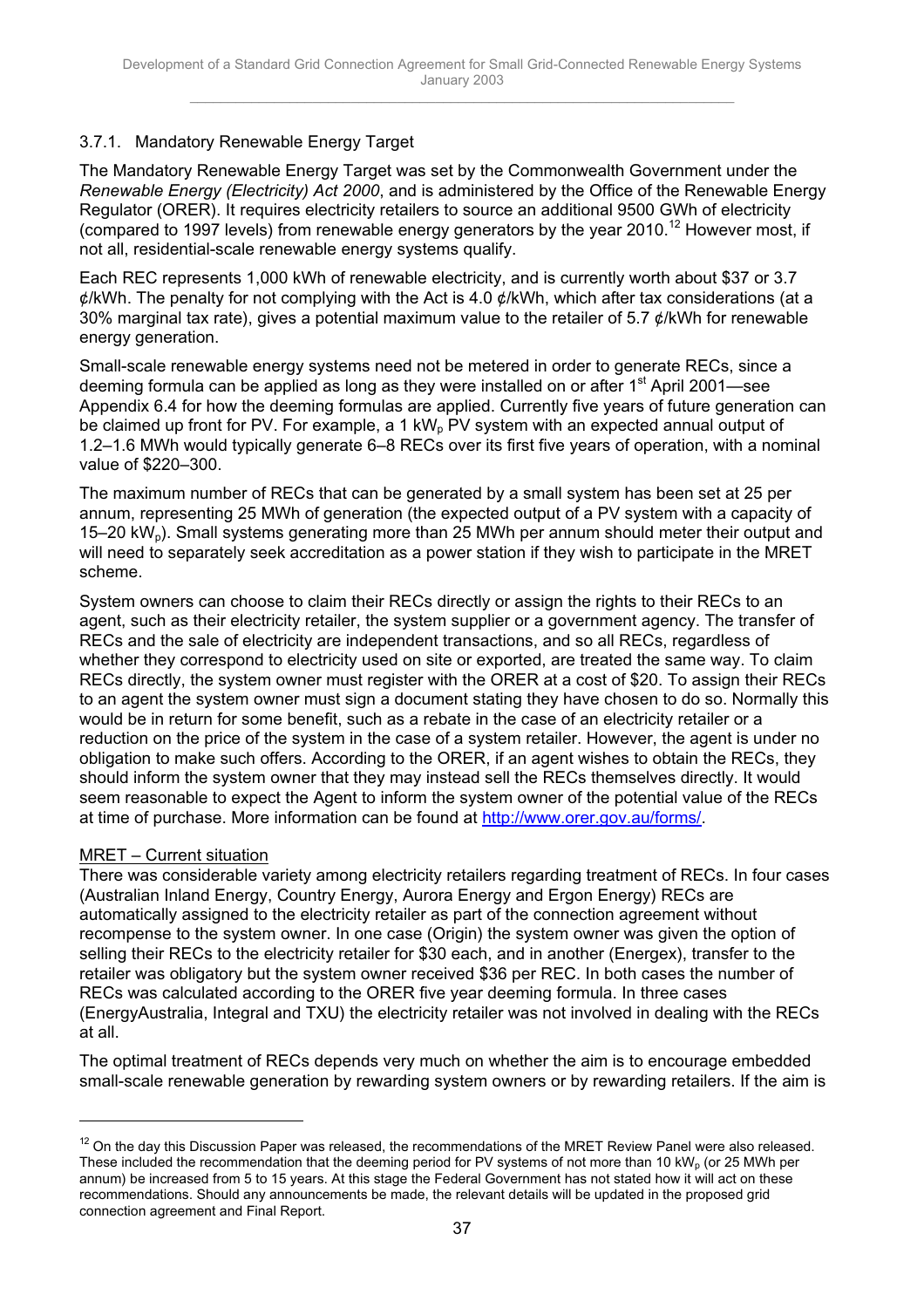### 3.7.1. Mandatory Renewable Energy Target

The Mandatory Renewable Energy Target was set by the Commonwealth Government under the *Renewable Energy (Electricity) Act 2000*, and is administered by the Office of the Renewable Energy Regulator (ORER). It requires electricity retailers to source an additional 9500 GWh of electricity (compared to 1997 levels) from renewable energy generators by the year 2010.[12] However most, if not all, residential-scale renewable energy systems qualify.

Each REC represents 1,000 kWh of renewable electricity, and is currently worth about $37 or 3.7 ¢/kWh. The penalty for not complying with the Act is 4.0 ¢/kWh, which after tax considerations (at a 30% marginal tax rate), gives a potential maximum value to the retailer of 5.7 ¢/kWh for renewable energy generation.

Small-scale renewable energy systems need not be metered in order to generate RECs, since a deeming formula can be applied as long as they were installed on or after 1st April 2001—see Appendix 6.4 for how the deeming formulas are applied. Currently five years of future generation can be claimed up front for PV. For example, a 1 $kW_p$ PV system with an expected annual output of 1.2–1.6 MWh would typically generate 6–8 RECs over its first five years of operation, with a nominal value of $220–300.

The maximum number of RECs that can be generated by a small system has been set at 25 per annum, representing 25 MWh of generation (the expected output of a PV system with a capacity of 15–20 $kW_p$). Small systems generating more than 25 MWh per annum should meter their output and will need to separately seek accreditation as a power station if they wish to participate in the MRET scheme.

System owners can choose to claim their RECs directly or assign the rights to their RECs to an agent, such as their electricity retailer, the system supplier or a government agency. The transfer of RECs and the sale of electricity are independent transactions, and so all RECs, regardless of whether they correspond to electricity used on site or exported, are treated the same way. To claim RECs directly, the system owner must register with the ORER at a cost of $20. To assign their RECs to an agent the system owner must sign a document stating they have chosen to do so. Normally this would be in return for some benefit, such as a rebate in the case of an electricity retailer or a reduction on the price of the system in the case of a system retailer. However, the agent is under no obligation to make such offers. According to the ORER, if an agent wishes to obtain the RECs, they should inform the system owner that they may instead sell the RECs themselves directly. It would seem reasonable to expect the Agent to inform the system owner of the potential value of the RECs at time of purchase. More information can be found at http://www.orer.gov.au/forms/.

MRET – Current situation

There was considerable variety among electricity retailers regarding treatment of RECs. In four cases (Australian Inland Energy, Country Energy, Aurora Energy and Ergon Energy) RECs are automatically assigned to the electricity retailer as part of the connection agreement without recompense to the system owner. In one case (Origin) the system owner was given the option of selling their RECs to the electricity retailer for $30 each, and in another (Energex), transfer to the retailer was obligatory but the system owner received $36 per REC. In both cases the number of RECs was calculated according to the ORER five year deeming formula. In three cases (EnergyAustralia, Integral and TXU) the electricity retailer was not involved in dealing with the RECs at all.

The optimal treatment of RECs depends very much on whether the aim is to encourage embedded small-scale renewable generation by rewarding system owners or by rewarding retailers. If the aim is

[12] On the day this Discussion Paper was released, the recommendations of the MRET Review Panel were also released. These included the recommendation that the deeming period for PV systems of not more than 10 $kW_p$ (or 25 MWh per annum) be increased from 5 to 15 years. At this stage the Federal Government has not stated how it will act on these recommendations. Should any announcements be made, the relevant details will be updated in the proposed grid connection agreement and Final Report.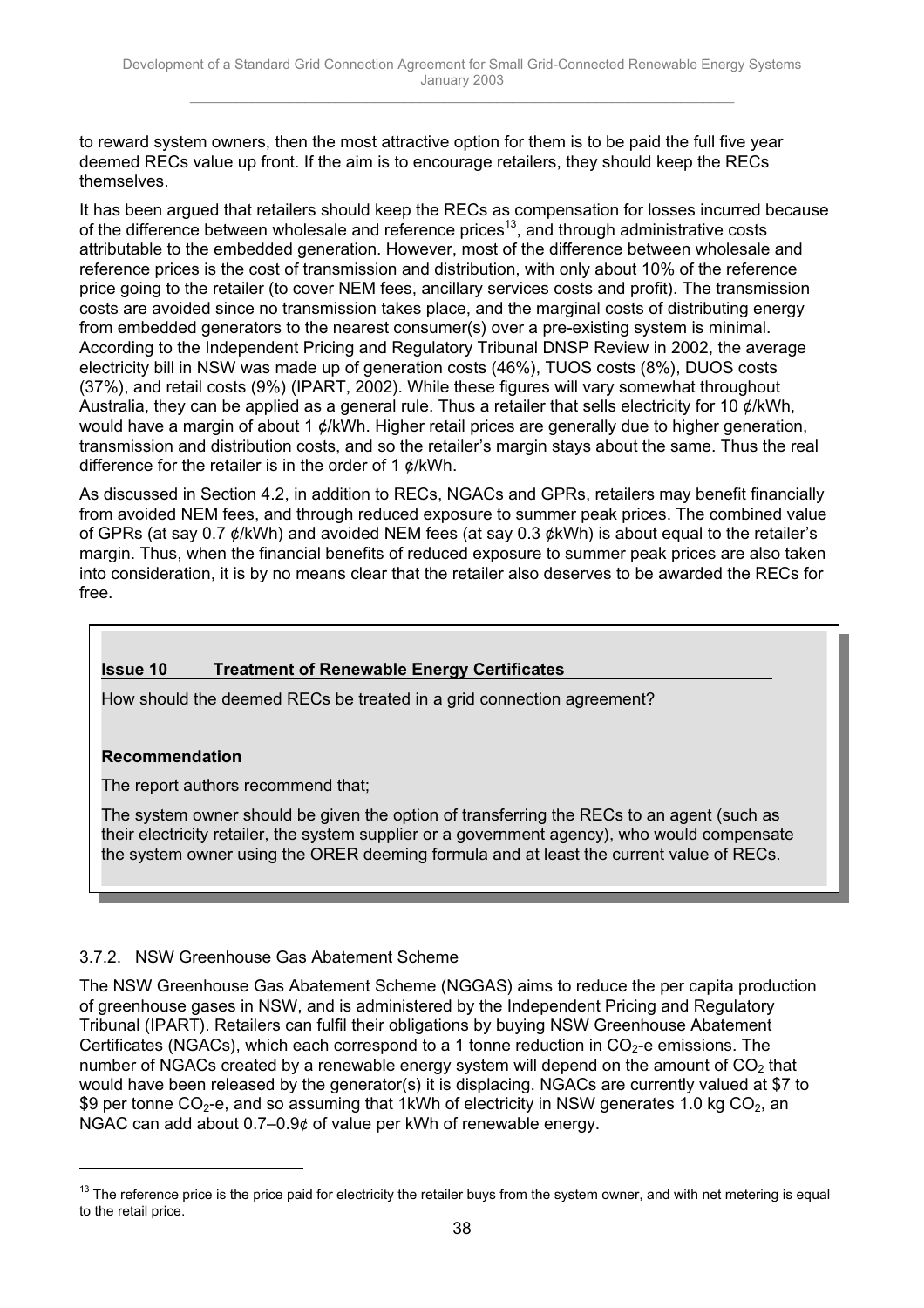to reward system owners, then the most attractive option for them is to be paid the full five year deemed RECs value up front. If the aim is to encourage retailers, they should keep the RECs themselves.

It has been argued that retailers should keep the RECs as compensation for losses incurred because of the difference between wholesale and reference prices[13], and through administrative costs attributable to the embedded generation. However, most of the difference between wholesale and reference prices is the cost of transmission and distribution, with only about 10% of the reference price going to the retailer (to cover NEM fees, ancillary services costs and profit). The transmission costs are avoided since no transmission takes place, and the marginal costs of distributing energy from embedded generators to the nearest consumer(s) over a pre-existing system is minimal. According to the Independent Pricing and Regulatory Tribunal DNSP Review in 2002, the average electricity bill in NSW was made up of generation costs (46%), TUOS costs (8%), DUOS costs (37%), and retail costs (9%) (IPART, 2002). While these figures will vary somewhat throughout Australia, they can be applied as a general rule. Thus a retailer that sells electricity for 10 ¢/kWh, would have a margin of about 1 ¢/kWh. Higher retail prices are generally due to higher generation, transmission and distribution costs, and so the retailer's margin stays about the same. Thus the real difference for the retailer is in the order of 1 ¢/kWh.

As discussed in Section 4.2, in addition to RECs, NGACs and GPRs, retailers may benefit financially from avoided NEM fees, and through reduced exposure to summer peak prices. The combined value of GPRs (at say 0.7 ¢/kWh) and avoided NEM fees (at say 0.3 ¢kWh) is about equal to the retailer's margin. Thus, when the financial benefits of reduced exposure to summer peak prices are also taken into consideration, it is by no means clear that the retailer also deserves to be awarded the RECs for free.

> **Issue 10 Treatment of Renewable Energy Certificates**
>
> How should the deemed RECs be treated in a grid connection agreement?
>
> **Recommendation**
>
> The report authors recommend that;
>
> The system owner should be given the option of transferring the RECs to an agent (such as their electricity retailer, the system supplier or a government agency), who would compensate the system owner using the ORER deeming formula and at least the current value of RECs.

### 3.7.2. NSW Greenhouse Gas Abatement Scheme

The NSW Greenhouse Gas Abatement Scheme (NGGAS) aims to reduce the per capita production of greenhouse gases in NSW, and is administered by the Independent Pricing and Regulatory Tribunal (IPART). Retailers can fulfil their obligations by buying NSW Greenhouse Abatement Certificates (NGACs), which each correspond to a 1 tonne reduction in $CO_2$-e emissions. The number of NGACs created by a renewable energy system will depend on the amount of $CO_2$ that would have been released by the generator(s) it is displacing. NGACs are currently valued at \$7 to \$9 per tonne $CO_2$-e, and so assuming that 1kWh of electricity in NSW generates 1.0 kg $CO_2$, an NGAC can add about 0.7–0.9¢ of value per kWh of renewable energy.

[13] The reference price is the price paid for electricity the retailer buys from the system owner, and with net metering is equal to the retail price.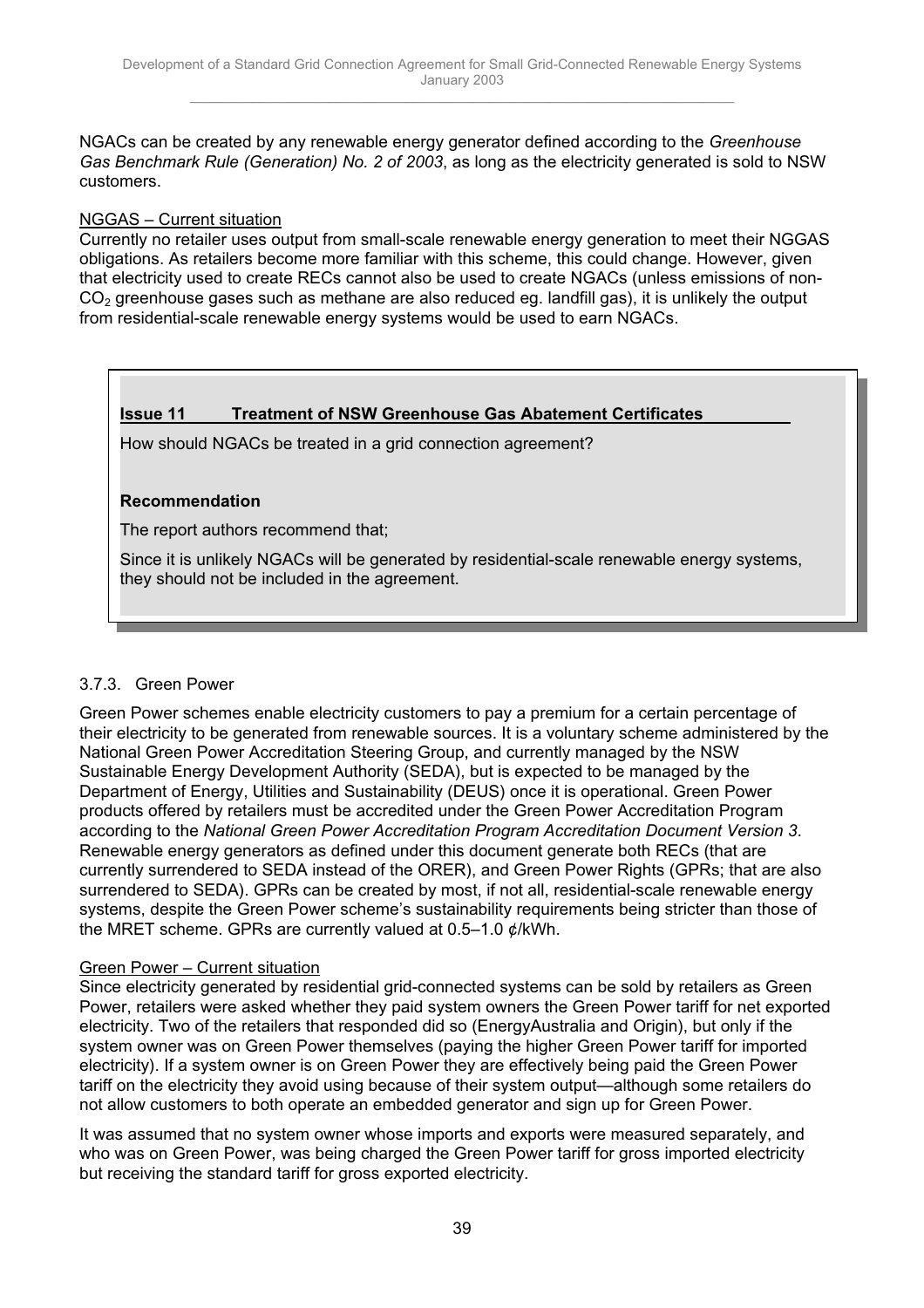NGACs can be created by any renewable energy generator defined according to the *Greenhouse Gas Benchmark Rule (Generation) No. 2 of 2003*, as long as the electricity generated is sold to NSW customers.

NGGAS – Current situation

Currently no retailer uses output from small-scale renewable energy generation to meet their NGGAS obligations. As retailers become more familiar with this scheme, this could change. However, given that electricity used to create RECs cannot also be used to create NGACs (unless emissions of non-$CO_2$ greenhouse gases such as methane are also reduced eg. landfill gas), it is unlikely the output from residential-scale renewable energy systems would be used to earn NGACs.

**Issue 11 Treatment of NSW Greenhouse Gas Abatement Certificates**

How should NGACs be treated in a grid connection agreement?

**Recommendation**

The report authors recommend that;

Since it is unlikely NGACs will be generated by residential-scale renewable energy systems, they should not be included in the agreement.

### 3.7.3. Green Power

Green Power schemes enable electricity customers to pay a premium for a certain percentage of their electricity to be generated from renewable sources. It is a voluntary scheme administered by the National Green Power Accreditation Steering Group, and currently managed by the NSW Sustainable Energy Development Authority (SEDA), but is expected to be managed by the Department of Energy, Utilities and Sustainability (DEUS) once it is operational. Green Power products offered by retailers must be accredited under the Green Power Accreditation Program according to the *National Green Power Accreditation Program Accreditation Document Version 3*. Renewable energy generators as defined under this document generate both RECs (that are currently surrendered to SEDA instead of the ORER), and Green Power Rights (GPRs; that are also surrendered to SEDA). GPRs can be created by most, if not all, residential-scale renewable energy systems, despite the Green Power scheme's sustainability requirements being stricter than those of the MRET scheme. GPRs are currently valued at 0.5–1.0 ¢/kWh.

Green Power – Current situation

Since electricity generated by residential grid-connected systems can be sold by retailers as Green Power, retailers were asked whether they paid system owners the Green Power tariff for net exported electricity. Two of the retailers that responded did so (EnergyAustralia and Origin), but only if the system owner was on Green Power themselves (paying the higher Green Power tariff for imported electricity). If a system owner is on Green Power they are effectively being paid the Green Power tariff on the electricity they avoid using because of their system output—although some retailers do not allow customers to both operate an embedded generator and sign up for Green Power.

It was assumed that no system owner whose imports and exports were measured separately, and who was on Green Power, was being charged the Green Power tariff for gross imported electricity but receiving the standard tariff for gross exported electricity.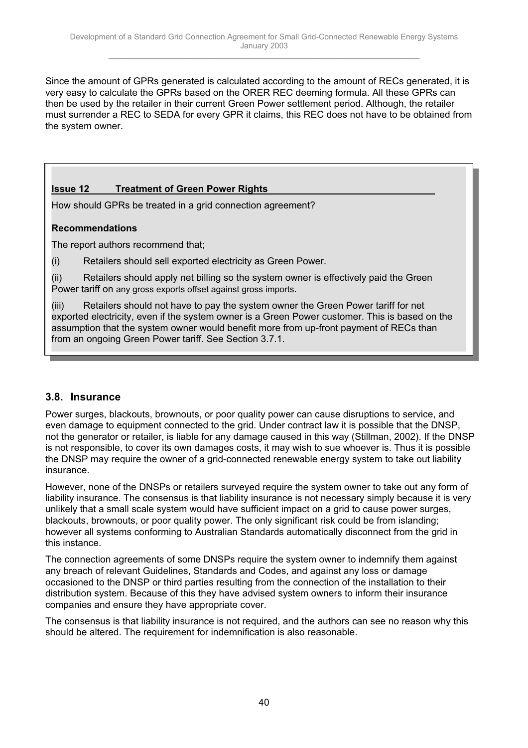Since the amount of GPRs generated is calculated according to the amount of RECs generated, it is very easy to calculate the GPRs based on the ORER REC deeming formula. All these GPRs can then be used by the retailer in their current Green Power settlement period. Although, the retailer must surrender a REC to SEDA for every GPR it claims, this REC does not have to be obtained from the system owner.

**Issue 12 Treatment of Green Power Rights**

How should GPRs be treated in a grid connection agreement?

**Recommendations**

The report authors recommend that;

(i) Retailers should sell exported electricity as Green Power.

(ii) Retailers should apply net billing so the system owner is effectively paid the Green Power tariff on any gross exports offset against gross imports.

(iii) Retailers should not have to pay the system owner the Green Power tariff for net exported electricity, even if the system owner is a Green Power customer. This is based on the assumption that the system owner would benefit more from up-front payment of RECs than from an ongoing Green Power tariff. See Section 3.7.1.

## 3.8. Insurance

Power surges, blackouts, brownouts, or poor quality power can cause disruptions to service, and even damage to equipment connected to the grid. Under contract law it is possible that the DNSP, not the generator or retailer, is liable for any damage caused in this way (Stillman, 2002). If the DNSP is not responsible, to cover its own damages costs, it may wish to sue whoever is. Thus it is possible the DNSP may require the owner of a grid-connected renewable energy system to take out liability insurance.

However, none of the DNSPs or retailers surveyed require the system owner to take out any form of liability insurance. The consensus is that liability insurance is not necessary simply because it is very unlikely that a small scale system would have sufficient impact on a grid to cause power surges, blackouts, brownouts, or poor quality power. The only significant risk could be from islanding; however all systems conforming to Australian Standards automatically disconnect from the grid in this instance.

The connection agreements of some DNSPs require the system owner to indemnify them against any breach of relevant Guidelines, Standards and Codes, and against any loss or damage occasioned to the DNSP or third parties resulting from the connection of the installation to their distribution system. Because of this they have advised system owners to inform their insurance companies and ensure they have appropriate cover.

The consensus is that liability insurance is not required, and the authors can see no reason why this should be altered. The requirement for indemnification is also reasonable.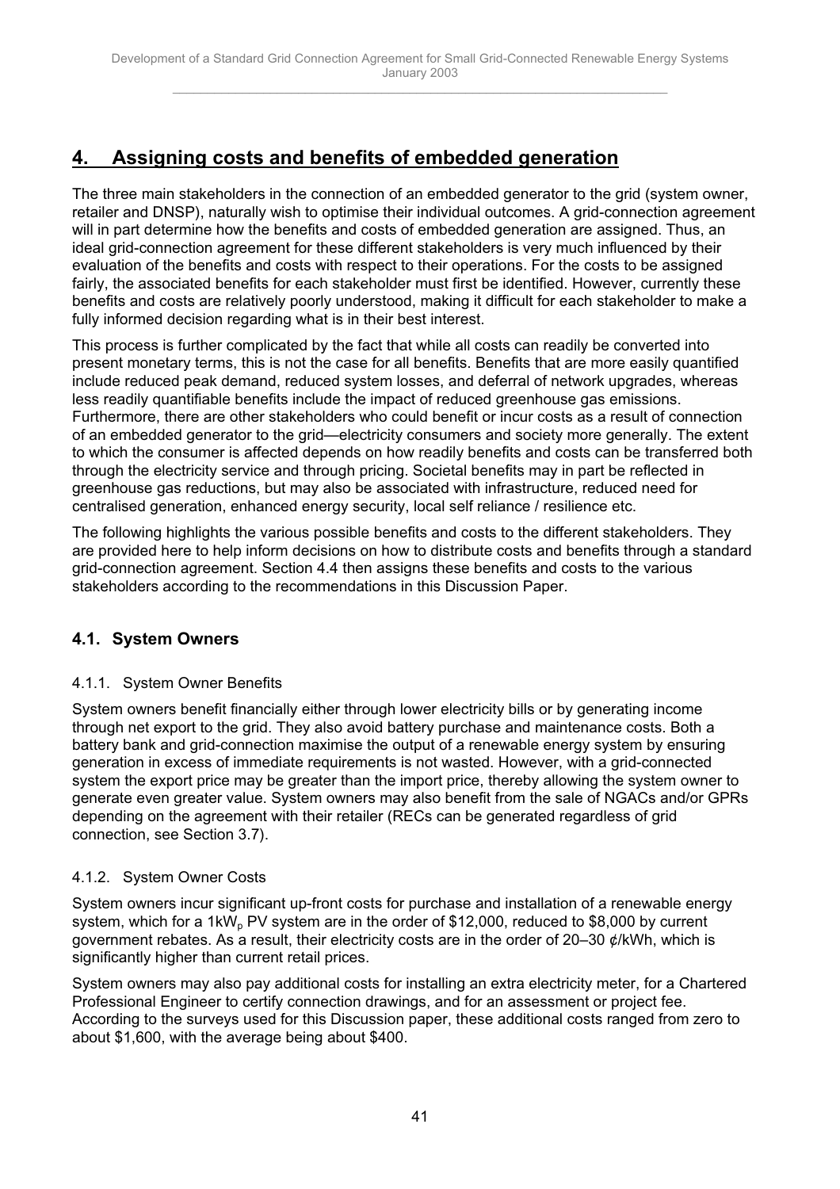# 4. Assigning costs and benefits of embedded generation

The three main stakeholders in the connection of an embedded generator to the grid (system owner, retailer and DNSP), naturally wish to optimise their individual outcomes. A grid-connection agreement will in part determine how the benefits and costs of embedded generation are assigned. Thus, an ideal grid-connection agreement for these different stakeholders is very much influenced by their evaluation of the benefits and costs with respect to their operations. For the costs to be assigned fairly, the associated benefits for each stakeholder must first be identified. However, currently these benefits and costs are relatively poorly understood, making it difficult for each stakeholder to make a fully informed decision regarding what is in their best interest.

This process is further complicated by the fact that while all costs can readily be converted into present monetary terms, this is not the case for all benefits. Benefits that are more easily quantified include reduced peak demand, reduced system losses, and deferral of network upgrades, whereas less readily quantifiable benefits include the impact of reduced greenhouse gas emissions. Furthermore, there are other stakeholders who could benefit or incur costs as a result of connection of an embedded generator to the grid—electricity consumers and society more generally. The extent to which the consumer is affected depends on how readily benefits and costs can be transferred both through the electricity service and through pricing. Societal benefits may in part be reflected in greenhouse gas reductions, but may also be associated with infrastructure, reduced need for centralised generation, enhanced energy security, local self reliance / resilience etc.

The following highlights the various possible benefits and costs to the different stakeholders. They are provided here to help inform decisions on how to distribute costs and benefits through a standard grid-connection agreement. Section 4.4 then assigns these benefits and costs to the various stakeholders according to the recommendations in this Discussion Paper.

## 4.1. System Owners

### 4.1.1. System Owner Benefits

System owners benefit financially either through lower electricity bills or by generating income through net export to the grid. They also avoid battery purchase and maintenance costs. Both a battery bank and grid-connection maximise the output of a renewable energy system by ensuring generation in excess of immediate requirements is not wasted. However, with a grid-connected system the export price may be greater than the import price, thereby allowing the system owner to generate even greater value. System owners may also benefit from the sale of NGACs and/or GPRs depending on the agreement with their retailer (RECs can be generated regardless of grid connection, see Section 3.7).

### 4.1.2. System Owner Costs

System owners incur significant up-front costs for purchase and installation of a renewable energy system, which for a $1kW_p$ PV system are in the order of \$12,000, reduced to \$8,000 by current government rebates. As a result, their electricity costs are in the order of 20–30 ¢/kWh, which is significantly higher than current retail prices.

System owners may also pay additional costs for installing an extra electricity meter, for a Chartered Professional Engineer to certify connection drawings, and for an assessment or project fee. According to the surveys used for this Discussion paper, these additional costs ranged from zero to about \$1,600, with the average being about \$400.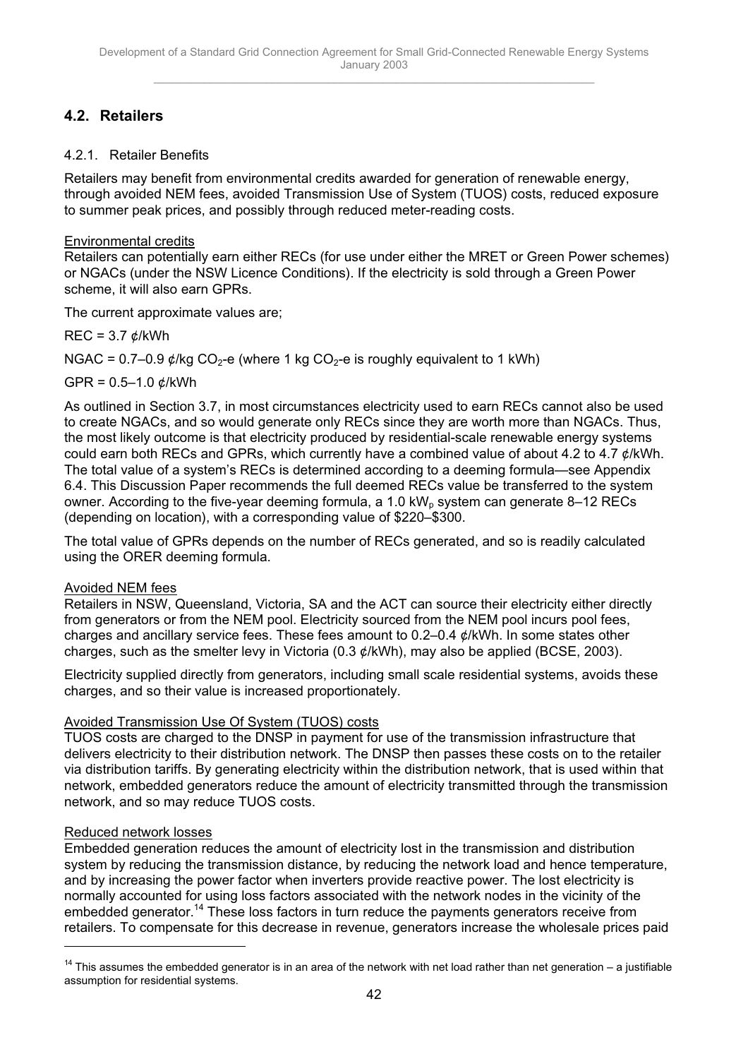## 4.2. Retailers

### 4.2.1. Retailer Benefits

Retailers may benefit from environmental credits awarded for generation of renewable energy, through avoided NEM fees, avoided Transmission Use of System (TUOS) costs, reduced exposure to summer peak prices, and possibly through reduced meter-reading costs.

Environmental credits

Retailers can potentially earn either RECs (for use under either the MRET or Green Power schemes) or NGACs (under the NSW Licence Conditions). If the electricity is sold through a Green Power scheme, it will also earn GPRs.

The current approximate values are;

REC = 3.7 ¢/kWh

NGAC = 0.7–0.9 ¢/kg $CO_2$-e (where 1 kg $CO_2$-e is roughly equivalent to 1 kWh)

GPR = 0.5–1.0 ¢/kWh

As outlined in Section 3.7, in most circumstances electricity used to earn RECs cannot also be used to create NGACs, and so would generate only RECs since they are worth more than NGACs. Thus, the most likely outcome is that electricity produced by residential-scale renewable energy systems could earn both RECs and GPRs, which currently have a combined value of about 4.2 to 4.7 ¢/kWh. The total value of a system's RECs is determined according to a deeming formula—see Appendix 6.4. This Discussion Paper recommends the full deemed RECs value be transferred to the system owner. According to the five-year deeming formula, a 1.0 $kW_p$ system can generate 8–12 RECs (depending on location), with a corresponding value of $220–$300.

The total value of GPRs depends on the number of RECs generated, and so is readily calculated using the ORER deeming formula.

Avoided NEM fees

Retailers in NSW, Queensland, Victoria, SA and the ACT can source their electricity either directly from generators or from the NEM pool. Electricity sourced from the NEM pool incurs pool fees, charges and ancillary service fees. These fees amount to 0.2–0.4 ¢/kWh. In some states other charges, such as the smelter levy in Victoria (0.3 ¢/kWh), may also be applied (BCSE, 2003).

Electricity supplied directly from generators, including small scale residential systems, avoids these charges, and so their value is increased proportionately.

Avoided Transmission Use Of System (TUOS) costs

TUOS costs are charged to the DNSP in payment for use of the transmission infrastructure that delivers electricity to their distribution network. The DNSP then passes these costs on to the retailer via distribution tariffs. By generating electricity within the distribution network, that is used within that network, embedded generators reduce the amount of electricity transmitted through the transmission network, and so may reduce TUOS costs.

Reduced network losses

Embedded generation reduces the amount of electricity lost in the transmission and distribution system by reducing the transmission distance, by reducing the network load and hence temperature, and by increasing the power factor when inverters provide reactive power. The lost electricity is normally accounted for using loss factors associated with the network nodes in the vicinity of the embedded generator.[14] These loss factors in turn reduce the payments generators receive from retailers. To compensate for this decrease in revenue, generators increase the wholesale prices paid

[14] This assumes the embedded generator is in an area of the network with net load rather than net generation – a justifiable assumption for residential systems.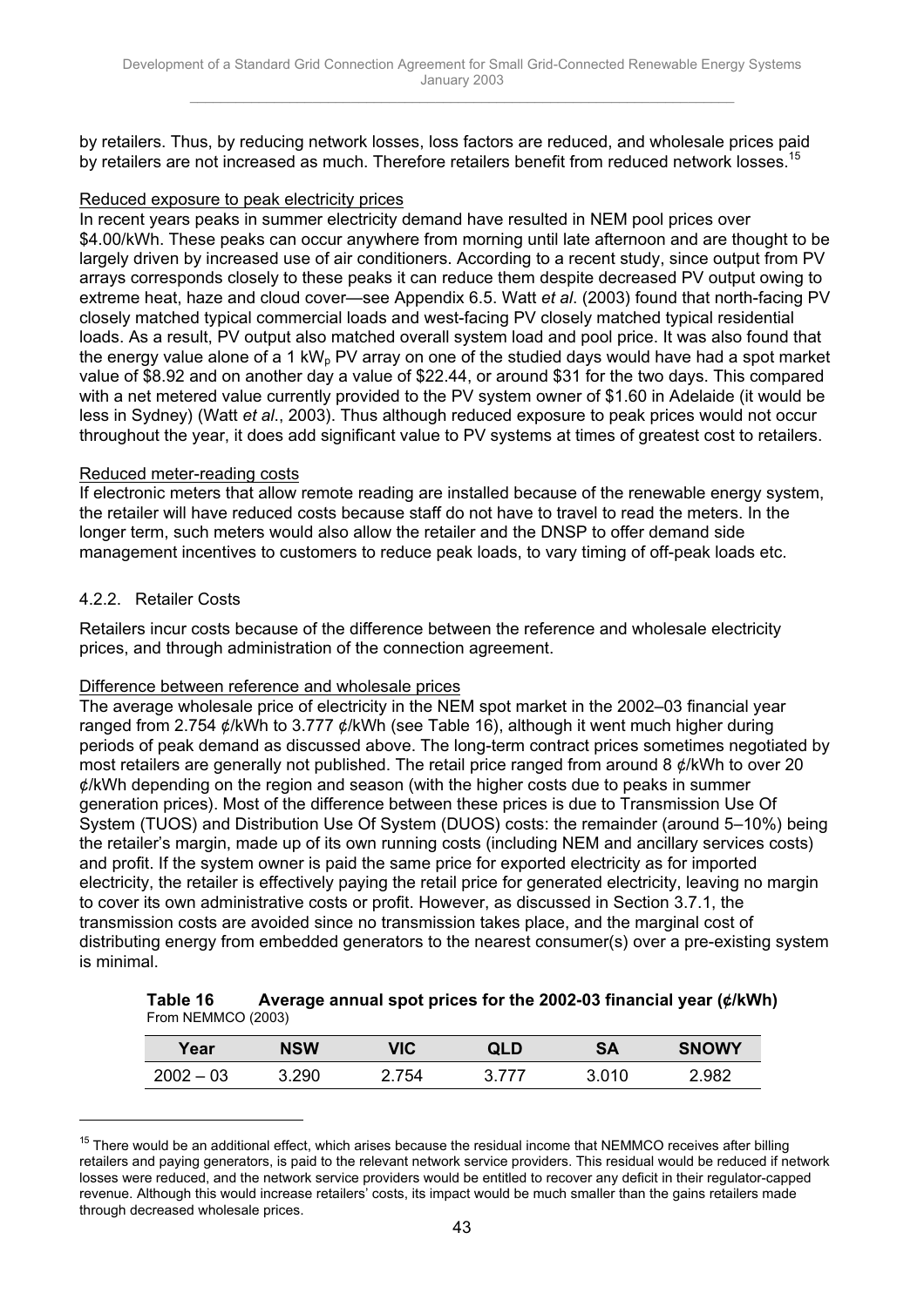by retailers. Thus, by reducing network losses, loss factors are reduced, and wholesale prices paid by retailers are not increased as much. Therefore retailers benefit from reduced network losses.[15]

Reduced exposure to peak electricity prices

In recent years peaks in summer electricity demand have resulted in NEM pool prices over \$4.00/kWh. These peaks can occur anywhere from morning until late afternoon and are thought to be largely driven by increased use of air conditioners. According to a recent study, since output from PV arrays corresponds closely to these peaks it can reduce them despite decreased PV output owing to extreme heat, haze and cloud cover—see Appendix 6.5. Watt *et al.* (2003) found that north-facing PV closely matched typical commercial loads and west-facing PV closely matched typical residential loads. As a result, PV output also matched overall system load and pool price. It was also found that the energy value alone of a 1 $kW_p$ PV array on one of the studied days would have had a spot market value of \$8.92 and on another day a value of \$22.44, or around \$31 for the two days. This compared with a net metered value currently provided to the PV system owner of \$1.60 in Adelaide (it would be less in Sydney) (Watt *et al*., 2003). Thus although reduced exposure to peak prices would not occur throughout the year, it does add significant value to PV systems at times of greatest cost to retailers.

Reduced meter-reading costs

If electronic meters that allow remote reading are installed because of the renewable energy system, the retailer will have reduced costs because staff do not have to travel to read the meters. In the longer term, such meters would also allow the retailer and the DNSP to offer demand side management incentives to customers to reduce peak loads, to vary timing of off-peak loads etc.

### 4.2.2. Retailer Costs

Retailers incur costs because of the difference between the reference and wholesale electricity prices, and through administration of the connection agreement.

Difference between reference and wholesale prices

The average wholesale price of electricity in the NEM spot market in the 2002–03 financial year ranged from 2.754 ¢/kWh to 3.777 ¢/kWh (see Table 16), although it went much higher during periods of peak demand as discussed above. The long-term contract prices sometimes negotiated by most retailers are generally not published. The retail price ranged from around 8 ¢/kWh to over 20 ¢/kWh depending on the region and season (with the higher costs due to peaks in summer generation prices). Most of the difference between these prices is due to Transmission Use Of System (TUOS) and Distribution Use Of System (DUOS) costs: the remainder (around 5–10%) being the retailer's margin, made up of its own running costs (including NEM and ancillary services costs) and profit. If the system owner is paid the same price for exported electricity as for imported electricity, the retailer is effectively paying the retail price for generated electricity, leaving no margin to cover its own administrative costs or profit. However, as discussed in Section 3.7.1, the transmission costs are avoided since no transmission takes place, and the marginal cost of distributing energy from embedded generators to the nearest consumer(s) over a pre-existing system is minimal.

**Table 16 Average annual spot prices for the 2002-03 financial year (¢/kWh)**
From NEMMCO (2003)

| Year | NSW | VIC | QLD | SA | SNOWY |
|---|---|---|---|---|---|
| 2002 – 03 | 3.290 | 2.754 | 3.777 | 3.010 | 2.982 |

[15] There would be an additional effect, which arises because the residual income that NEMMCO receives after billing retailers and paying generators, is paid to the relevant network service providers. This residual would be reduced if network losses were reduced, and the network service providers would be entitled to recover any deficit in their regulator-capped revenue. Although this would increase retailers' costs, its impact would be much smaller than the gains retailers made through decreased wholesale prices.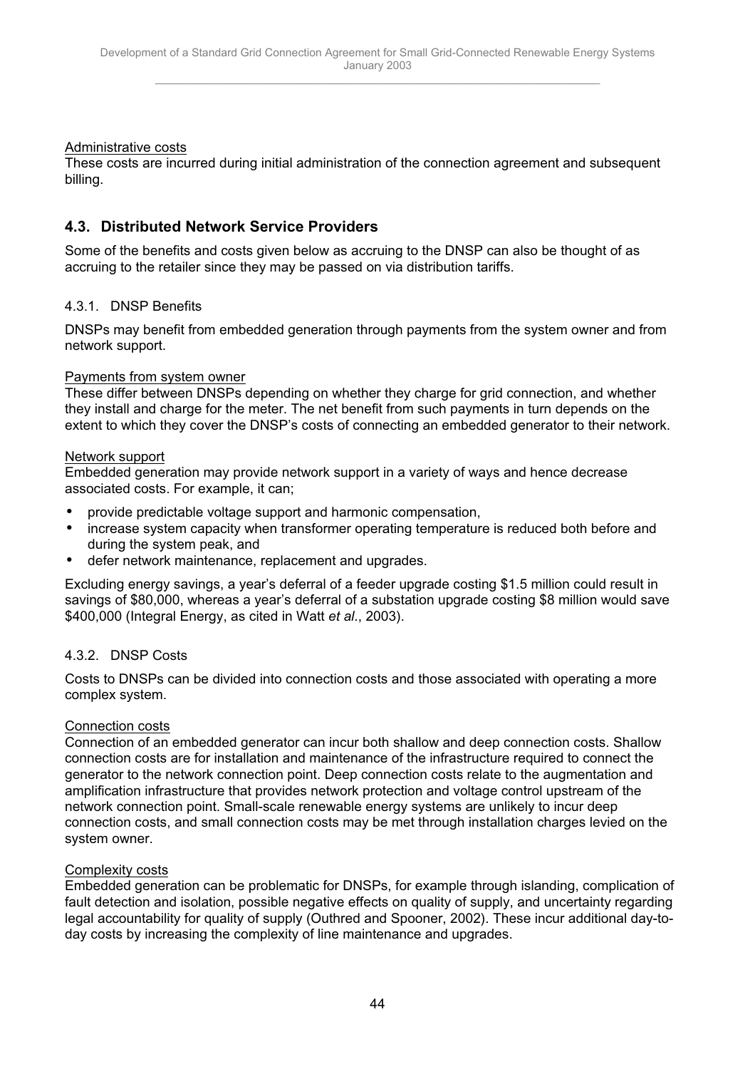Administrative costs

These costs are incurred during initial administration of the connection agreement and subsequent billing.

## 4.3. Distributed Network Service Providers

Some of the benefits and costs given below as accruing to the DNSP can also be thought of as accruing to the retailer since they may be passed on via distribution tariffs.

### 4.3.1. DNSP Benefits

DNSPs may benefit from embedded generation through payments from the system owner and from network support.

Payments from system owner

These differ between DNSPs depending on whether they charge for grid connection, and whether they install and charge for the meter. The net benefit from such payments in turn depends on the extent to which they cover the DNSP's costs of connecting an embedded generator to their network.

Network support

Embedded generation may provide network support in a variety of ways and hence decrease associated costs. For example, it can;

- provide predictable voltage support and harmonic compensation,
- increase system capacity when transformer operating temperature is reduced both before and during the system peak, and
- defer network maintenance, replacement and upgrades.

Excluding energy savings, a year's deferral of a feeder upgrade costing $1.5 million could result in savings of $80,000, whereas a year's deferral of a substation upgrade costing $8 million would save $400,000 (Integral Energy, as cited in Watt *et al*., 2003).

### 4.3.2. DNSP Costs

Costs to DNSPs can be divided into connection costs and those associated with operating a more complex system.

Connection costs

Connection of an embedded generator can incur both shallow and deep connection costs. Shallow connection costs are for installation and maintenance of the infrastructure required to connect the generator to the network connection point. Deep connection costs relate to the augmentation and amplification infrastructure that provides network protection and voltage control upstream of the network connection point. Small-scale renewable energy systems are unlikely to incur deep connection costs, and small connection costs may be met through installation charges levied on the system owner.

Complexity costs

Embedded generation can be problematic for DNSPs, for example through islanding, complication of fault detection and isolation, possible negative effects on quality of supply, and uncertainty regarding legal accountability for quality of supply (Outhred and Spooner, 2002). These incur additional day-to-day costs by increasing the complexity of line maintenance and upgrades.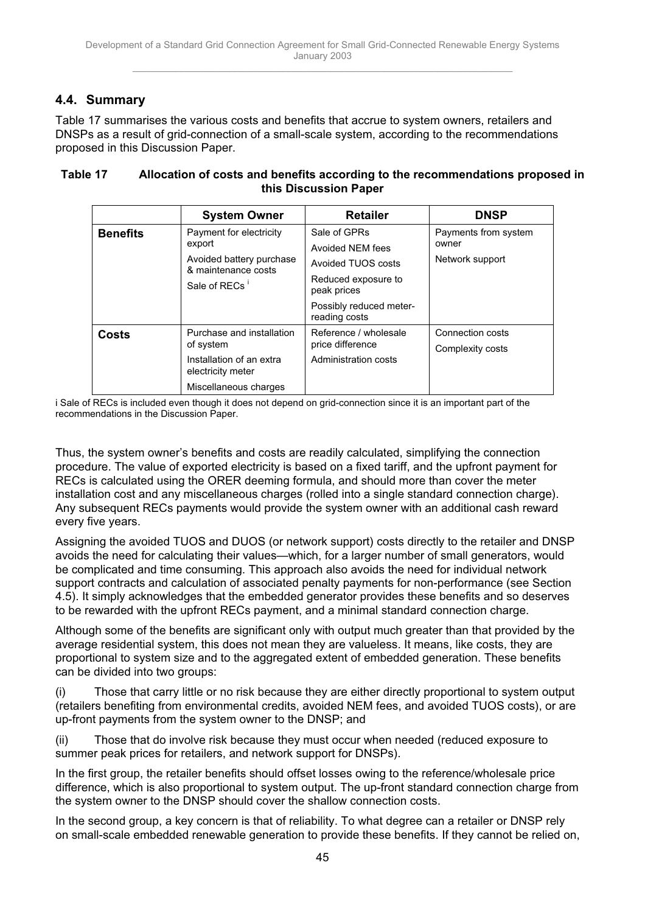## 4.4. Summary

Table 17 summarises the various costs and benefits that accrue to system owners, retailers and DNSPs as a result of grid-connection of a small-scale system, according to the recommendations proposed in this Discussion Paper.

**Table 17 Allocation of costs and benefits according to the recommendations proposed in this Discussion Paper**

| | System Owner | Retailer | DNSP |
|---|---|---|---|
| **Benefits** | Payment for electricity export<br>Avoided battery purchase & maintenance costs<br>Sale of RECs [i] | Sale of GPRs<br>Avoided NEM fees<br>Avoided TUOS costs<br>Reduced exposure to peak prices<br>Possibly reduced meter-reading costs | Payments from system owner<br>Network support |
| **Costs** | Purchase and installation of system<br>Installation of an extra electricity meter<br>Miscellaneous charges | Reference / wholesale price difference<br>Administration costs | Connection costs<br>Complexity costs |

i Sale of RECs is included even though it does not depend on grid-connection since it is an important part of the recommendations in the Discussion Paper.

Thus, the system owner's benefits and costs are readily calculated, simplifying the connection procedure. The value of exported electricity is based on a fixed tariff, and the upfront payment for RECs is calculated using the ORER deeming formula, and should more than cover the meter installation cost and any miscellaneous charges (rolled into a single standard connection charge). Any subsequent RECs payments would provide the system owner with an additional cash reward every five years.

Assigning the avoided TUOS and DUOS (or network support) costs directly to the retailer and DNSP avoids the need for calculating their values—which, for a larger number of small generators, would be complicated and time consuming. This approach also avoids the need for individual network support contracts and calculation of associated penalty payments for non-performance (see Section 4.5). It simply acknowledges that the embedded generator provides these benefits and so deserves to be rewarded with the upfront RECs payment, and a minimal standard connection charge.

Although some of the benefits are significant only with output much greater than that provided by the average residential system, this does not mean they are valueless. It means, like costs, they are proportional to system size and to the aggregated extent of embedded generation. These benefits can be divided into two groups:

(i) Those that carry little or no risk because they are either directly proportional to system output (retailers benefiting from environmental credits, avoided NEM fees, and avoided TUOS costs), or are up-front payments from the system owner to the DNSP; and

(ii) Those that do involve risk because they must occur when needed (reduced exposure to summer peak prices for retailers, and network support for DNSPs).

In the first group, the retailer benefits should offset losses owing to the reference/wholesale price difference, which is also proportional to system output. The up-front standard connection charge from the system owner to the DNSP should cover the shallow connection costs.

In the second group, a key concern is that of reliability. To what degree can a retailer or DNSP rely on small-scale embedded renewable generation to provide these benefits. If they cannot be relied on,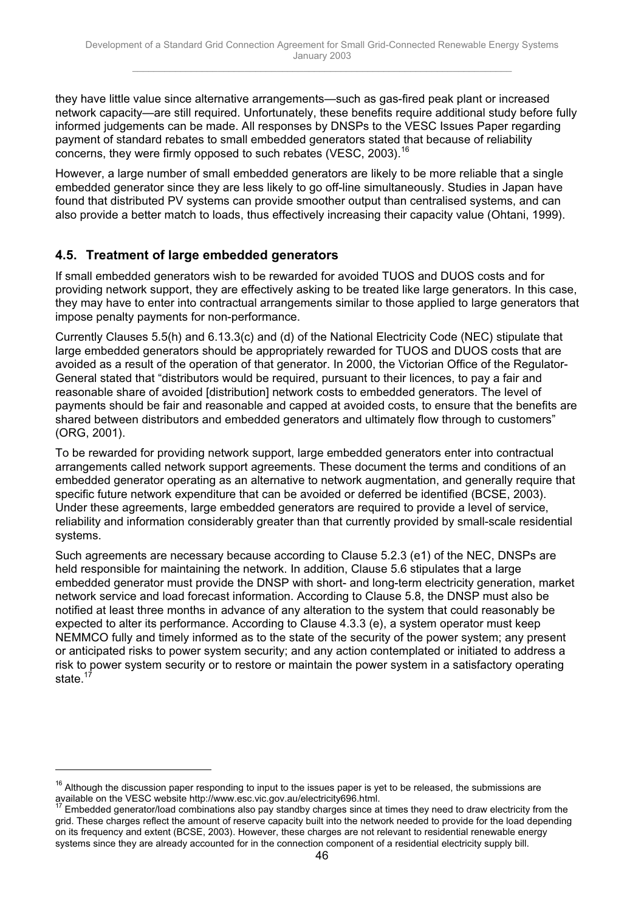they have little value since alternative arrangements—such as gas-fired peak plant or increased network capacity—are still required. Unfortunately, these benefits require additional study before fully informed judgements can be made. All responses by DNSPs to the VESC Issues Paper regarding payment of standard rebates to small embedded generators stated that because of reliability concerns, they were firmly opposed to such rebates (VESC, 2003).[16]

However, a large number of small embedded generators are likely to be more reliable that a single embedded generator since they are less likely to go off-line simultaneously. Studies in Japan have found that distributed PV systems can provide smoother output than centralised systems, and can also provide a better match to loads, thus effectively increasing their capacity value (Ohtani, 1999).

## 4.5. Treatment of large embedded generators

If small embedded generators wish to be rewarded for avoided TUOS and DUOS costs and for providing network support, they are effectively asking to be treated like large generators. In this case, they may have to enter into contractual arrangements similar to those applied to large generators that impose penalty payments for non-performance.

Currently Clauses 5.5(h) and 6.13.3(c) and (d) of the National Electricity Code (NEC) stipulate that large embedded generators should be appropriately rewarded for TUOS and DUOS costs that are avoided as a result of the operation of that generator. In 2000, the Victorian Office of the Regulator-General stated that "distributors would be required, pursuant to their licences, to pay a fair and reasonable share of avoided [distribution] network costs to embedded generators. The level of payments should be fair and reasonable and capped at avoided costs, to ensure that the benefits are shared between distributors and embedded generators and ultimately flow through to customers" (ORG, 2001).

To be rewarded for providing network support, large embedded generators enter into contractual arrangements called network support agreements. These document the terms and conditions of an embedded generator operating as an alternative to network augmentation, and generally require that specific future network expenditure that can be avoided or deferred be identified (BCSE, 2003). Under these agreements, large embedded generators are required to provide a level of service, reliability and information considerably greater than that currently provided by small-scale residential systems.

Such agreements are necessary because according to Clause 5.2.3 (e1) of the NEC, DNSPs are held responsible for maintaining the network. In addition, Clause 5.6 stipulates that a large embedded generator must provide the DNSP with short- and long-term electricity generation, market network service and load forecast information. According to Clause 5.8, the DNSP must also be notified at least three months in advance of any alteration to the system that could reasonably be expected to alter its performance. According to Clause 4.3.3 (e), a system operator must keep NEMMCO fully and timely informed as to the state of the security of the power system; any present or anticipated risks to power system security; and any action contemplated or initiated to address a risk to power system security or to restore or maintain the power system in a satisfactory operating state.[17]

---

[16] Although the discussion paper responding to input to the issues paper is yet to be released, the submissions are available on the VESC website http://www.esc.vic.gov.au/electricity696.html.

[17] Embedded generator/load combinations also pay standby charges since at times they need to draw electricity from the grid. These charges reflect the amount of reserve capacity built into the network needed to provide for the load depending on its frequency and extent (BCSE, 2003). However, these charges are not relevant to residential renewable energy systems since they are already accounted for in the connection component of a residential electricity supply bill.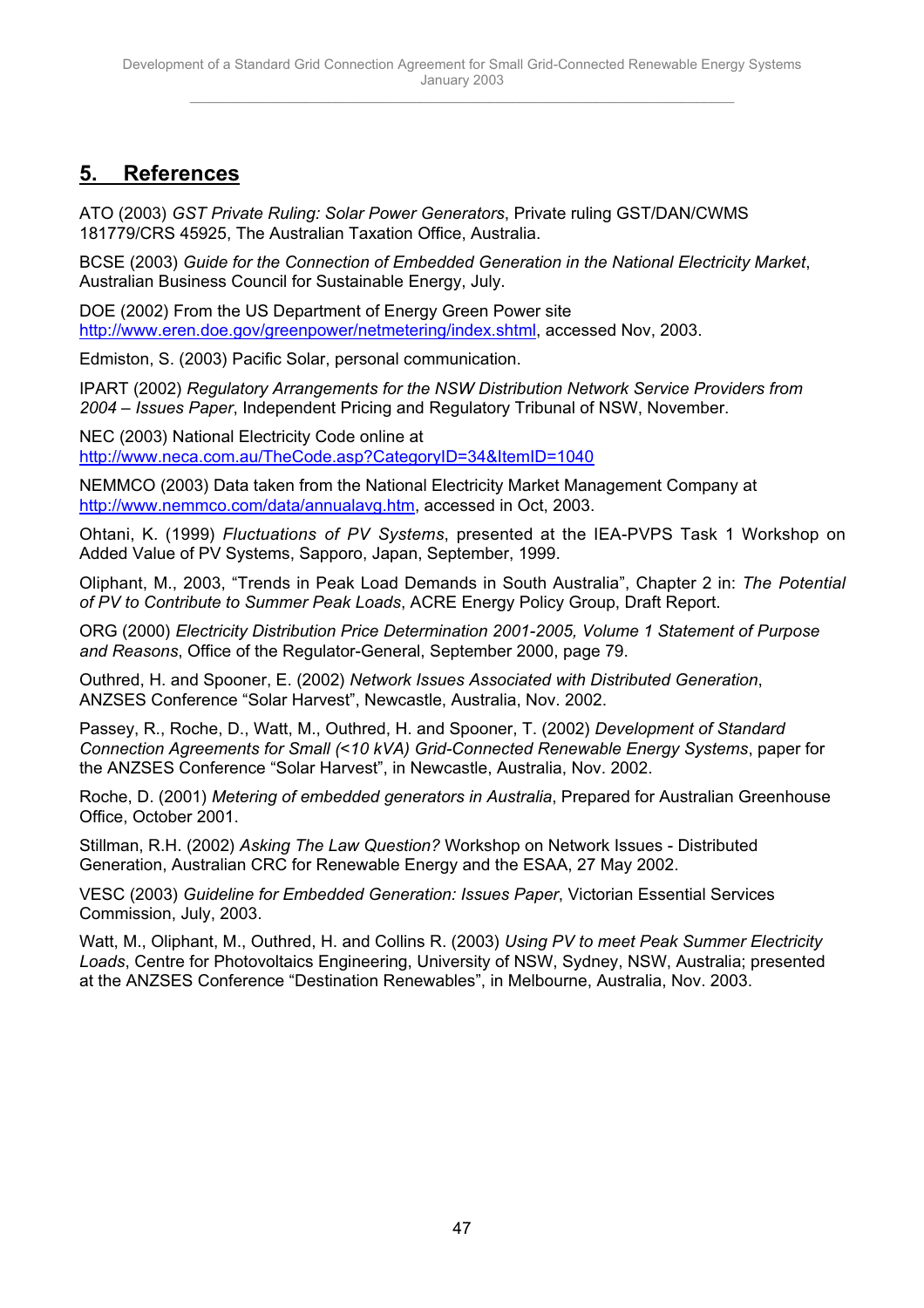## 5. References

ATO (2003) *GST Private Ruling: Solar Power Generators*, Private ruling GST/DAN/CWMS 181779/CRS 45925, The Australian Taxation Office, Australia.

BCSE (2003) *Guide for the Connection of Embedded Generation in the National Electricity Market*, Australian Business Council for Sustainable Energy, July.

DOE (2002) From the US Department of Energy Green Power site http://www.eren.doe.gov/greenpower/netmetering/index.shtml, accessed Nov, 2003.

Edmiston, S. (2003) Pacific Solar, personal communication.

IPART (2002) *Regulatory Arrangements for the NSW Distribution Network Service Providers from 2004 – Issues Paper*, Independent Pricing and Regulatory Tribunal of NSW, November.

NEC (2003) National Electricity Code online at http://www.neca.com.au/TheCode.asp?CategoryID=34&ItemID=1040

NEMMCO (2003) Data taken from the National Electricity Market Management Company at http://www.nemmco.com/data/annualavg.htm, accessed in Oct, 2003.

Ohtani, K. (1999) *Fluctuations of PV Systems*, presented at the IEA-PVPS Task 1 Workshop on Added Value of PV Systems, Sapporo, Japan, September, 1999.

Oliphant, M., 2003, "Trends in Peak Load Demands in South Australia", Chapter 2 in: *The Potential of PV to Contribute to Summer Peak Loads*, ACRE Energy Policy Group, Draft Report.

ORG (2000) *Electricity Distribution Price Determination 2001-2005, Volume 1 Statement of Purpose and Reasons*, Office of the Regulator-General, September 2000, page 79.

Outhred, H. and Spooner, E. (2002) *Network Issues Associated with Distributed Generation*, ANZSES Conference "Solar Harvest", Newcastle, Australia, Nov. 2002.

Passey, R., Roche, D., Watt, M., Outhred, H. and Spooner, T. (2002) *Development of Standard Connection Agreements for Small (<10 kVA) Grid-Connected Renewable Energy Systems*, paper for the ANZSES Conference "Solar Harvest", in Newcastle, Australia, Nov. 2002.

Roche, D. (2001) *Metering of embedded generators in Australia*, Prepared for Australian Greenhouse Office, October 2001.

Stillman, R.H. (2002) *Asking The Law Question?* Workshop on Network Issues - Distributed Generation, Australian CRC for Renewable Energy and the ESAA, 27 May 2002.

VESC (2003) *Guideline for Embedded Generation: Issues Paper*, Victorian Essential Services Commission, July, 2003.

Watt, M., Oliphant, M., Outhred, H. and Collins R. (2003) *Using PV to meet Peak Summer Electricity Loads*, Centre for Photovoltaics Engineering, University of NSW, Sydney, NSW, Australia; presented at the ANZSES Conference "Destination Renewables", in Melbourne, Australia, Nov. 2003.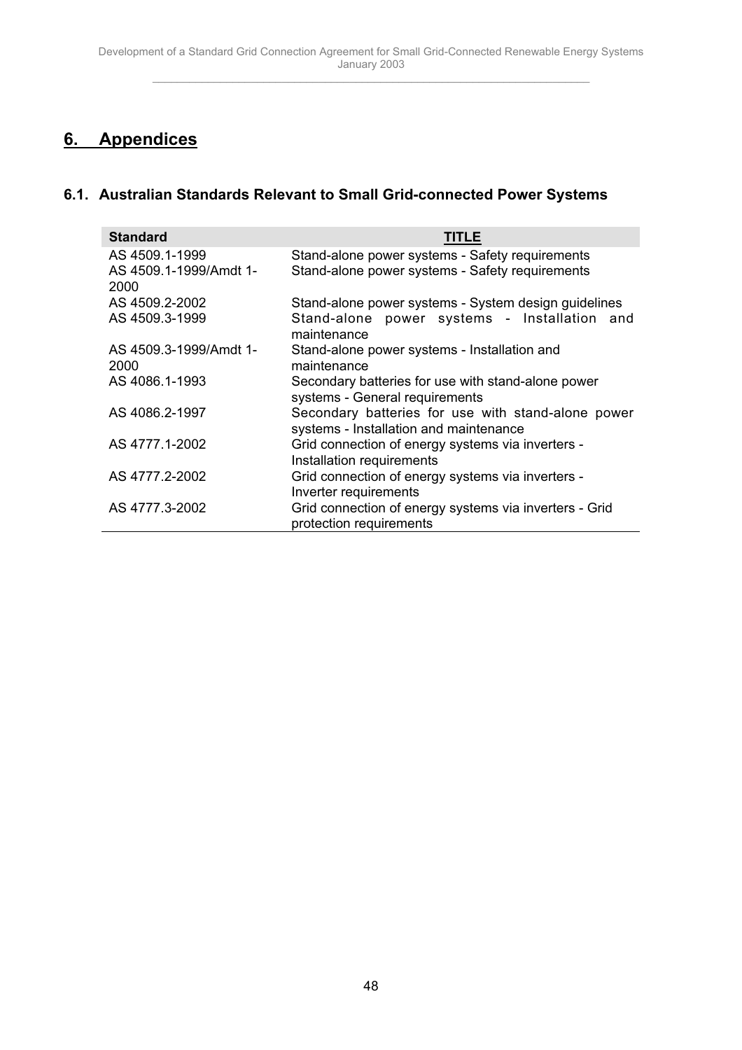# 6. Appendices

## 6.1. Australian Standards Relevant to Small Grid-connected Power Systems

| Standard | TITLE |
|---|---|
| AS 4509.1-1999 | Stand-alone power systems - Safety requirements |
| AS 4509.1-1999/Amdt 1-2000 | Stand-alone power systems - Safety requirements |
| AS 4509.2-2002 | Stand-alone power systems - System design guidelines |
| AS 4509.3-1999 | Stand-alone power systems - Installation and maintenance |
| AS 4509.3-1999/Amdt 1-2000 | Stand-alone power systems - Installation and maintenance |
| AS 4086.1-1993 | Secondary batteries for use with stand-alone power systems - General requirements |
| AS 4086.2-1997 | Secondary batteries for use with stand-alone power systems - Installation and maintenance |
| AS 4777.1-2002 | Grid connection of energy systems via inverters - Installation requirements |
| AS 4777.2-2002 | Grid connection of energy systems via inverters - Inverter requirements |
| AS 4777.3-2002 | Grid connection of energy systems via inverters - Grid protection requirements |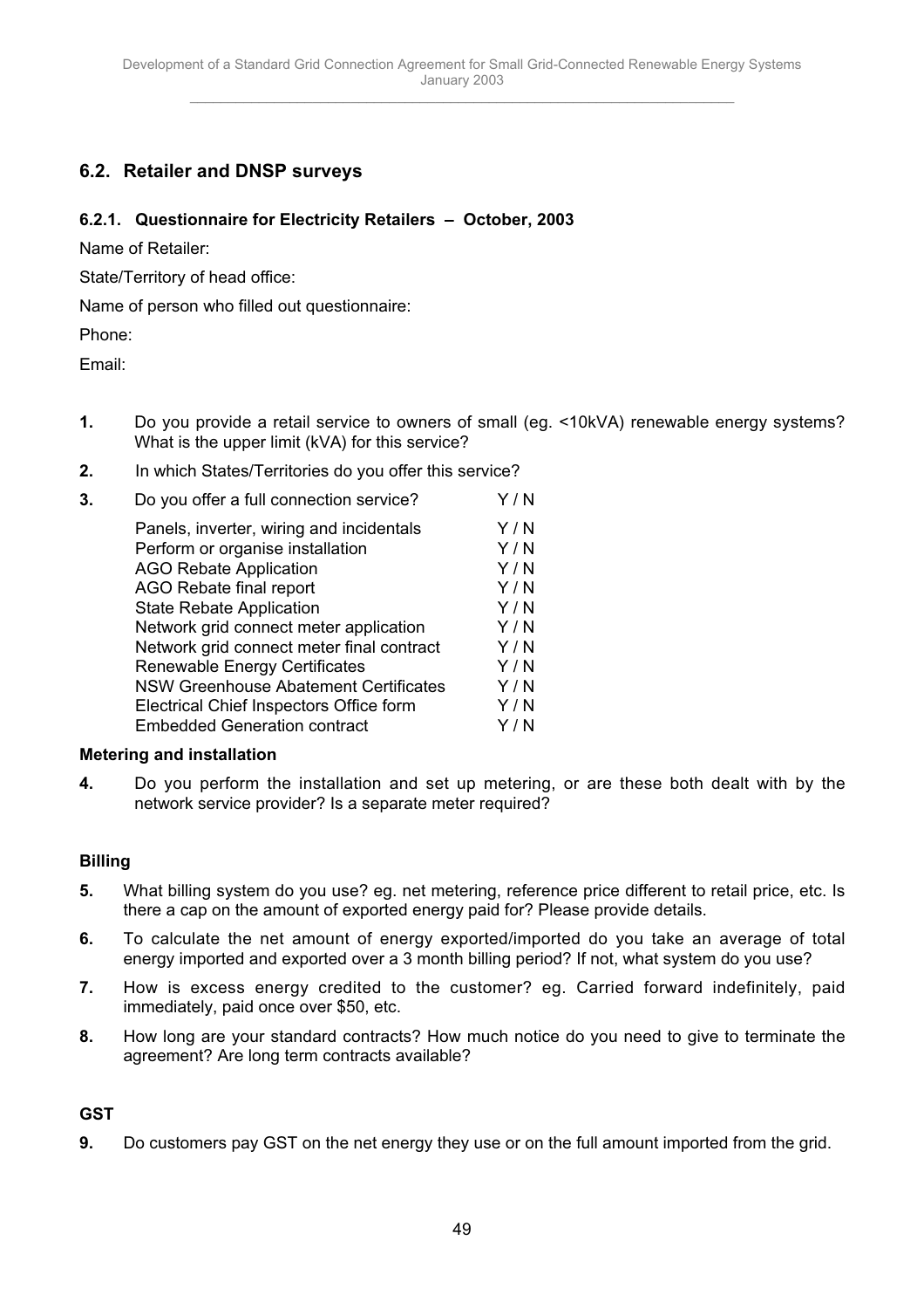## 6.2. Retailer and DNSP surveys

### 6.2.1. Questionnaire for Electricity Retailers – October, 2003

Name of Retailer:

State/Territory of head office:

Name of person who filled out questionnaire:

Phone:

Email:

**1.** Do you provide a retail service to owners of small (eg. <10kVA) renewable energy systems? What is the upper limit (kVA) for this service?

**2.** In which States/Territories do you offer this service?

**3.** Do you offer a full connection service? Y / N

| | |
|---|---|
| Panels, inverter, wiring and incidentals | Y / N |
| Perform or organise installation | Y / N |
| AGO Rebate Application | Y / N |
| AGO Rebate final report | Y / N |
| State Rebate Application | Y / N |
| Network grid connect meter application | Y / N |
| Network grid connect meter final contract | Y / N |
| Renewable Energy Certificates | Y / N |
| NSW Greenhouse Abatement Certificates | Y / N |
| Electrical Chief Inspectors Office form | Y / N |
| Embedded Generation contract | Y / N |

**Metering and installation**

**4.** Do you perform the installation and set up metering, or are these both dealt with by the network service provider? Is a separate meter required?

**Billing**

**5.** What billing system do you use? eg. net metering, reference price different to retail price, etc. Is there a cap on the amount of exported energy paid for? Please provide details.

**6.** To calculate the net amount of energy exported/imported do you take an average of total energy imported and exported over a 3 month billing period? If not, what system do you use?

**7.** How is excess energy credited to the customer? eg. Carried forward indefinitely, paid immediately, paid once over $50, etc.

**8.** How long are your standard contracts? How much notice do you need to give to terminate the agreement? Are long term contracts available?

**GST**

**9.** Do customers pay GST on the net energy they use or on the full amount imported from the grid.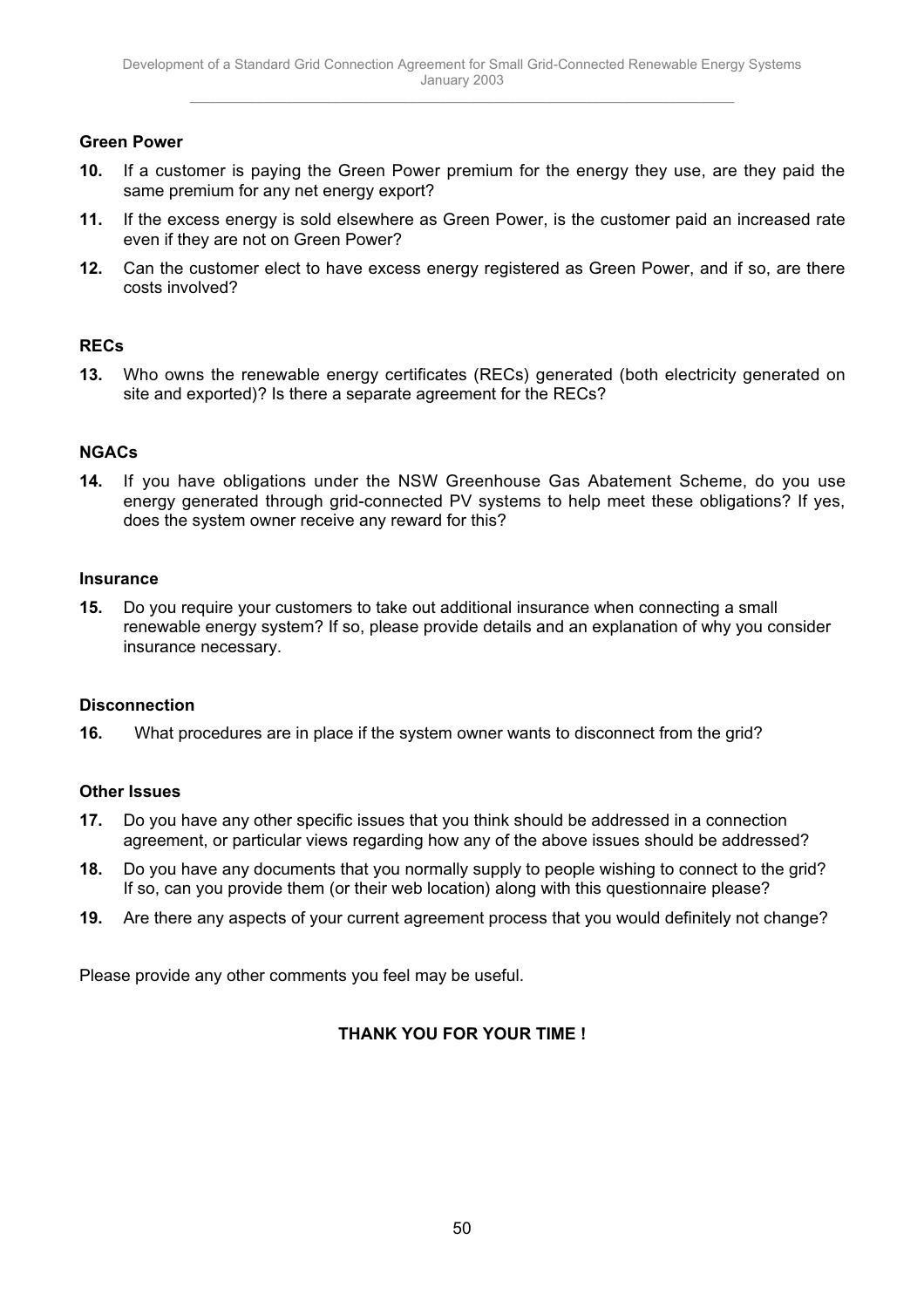**Green Power**

**10.** If a customer is paying the Green Power premium for the energy they use, are they paid the same premium for any net energy export?

**11.** If the excess energy is sold elsewhere as Green Power, is the customer paid an increased rate even if they are not on Green Power?

**12.** Can the customer elect to have excess energy registered as Green Power, and if so, are there costs involved?

**RECs**

**13.** Who owns the renewable energy certificates (RECs) generated (both electricity generated on site and exported)? Is there a separate agreement for the RECs?

**NGACs**

**14.** If you have obligations under the NSW Greenhouse Gas Abatement Scheme, do you use energy generated through grid-connected PV systems to help meet these obligations? If yes, does the system owner receive any reward for this?

**Insurance**

**15.** Do you require your customers to take out additional insurance when connecting a small renewable energy system? If so, please provide details and an explanation of why you consider insurance necessary.

**Disconnection**

**16.** What procedures are in place if the system owner wants to disconnect from the grid?

**Other Issues**

**17.** Do you have any other specific issues that you think should be addressed in a connection agreement, or particular views regarding how any of the above issues should be addressed?

**18.** Do you have any documents that you normally supply to people wishing to connect to the grid? If so, can you provide them (or their web location) along with this questionnaire please?

**19.** Are there any aspects of your current agreement process that you would definitely not change?

Please provide any other comments you feel may be useful.

**THANK YOU FOR YOUR TIME !**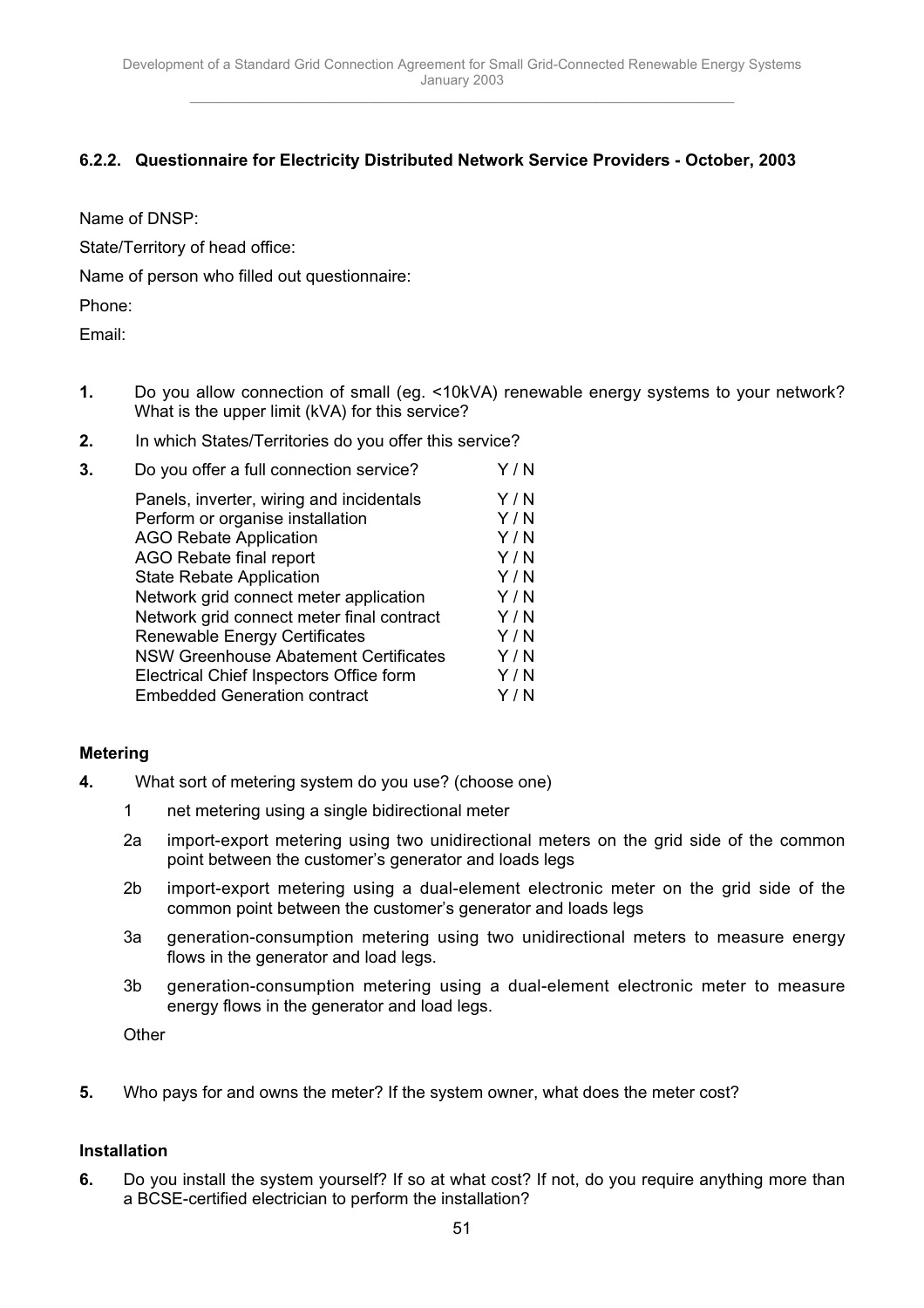### 6.2.2. Questionnaire for Electricity Distributed Network Service Providers - October, 2003

Name of DNSP:

State/Territory of head office:

Name of person who filled out questionnaire:

Phone:

Email:

**1.** Do you allow connection of small (eg. <10kVA) renewable energy systems to your network? What is the upper limit (kVA) for this service?

**2.** In which States/Territories do you offer this service?

**3.** Do you offer a full connection service? Y / N

| | |
|---|---|
| Panels, inverter, wiring and incidentals | Y / N |
| Perform or organise installation | Y / N |
| AGO Rebate Application | Y / N |
| AGO Rebate final report | Y / N |
| State Rebate Application | Y / N |
| Network grid connect meter application | Y / N |
| Network grid connect meter final contract | Y / N |
| Renewable Energy Certificates | Y / N |
| NSW Greenhouse Abatement Certificates | Y / N |
| Electrical Chief Inspectors Office form | Y / N |
| Embedded Generation contract | Y / N |

#### Metering

**4.** What sort of metering system do you use? (choose one)

1 net metering using a single bidirectional meter

2a import-export metering using two unidirectional meters on the grid side of the common point between the customer's generator and loads legs

2b import-export metering using a dual-element electronic meter on the grid side of the common point between the customer's generator and loads legs

3a generation-consumption metering using two unidirectional meters to measure energy flows in the generator and load legs.

3b generation-consumption metering using a dual-element electronic meter to measure energy flows in the generator and load legs.

Other

**5.** Who pays for and owns the meter? If the system owner, what does the meter cost?

#### Installation

**6.** Do you install the system yourself? If so at what cost? If not, do you require anything more than a BCSE-certified electrician to perform the installation?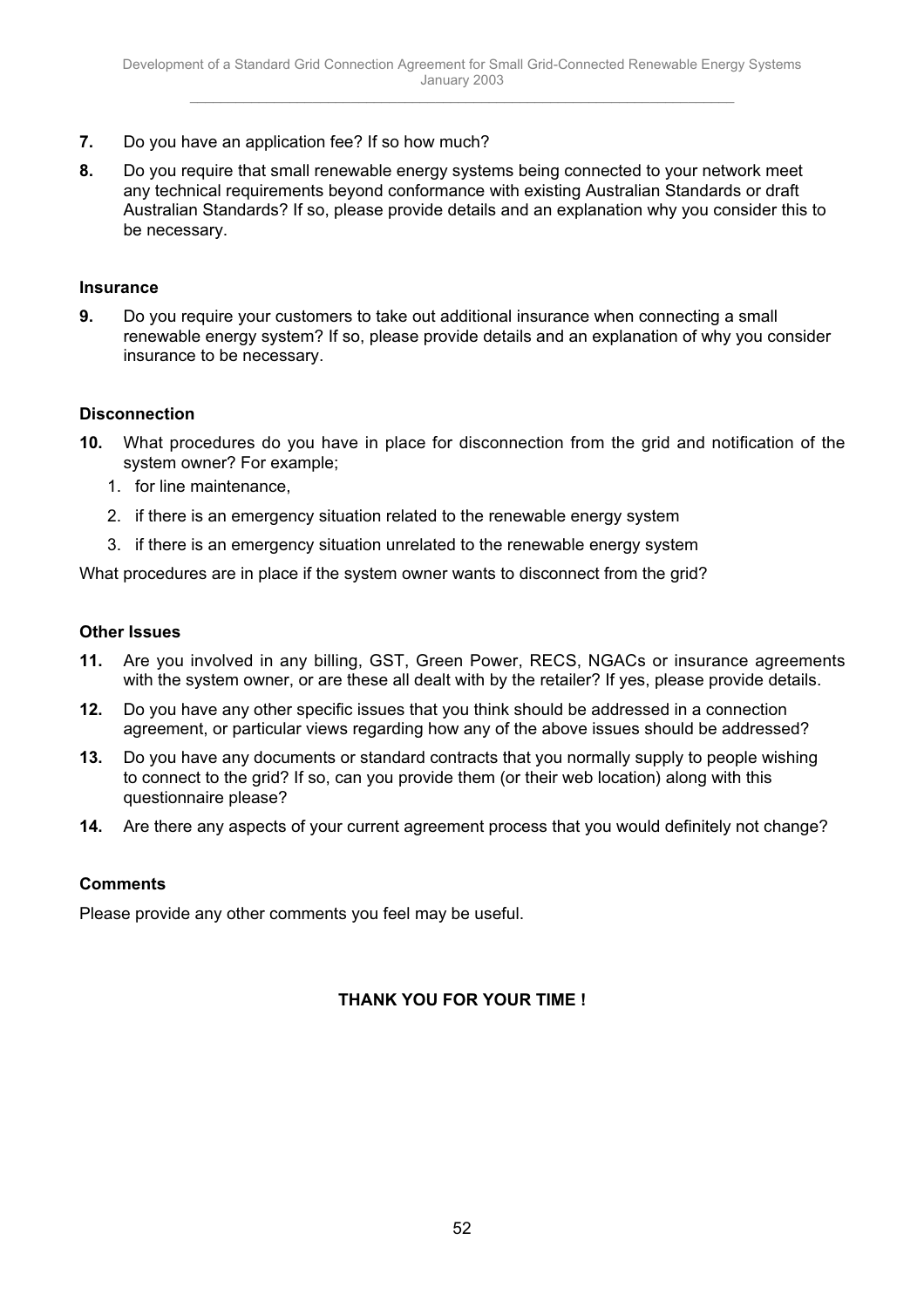**7.** Do you have an application fee? If so how much?

**8.** Do you require that small renewable energy systems being connected to your network meet any technical requirements beyond conformance with existing Australian Standards or draft Australian Standards? If so, please provide details and an explanation why you consider this to be necessary.

**Insurance**

**9.** Do you require your customers to take out additional insurance when connecting a small renewable energy system? If so, please provide details and an explanation of why you consider insurance to be necessary.

**Disconnection**

**10.** What procedures do you have in place for disconnection from the grid and notification of the system owner? For example;

1. for line maintenance,
2. if there is an emergency situation related to the renewable energy system
3. if there is an emergency situation unrelated to the renewable energy system

What procedures are in place if the system owner wants to disconnect from the grid?

**Other Issues**

**11.** Are you involved in any billing, GST, Green Power, RECS, NGACs or insurance agreements with the system owner, or are these all dealt with by the retailer? If yes, please provide details.

**12.** Do you have any other specific issues that you think should be addressed in a connection agreement, or particular views regarding how any of the above issues should be addressed?

**13.** Do you have any documents or standard contracts that you normally supply to people wishing to connect to the grid? If so, can you provide them (or their web location) along with this questionnaire please?

**14.** Are there any aspects of your current agreement process that you would definitely not change?

**Comments**

Please provide any other comments you feel may be useful.

**THANK YOU FOR YOUR TIME !**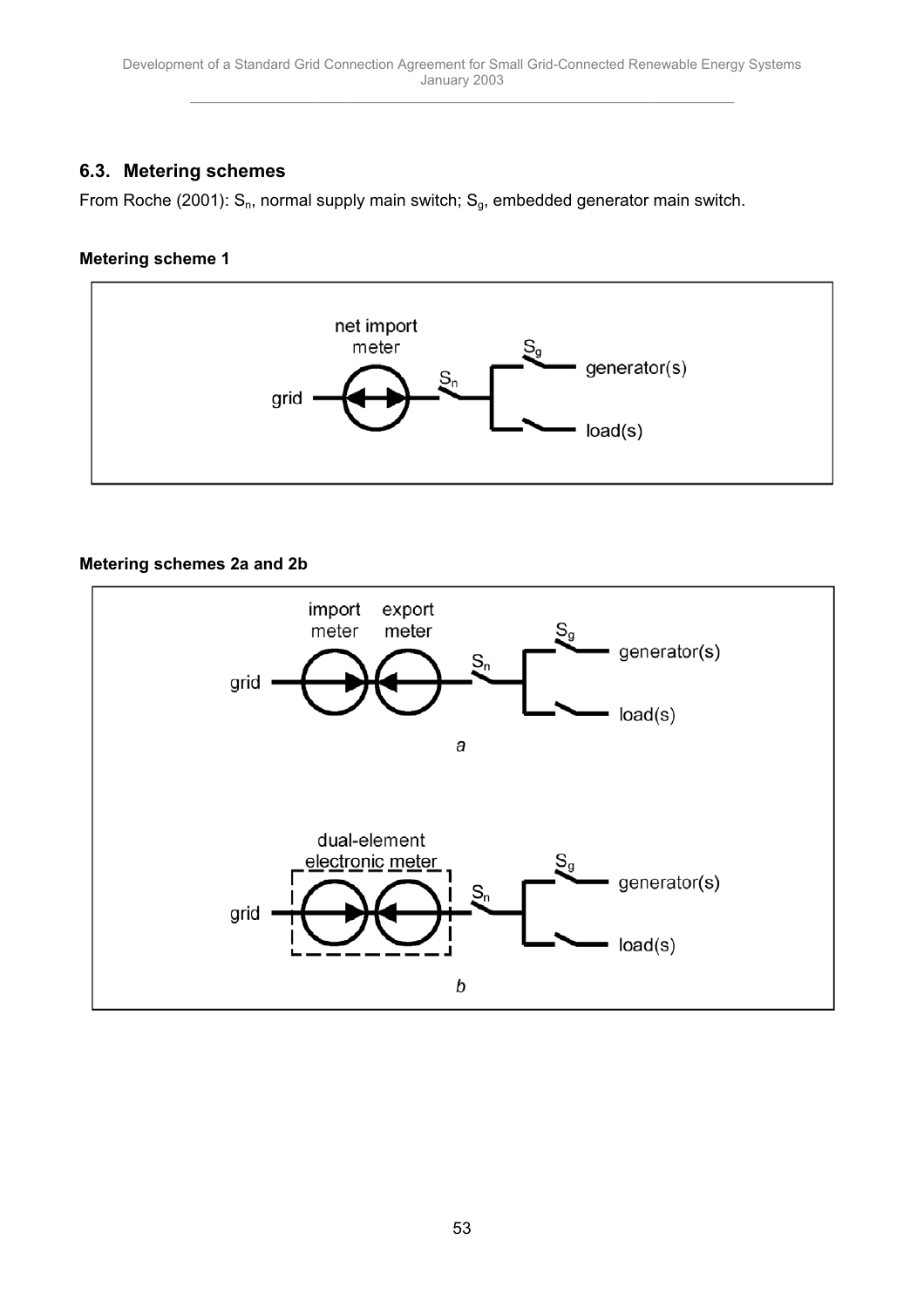## 6.3. Metering schemes

From Roche (2001): $S_n$, normal supply main switch; $S_g$, embedded generator main switch.

**Metering scheme 1**

**Metering schemes 2a and 2b**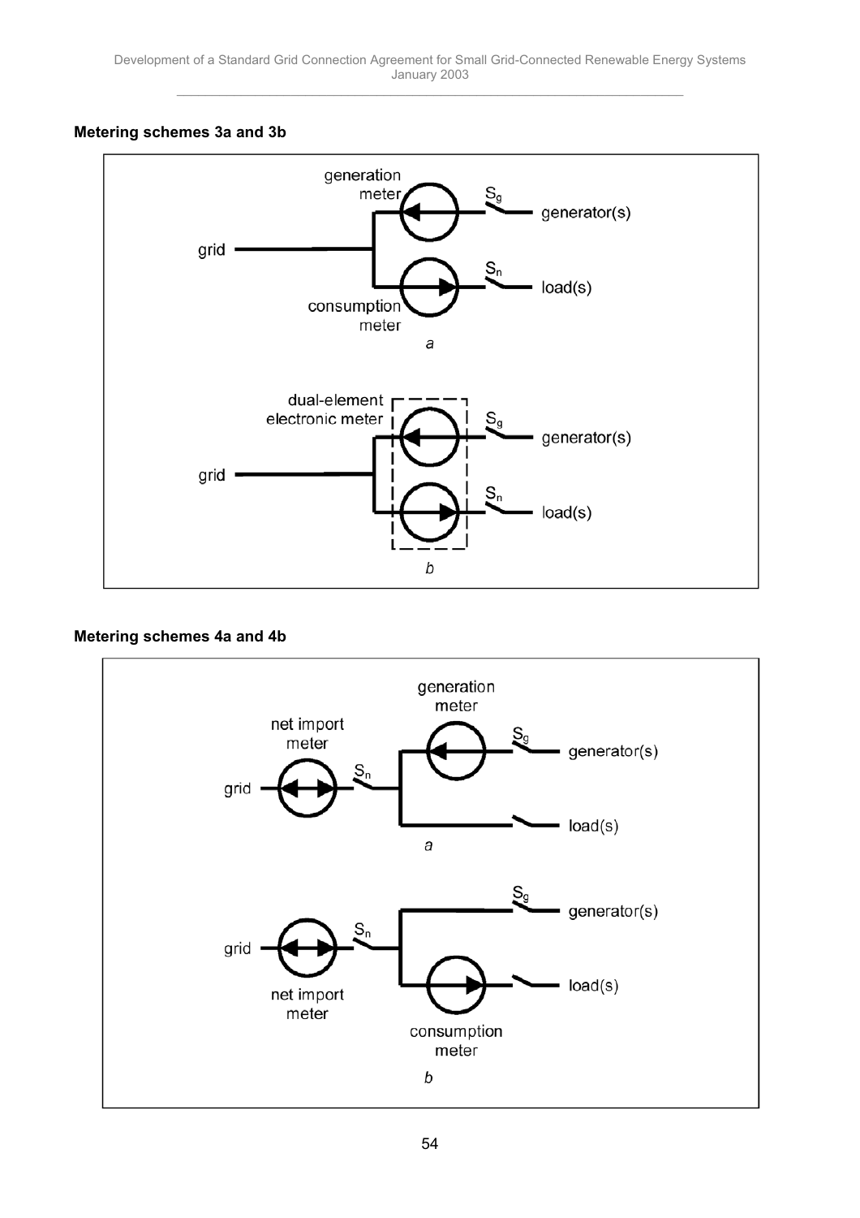**Metering schemes 3a and 3b**

generation meter

$S_g$

generator(s)

grid

$S_n$

load(s)

consumption meter

*a*

dual-element electronic meter

$S_g$

generator(s)

grid

$S_n$

load(s)

*b*

**Metering schemes 4a and 4b**

generation meter

net import meter

$S_g$

generator(s)

$S_n$

grid

load(s)

*a*

$S_g$

generator(s)

$S_n$

grid

load(s)

net import meter

consumption meter

*b*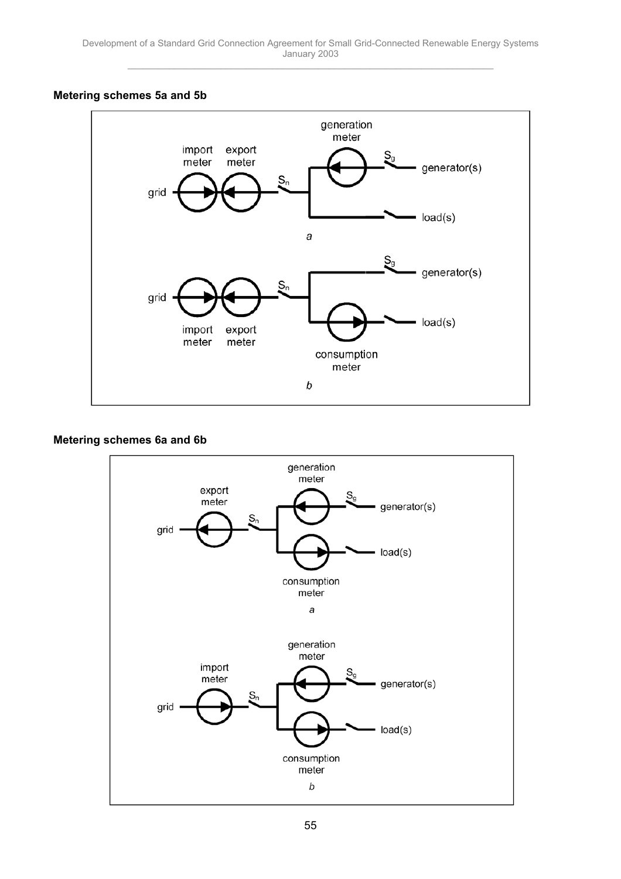**Metering schemes 5a and 5b**

generation meter

import meter

export meter

$S_g$

generator(s)

grid

$S_n$

load(s)

*a*

$S_g$

generator(s)

$S_n$

grid

load(s)

import meter

export meter

consumption meter

*b*

**Metering schemes 6a and 6b**

generation meter

export meter

$S_g$

generator(s)

$S_n$

grid

load(s)

consumption meter

*a*

generation meter

import meter

$S_g$

generator(s)

$S_n$

grid

load(s)

consumption meter

*b*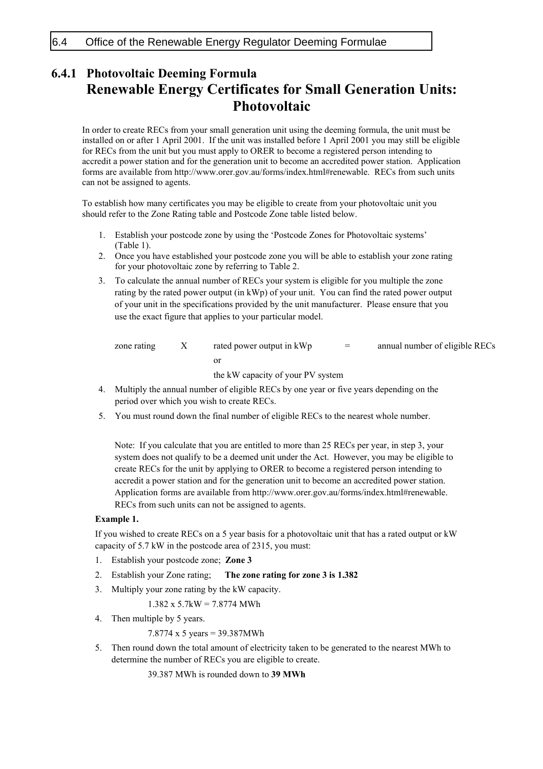## 6.4 Office of the Renewable Energy Regulator Deeming Formulae

### 6.4.1 Photovoltaic Deeming Formula

# Renewable Energy Certificates for Small Generation Units: Photovoltaic

In order to create RECs from your small generation unit using the deeming formula, the unit must be installed on or after 1 April 2001. If the unit was installed before 1 April 2001 you may still be eligible for RECs from the unit but you must apply to ORER to become a registered person intending to accredit a power station and for the generation unit to become an accredited power station. Application forms are available from http://www.orer.gov.au/forms/index.html#renewable. RECs from such units can not be assigned to agents.

To establish how many certificates you may be eligible to create from your photovoltaic unit you should refer to the Zone Rating table and Postcode Zone table listed below.

1. Establish your postcode zone by using the 'Postcode Zones for Photovoltaic systems' (Table 1).
2. Once you have established your postcode zone you will be able to establish your zone rating for your photovoltaic zone by referring to Table 2.
3. To calculate the annual number of RECs your system is eligible for you multiple the zone rating by the rated power output (in kWp) of your unit. You can find the rated power output of your unit in the specifications provided by the unit manufacturer. Please ensure that you use the exact figure that applies to your particular model.

   zone rating X rated power output in kWp = annual number of eligible RECs
   or
   the kW capacity of your PV system

4. Multiply the annual number of eligible RECs by one year or five years depending on the period over which you wish to create RECs.
5. You must round down the final number of eligible RECs to the nearest whole number.

   Note: If you calculate that you are entitled to more than 25 RECs per year, in step 3, your system does not qualify to be a deemed unit under the Act. However, you may be eligible to create RECs for the unit by applying to ORER to become a registered person intending to accredit a power station and for the generation unit to become an accredited power station. Application forms are available from http://www.orer.gov.au/forms/index.html#renewable. RECs from such units can not be assigned to agents.

**Example 1.**

If you wished to create RECs on a 5 year basis for a photovoltaic unit that has a rated output or kW capacity of 5.7 kW in the postcode area of 2315, you must:

1. Establish your postcode zone; **Zone 3**
2. Establish your Zone rating; **The zone rating for zone 3 is 1.382**
3. Multiply your zone rating by the kW capacity.

   1.382 x 5.7kW = 7.8774 MWh

4. Then multiple by 5 years.

   7.8774 x 5 years = 39.387MWh

5. Then round down the total amount of electricity taken to be generated to the nearest MWh to determine the number of RECs you are eligible to create.

   39.387 MWh is rounded down to **39 MWh**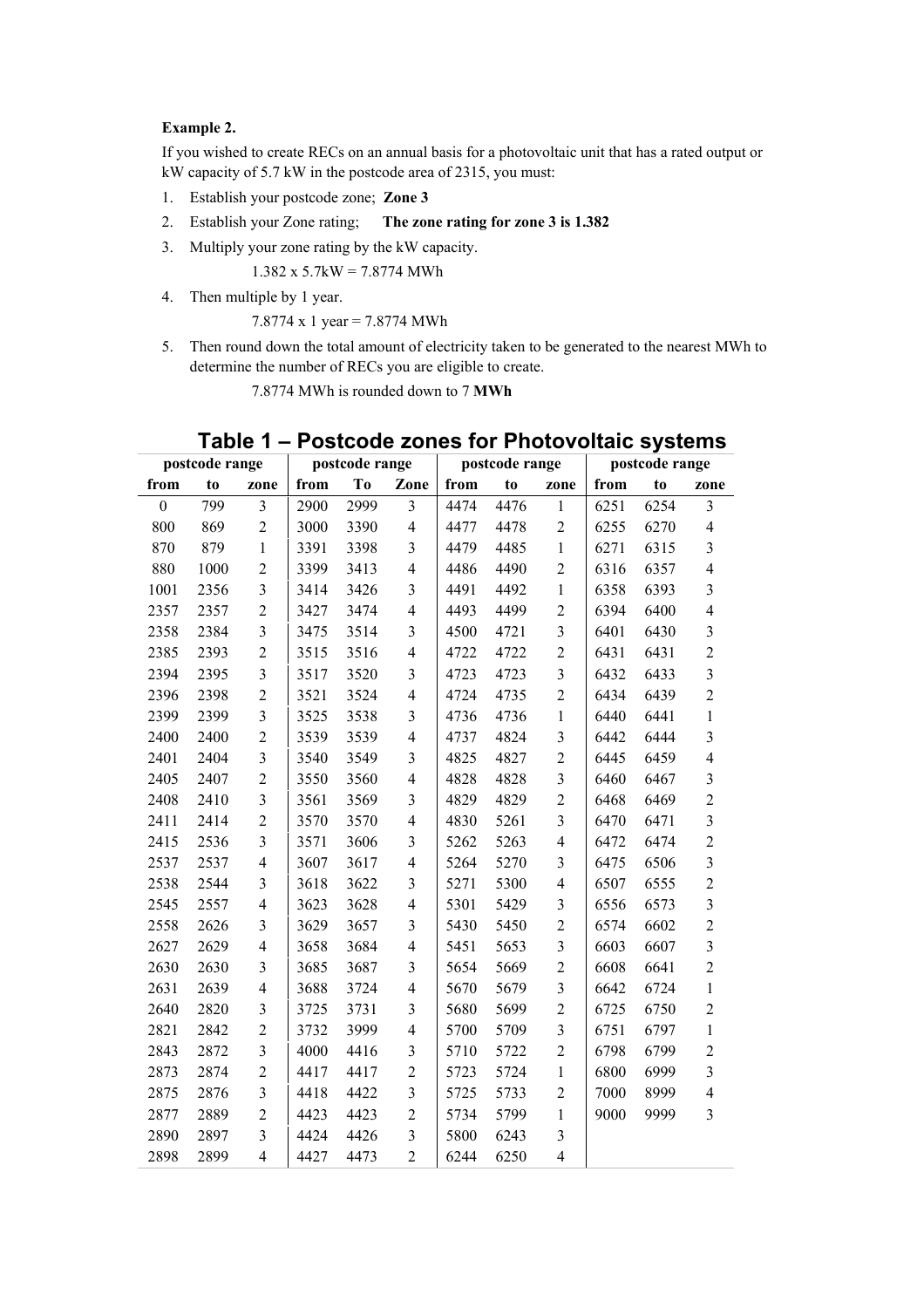**Example 2.**

If you wished to create RECs on an annual basis for a photovoltaic unit that has a rated output or kW capacity of 5.7 kW in the postcode area of 2315, you must:

1. Establish your postcode zone; **Zone 3**
2. Establish your Zone rating; **The zone rating for zone 3 is 1.382**
3. Multiply your zone rating by the kW capacity.

   1.382 x 5.7kW = 7.8774 MWh

4. Then multiple by 1 year.

   7.8774 x 1 year = 7.8774 MWh

5. Then round down the total amount of electricity taken to be generated to the nearest MWh to determine the number of RECs you are eligible to create.

   7.8774 MWh is rounded down to 7 **MWh**

## Table 1 – Postcode zones for Photovoltaic systems

| postcode range | | | postcode range | | | postcode range | | | postcode range | | |
|---|---|---|---|---|---|---|---|---|---|---|---|
| from | to | zone | from | To | Zone | from | to | zone | from | to | zone |
| 0 | 799 | 3 | 2900 | 2999 | 3 | 4474 | 4476 | 1 | 6251 | 6254 | 3 |
| 800 | 869 | 2 | 3000 | 3390 | 4 | 4477 | 4478 | 2 | 6255 | 6270 | 4 |
| 870 | 879 | 1 | 3391 | 3398 | 3 | 4479 | 4485 | 1 | 6271 | 6315 | 3 |
| 880 | 1000 | 2 | 3399 | 3413 | 4 | 4486 | 4490 | 2 | 6316 | 6357 | 4 |
| 1001 | 2356 | 3 | 3414 | 3426 | 3 | 4491 | 4492 | 1 | 6358 | 6393 | 3 |
| 2357 | 2357 | 2 | 3427 | 3474 | 4 | 4493 | 4499 | 2 | 6394 | 6400 | 4 |
| 2358 | 2384 | 3 | 3475 | 3514 | 3 | 4500 | 4721 | 3 | 6401 | 6430 | 3 |
| 2385 | 2393 | 2 | 3515 | 3516 | 4 | 4722 | 4722 | 2 | 6431 | 6431 | 2 |
| 2394 | 2395 | 3 | 3517 | 3520 | 3 | 4723 | 4723 | 3 | 6432 | 6433 | 3 |
| 2396 | 2398 | 2 | 3521 | 3524 | 4 | 4724 | 4735 | 2 | 6434 | 6439 | 2 |
| 2399 | 2399 | 3 | 3525 | 3538 | 3 | 4736 | 4736 | 1 | 6440 | 6441 | 1 |
| 2400 | 2400 | 2 | 3539 | 3539 | 4 | 4737 | 4824 | 3 | 6442 | 6444 | 3 |
| 2401 | 2404 | 3 | 3540 | 3549 | 3 | 4825 | 4827 | 2 | 6445 | 6459 | 4 |
| 2405 | 2407 | 2 | 3550 | 3560 | 4 | 4828 | 4828 | 3 | 6460 | 6467 | 3 |
| 2408 | 2410 | 3 | 3561 | 3569 | 3 | 4829 | 4829 | 2 | 6468 | 6469 | 2 |
| 2411 | 2414 | 2 | 3570 | 3570 | 4 | 4830 | 5261 | 3 | 6470 | 6471 | 3 |
| 2415 | 2536 | 3 | 3571 | 3606 | 3 | 5262 | 5263 | 4 | 6472 | 6474 | 2 |
| 2537 | 2537 | 4 | 3607 | 3617 | 4 | 5264 | 5270 | 3 | 6475 | 6506 | 3 |
| 2538 | 2544 | 3 | 3618 | 3622 | 3 | 5271 | 5300 | 4 | 6507 | 6555 | 2 |
| 2545 | 2557 | 4 | 3623 | 3628 | 4 | 5301 | 5429 | 3 | 6556 | 6573 | 3 |
| 2558 | 2626 | 3 | 3629 | 3657 | 3 | 5430 | 5450 | 2 | 6574 | 6602 | 2 |
| 2627 | 2629 | 4 | 3658 | 3684 | 4 | 5451 | 5653 | 3 | 6603 | 6607 | 3 |
| 2630 | 2630 | 3 | 3685 | 3687 | 3 | 5654 | 5669 | 2 | 6608 | 6641 | 2 |
| 2631 | 2639 | 4 | 3688 | 3724 | 4 | 5670 | 5679 | 3 | 6642 | 6724 | 1 |
| 2640 | 2820 | 3 | 3725 | 3731 | 3 | 5680 | 5699 | 2 | 6725 | 6750 | 2 |
| 2821 | 2842 | 2 | 3732 | 3999 | 4 | 5700 | 5709 | 3 | 6751 | 6797 | 1 |
| 2843 | 2872 | 3 | 4000 | 4416 | 3 | 5710 | 5722 | 2 | 6798 | 6799 | 2 |
| 2873 | 2874 | 2 | 4417 | 4417 | 2 | 5723 | 5724 | 1 | 6800 | 6999 | 3 |
| 2875 | 2876 | 3 | 4418 | 4422 | 3 | 5725 | 5733 | 2 | 7000 | 8999 | 4 |
| 2877 | 2889 | 2 | 4423 | 4423 | 2 | 5734 | 5799 | 1 | 9000 | 9999 | 3 |
| 2890 | 2897 | 3 | 4424 | 4426 | 3 | 5800 | 6243 | 3 | | | |
| 2898 | 2899 | 4 | 4427 | 4473 | 2 | 6244 | 6250 | 4 | | | |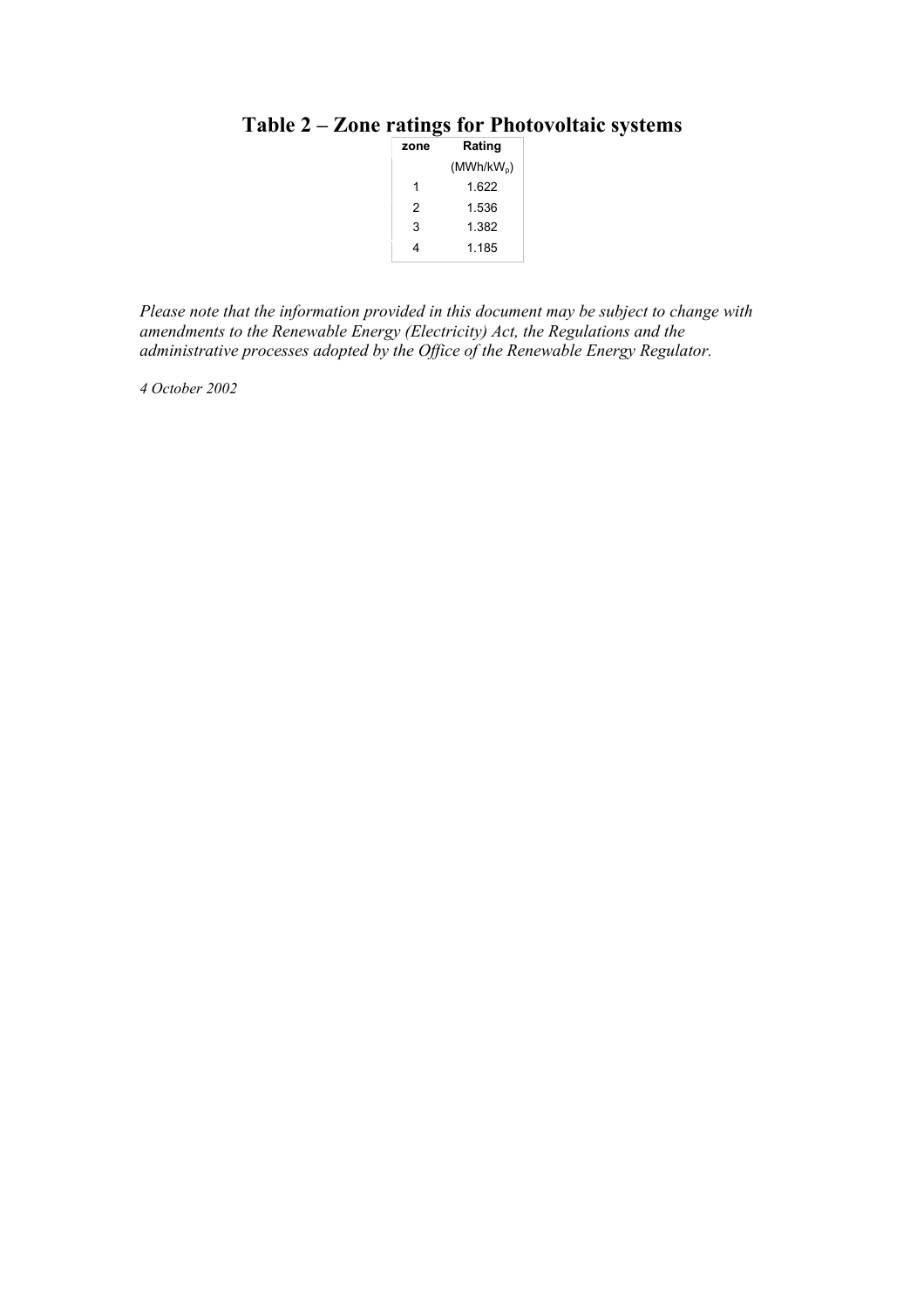## Table 2 – Zone ratings for Photovoltaic systems

| zone | Rating |
|---|---|
| | (MWh/$kW_p$) |
| 1 | 1.622 |
| 2 | 1.536 |
| 3 | 1.382 |
| 4 | 1.185 |

*Please note that the information provided in this document may be subject to change with amendments to the Renewable Energy (Electricity) Act, the Regulations and the administrative processes adopted by the Office of the Renewable Energy Regulator.*

*4 October 2002*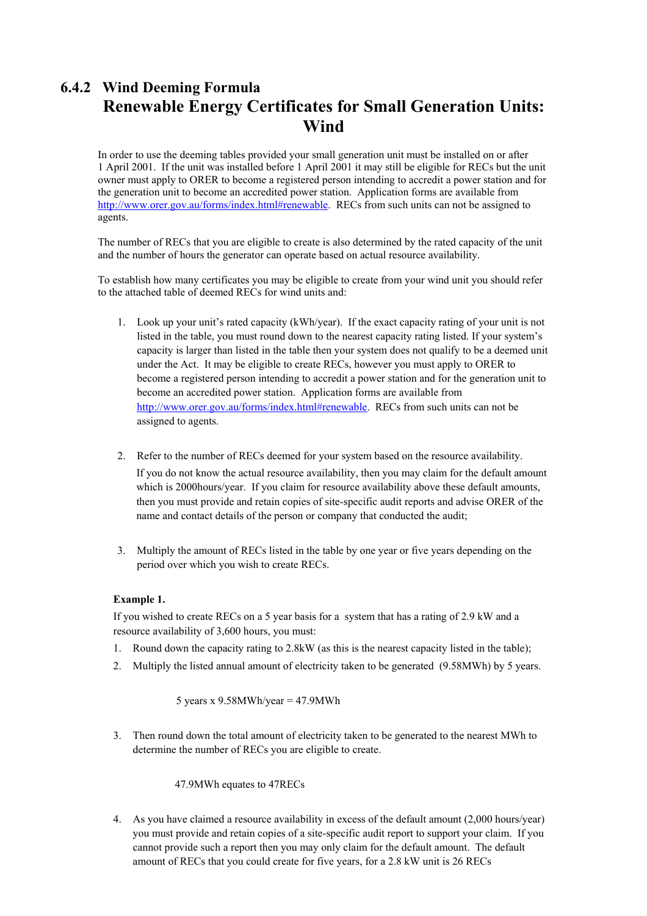### 6.4.2 Wind Deeming Formula

## Renewable Energy Certificates for Small Generation Units: Wind

In order to use the deeming tables provided your small generation unit must be installed on or after 1 April 2001. If the unit was installed before 1 April 2001 it may still be eligible for RECs but the unit owner must apply to ORER to become a registered person intending to accredit a power station and for the generation unit to become an accredited power station. Application forms are available from http://www.orer.gov.au/forms/index.html#renewable. RECs from such units can not be assigned to agents.

The number of RECs that you are eligible to create is also determined by the rated capacity of the unit and the number of hours the generator can operate based on actual resource availability.

To establish how many certificates you may be eligible to create from your wind unit you should refer to the attached table of deemed RECs for wind units and:

1. Look up your unit's rated capacity (kWh/year). If the exact capacity rating of your unit is not listed in the table, you must round down to the nearest capacity rating listed. If your system's capacity is larger than listed in the table then your system does not qualify to be a deemed unit under the Act. It may be eligible to create RECs, however you must apply to ORER to become a registered person intending to accredit a power station and for the generation unit to become an accredited power station. Application forms are available from http://www.orer.gov.au/forms/index.html#renewable. RECs from such units can not be assigned to agents.

2. Refer to the number of RECs deemed for your system based on the resource availability.

   If you do not know the actual resource availability, then you may claim for the default amount which is 2000hours/year. If you claim for resource availability above these default amounts, then you must provide and retain copies of site-specific audit reports and advise ORER of the name and contact details of the person or company that conducted the audit;

3. Multiply the amount of RECs listed in the table by one year or five years depending on the period over which you wish to create RECs.

**Example 1.**

If you wished to create RECs on a 5 year basis for a system that has a rating of 2.9 kW and a resource availability of 3,600 hours, you must:

1. Round down the capacity rating to 2.8kW (as this is the nearest capacity listed in the table);
2. Multiply the listed annual amount of electricity taken to be generated (9.58MWh) by 5 years.

   5 years x 9.58MWh/year = 47.9MWh

3. Then round down the total amount of electricity taken to be generated to the nearest MWh to determine the number of RECs you are eligible to create.

   47.9MWh equates to 47RECs

4. As you have claimed a resource availability in excess of the default amount (2,000 hours/year) you must provide and retain copies of a site-specific audit report to support your claim. If you cannot provide such a report then you may only claim for the default amount. The default amount of RECs that you could create for five years, for a 2.8 kW unit is 26 RECs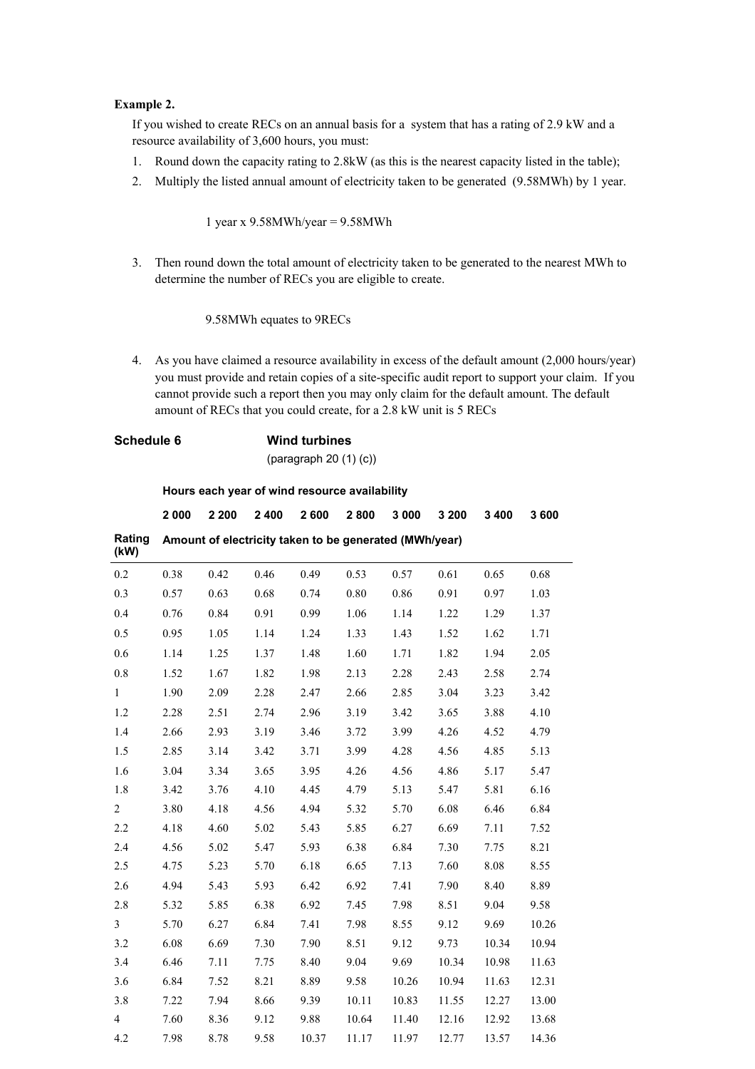**Example 2.**

If you wished to create RECs on an annual basis for a system that has a rating of 2.9 kW and a resource availability of 3,600 hours, you must:

1. Round down the capacity rating to 2.8kW (as this is the nearest capacity listed in the table);
2. Multiply the listed annual amount of electricity taken to be generated (9.58MWh) by 1 year.

   1 year x 9.58MWh/year = 9.58MWh

3. Then round down the total amount of electricity taken to be generated to the nearest MWh to determine the number of RECs you are eligible to create.

   9.58MWh equates to 9RECs

4. As you have claimed a resource availability in excess of the default amount (2,000 hours/year) you must provide and retain copies of a site-specific audit report to support your claim. If you cannot provide such a report then you may only claim for the default amount. The default amount of RECs that you could create, for a 2.8 kW unit is 5 RECs

**Schedule 6** **Wind turbines**

(paragraph 20 (1) (c))

| | **Hours each year of wind resource availability** | | | | | | | | |
|---|---|---|---|---|---|---|---|---|---|
| | **2 000** | **2 200** | **2 400** | **2 600** | **2 800** | **3 000** | **3 200** | **3 400** | **3 600** |
| **Rating (kW)** | **Amount of electricity taken to be generated (MWh/year)** | | | | | | | | |
| 0.2 | 0.38 | 0.42 | 0.46 | 0.49 | 0.53 | 0.57 | 0.61 | 0.65 | 0.68 |
| 0.3 | 0.57 | 0.63 | 0.68 | 0.74 | 0.80 | 0.86 | 0.91 | 0.97 | 1.03 |
| 0.4 | 0.76 | 0.84 | 0.91 | 0.99 | 1.06 | 1.14 | 1.22 | 1.29 | 1.37 |
| 0.5 | 0.95 | 1.05 | 1.14 | 1.24 | 1.33 | 1.43 | 1.52 | 1.62 | 1.71 |
| 0.6 | 1.14 | 1.25 | 1.37 | 1.48 | 1.60 | 1.71 | 1.82 | 1.94 | 2.05 |
| 0.8 | 1.52 | 1.67 | 1.82 | 1.98 | 2.13 | 2.28 | 2.43 | 2.58 | 2.74 |
| 1 | 1.90 | 2.09 | 2.28 | 2.47 | 2.66 | 2.85 | 3.04 | 3.23 | 3.42 |
| 1.2 | 2.28 | 2.51 | 2.74 | 2.96 | 3.19 | 3.42 | 3.65 | 3.88 | 4.10 |
| 1.4 | 2.66 | 2.93 | 3.19 | 3.46 | 3.72 | 3.99 | 4.26 | 4.52 | 4.79 |
| 1.5 | 2.85 | 3.14 | 3.42 | 3.71 | 3.99 | 4.28 | 4.56 | 4.85 | 5.13 |
| 1.6 | 3.04 | 3.34 | 3.65 | 3.95 | 4.26 | 4.56 | 4.86 | 5.17 | 5.47 |
| 1.8 | 3.42 | 3.76 | 4.10 | 4.45 | 4.79 | 5.13 | 5.47 | 5.81 | 6.16 |
| 2 | 3.80 | 4.18 | 4.56 | 4.94 | 5.32 | 5.70 | 6.08 | 6.46 | 6.84 |
| 2.2 | 4.18 | 4.60 | 5.02 | 5.43 | 5.85 | 6.27 | 6.69 | 7.11 | 7.52 |
| 2.4 | 4.56 | 5.02 | 5.47 | 5.93 | 6.38 | 6.84 | 7.30 | 7.75 | 8.21 |
| 2.5 | 4.75 | 5.23 | 5.70 | 6.18 | 6.65 | 7.13 | 7.60 | 8.08 | 8.55 |
| 2.6 | 4.94 | 5.43 | 5.93 | 6.42 | 6.92 | 7.41 | 7.90 | 8.40 | 8.89 |
| 2.8 | 5.32 | 5.85 | 6.38 | 6.92 | 7.45 | 7.98 | 8.51 | 9.04 | 9.58 |
| 3 | 5.70 | 6.27 | 6.84 | 7.41 | 7.98 | 8.55 | 9.12 | 9.69 | 10.26 |
| 3.2 | 6.08 | 6.69 | 7.30 | 7.90 | 8.51 | 9.12 | 9.73 | 10.34 | 10.94 |
| 3.4 | 6.46 | 7.11 | 7.75 | 8.40 | 9.04 | 9.69 | 10.34 | 10.98 | 11.63 |
| 3.6 | 6.84 | 7.52 | 8.21 | 8.89 | 9.58 | 10.26 | 10.94 | 11.63 | 12.31 |
| 3.8 | 7.22 | 7.94 | 8.66 | 9.39 | 10.11 | 10.83 | 11.55 | 12.27 | 13.00 |
| 4 | 7.60 | 8.36 | 9.12 | 9.88 | 10.64 | 11.40 | 12.16 | 12.92 | 13.68 |
| 4.2 | 7.98 | 8.78 | 9.58 | 10.37 | 11.17 | 11.97 | 12.77 | 13.57 | 14.36 |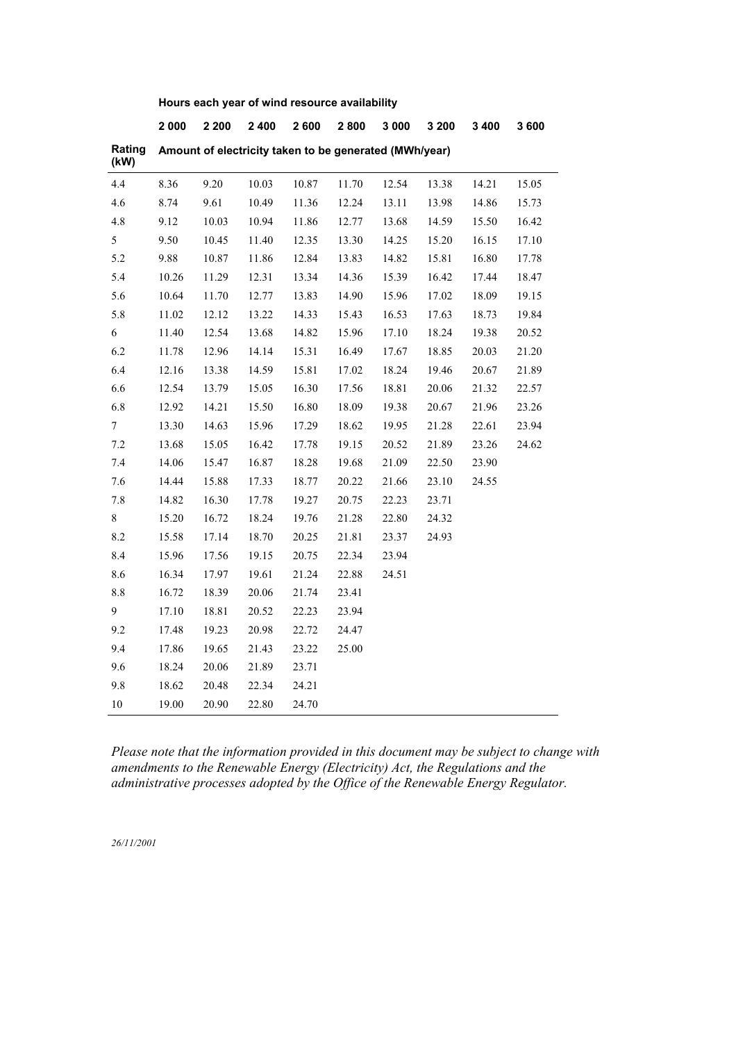| | Hours each year of wind resource availability | | | | | | | | |
|---|---|---|---|---|---|---|---|---|---|
| | **2 000** | **2 200** | **2 400** | **2 600** | **2 800** | **3 000** | **3 200** | **3 400** | **3 600** |
| **Rating (kW)** | **Amount of electricity taken to be generated (MWh/year)** | | | | | | | | |
| 4.4 | 8.36 | 9.20 | 10.03 | 10.87 | 11.70 | 12.54 | 13.38 | 14.21 | 15.05 |
| 4.6 | 8.74 | 9.61 | 10.49 | 11.36 | 12.24 | 13.11 | 13.98 | 14.86 | 15.73 |
| 4.8 | 9.12 | 10.03 | 10.94 | 11.86 | 12.77 | 13.68 | 14.59 | 15.50 | 16.42 |
| 5 | 9.50 | 10.45 | 11.40 | 12.35 | 13.30 | 14.25 | 15.20 | 16.15 | 17.10 |
| 5.2 | 9.88 | 10.87 | 11.86 | 12.84 | 13.83 | 14.82 | 15.81 | 16.80 | 17.78 |
| 5.4 | 10.26 | 11.29 | 12.31 | 13.34 | 14.36 | 15.39 | 16.42 | 17.44 | 18.47 |
| 5.6 | 10.64 | 11.70 | 12.77 | 13.83 | 14.90 | 15.96 | 17.02 | 18.09 | 19.15 |
| 5.8 | 11.02 | 12.12 | 13.22 | 14.33 | 15.43 | 16.53 | 17.63 | 18.73 | 19.84 |
| 6 | 11.40 | 12.54 | 13.68 | 14.82 | 15.96 | 17.10 | 18.24 | 19.38 | 20.52 |
| 6.2 | 11.78 | 12.96 | 14.14 | 15.31 | 16.49 | 17.67 | 18.85 | 20.03 | 21.20 |
| 6.4 | 12.16 | 13.38 | 14.59 | 15.81 | 17.02 | 18.24 | 19.46 | 20.67 | 21.89 |
| 6.6 | 12.54 | 13.79 | 15.05 | 16.30 | 17.56 | 18.81 | 20.06 | 21.32 | 22.57 |
| 6.8 | 12.92 | 14.21 | 15.50 | 16.80 | 18.09 | 19.38 | 20.67 | 21.96 | 23.26 |
| 7 | 13.30 | 14.63 | 15.96 | 17.29 | 18.62 | 19.95 | 21.28 | 22.61 | 23.94 |
| 7.2 | 13.68 | 15.05 | 16.42 | 17.78 | 19.15 | 20.52 | 21.89 | 23.26 | 24.62 |
| 7.4 | 14.06 | 15.47 | 16.87 | 18.28 | 19.68 | 21.09 | 22.50 | 23.90 | |
| 7.6 | 14.44 | 15.88 | 17.33 | 18.77 | 20.22 | 21.66 | 23.10 | 24.55 | |
| 7.8 | 14.82 | 16.30 | 17.78 | 19.27 | 20.75 | 22.23 | 23.71 | | |
| 8 | 15.20 | 16.72 | 18.24 | 19.76 | 21.28 | 22.80 | 24.32 | | |
| 8.2 | 15.58 | 17.14 | 18.70 | 20.25 | 21.81 | 23.37 | 24.93 | | |
| 8.4 | 15.96 | 17.56 | 19.15 | 20.75 | 22.34 | 23.94 | | | |
| 8.6 | 16.34 | 17.97 | 19.61 | 21.24 | 22.88 | 24.51 | | | |
| 8.8 | 16.72 | 18.39 | 20.06 | 21.74 | 23.41 | | | | |
| 9 | 17.10 | 18.81 | 20.52 | 22.23 | 23.94 | | | | |
| 9.2 | 17.48 | 19.23 | 20.98 | 22.72 | 24.47 | | | | |
| 9.4 | 17.86 | 19.65 | 21.43 | 23.22 | 25.00 | | | | |
| 9.6 | 18.24 | 20.06 | 21.89 | 23.71 | | | | | |
| 9.8 | 18.62 | 20.48 | 22.34 | 24.21 | | | | | |
| 10 | 19.00 | 20.90 | 22.80 | 24.70 | | | | | |

*Please note that the information provided in this document may be subject to change with amendments to the Renewable Energy (Electricity) Act, the Regulations and the administrative processes adopted by the Office of the Renewable Energy Regulator.*

*26/11/2001*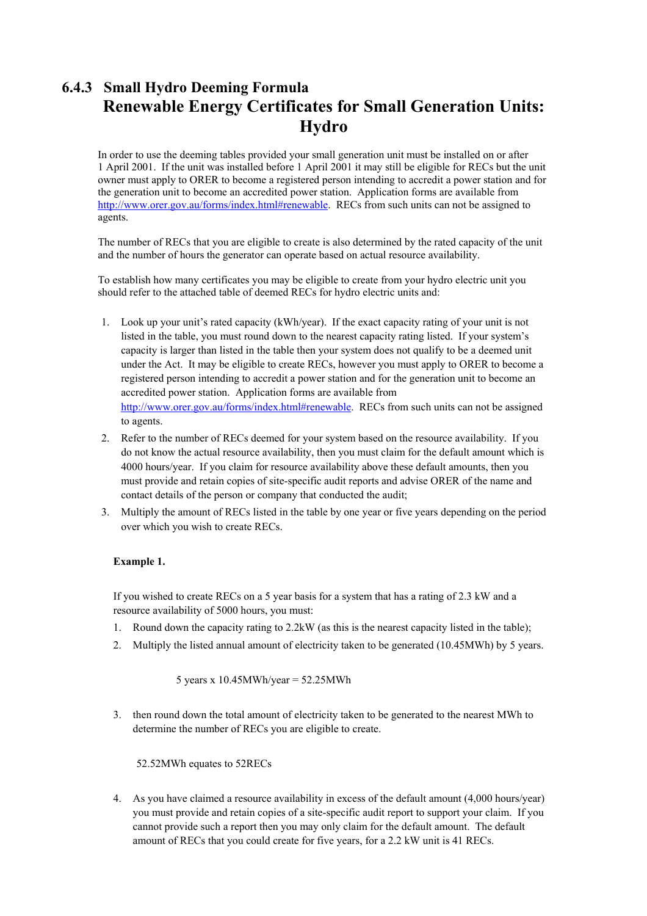### 6.4.3 Small Hydro Deeming Formula

# Renewable Energy Certificates for Small Generation Units: Hydro

In order to use the deeming tables provided your small generation unit must be installed on or after 1 April 2001. If the unit was installed before 1 April 2001 it may still be eligible for RECs but the unit owner must apply to ORER to become a registered person intending to accredit a power station and for the generation unit to become an accredited power station. Application forms are available from http://www.orer.gov.au/forms/index.html#renewable. RECs from such units can not be assigned to agents.

The number of RECs that you are eligible to create is also determined by the rated capacity of the unit and the number of hours the generator can operate based on actual resource availability.

To establish how many certificates you may be eligible to create from your hydro electric unit you should refer to the attached table of deemed RECs for hydro electric units and:

1. Look up your unit's rated capacity (kWh/year). If the exact capacity rating of your unit is not listed in the table, you must round down to the nearest capacity rating listed. If your system's capacity is larger than listed in the table then your system does not qualify to be a deemed unit under the Act. It may be eligible to create RECs, however you must apply to ORER to become a registered person intending to accredit a power station and for the generation unit to become an accredited power station. Application forms are available from http://www.orer.gov.au/forms/index.html#renewable. RECs from such units can not be assigned to agents.
2. Refer to the number of RECs deemed for your system based on the resource availability. If you do not know the actual resource availability, then you must claim for the default amount which is 4000 hours/year. If you claim for resource availability above these default amounts, then you must provide and retain copies of site-specific audit reports and advise ORER of the name and contact details of the person or company that conducted the audit;
3. Multiply the amount of RECs listed in the table by one year or five years depending on the period over which you wish to create RECs.

**Example 1.**

If you wished to create RECs on a 5 year basis for a system that has a rating of 2.3 kW and a resource availability of 5000 hours, you must:

1. Round down the capacity rating to 2.2kW (as this is the nearest capacity listed in the table);
2. Multiply the listed annual amount of electricity taken to be generated (10.45MWh) by 5 years.

   5 years x 10.45MWh/year = 52.25MWh

3. then round down the total amount of electricity taken to be generated to the nearest MWh to determine the number of RECs you are eligible to create.

   52.52MWh equates to 52RECs

4. As you have claimed a resource availability in excess of the default amount (4,000 hours/year) you must provide and retain copies of a site-specific audit report to support your claim. If you cannot provide such a report then you may only claim for the default amount. The default amount of RECs that you could create for five years, for a 2.2 kW unit is 41 RECs.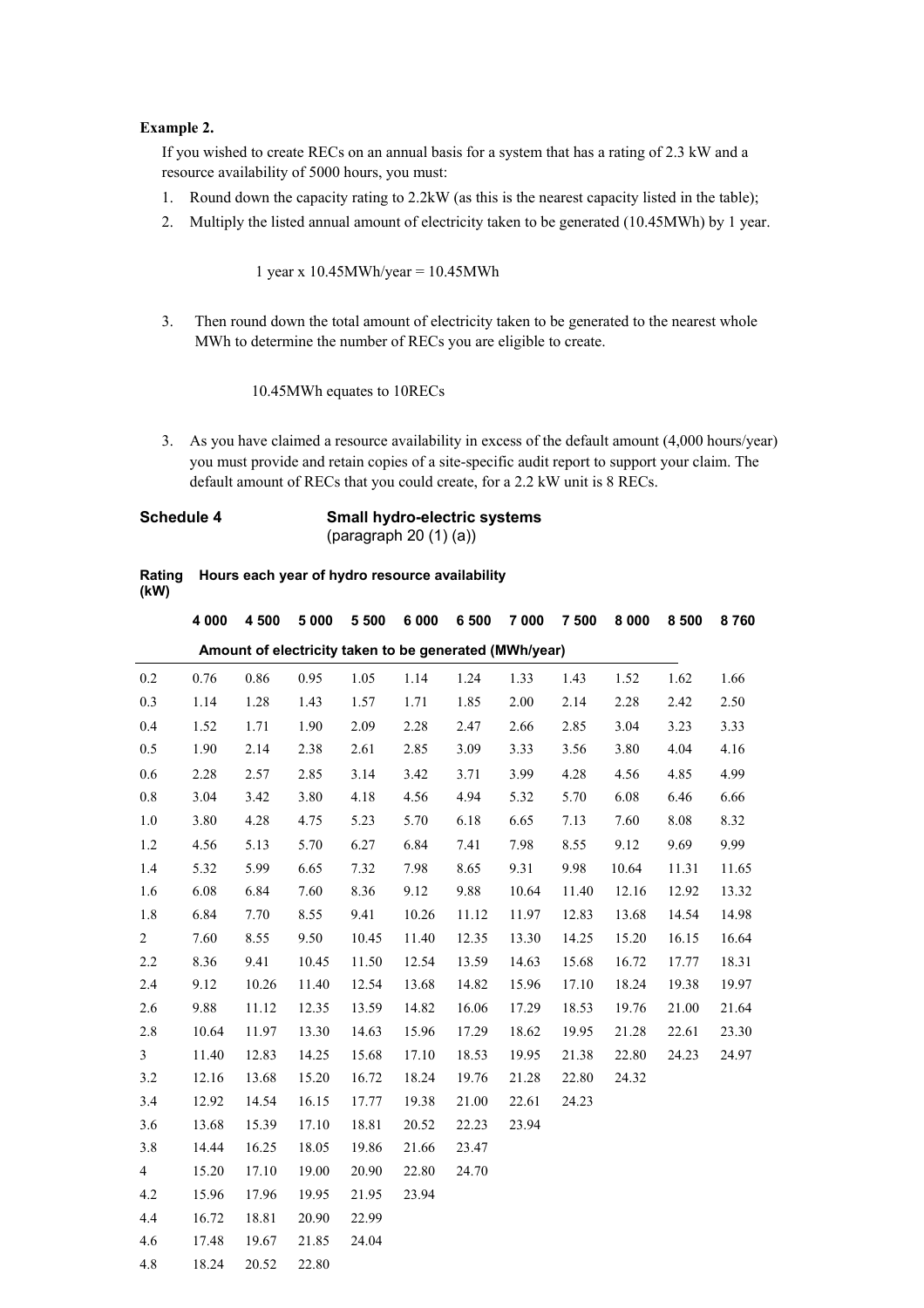**Example 2.**

If you wished to create RECs on an annual basis for a system that has a rating of 2.3 kW and a resource availability of 5000 hours, you must:

1. Round down the capacity rating to 2.2kW (as this is the nearest capacity listed in the table);
2. Multiply the listed annual amount of electricity taken to be generated (10.45MWh) by 1 year.

   1 year x 10.45MWh/year = 10.45MWh

3. Then round down the total amount of electricity taken to be generated to the nearest whole MWh to determine the number of RECs you are eligible to create.

   10.45MWh equates to 10RECs

3. As you have claimed a resource availability in excess of the default amount (4,000 hours/year) you must provide and retain copies of a site-specific audit report to support your claim. The default amount of RECs that you could create, for a 2.2 kW unit is 8 RECs.

**Schedule 4** **Small hydro-electric systems**
(paragraph 20 (1) (a))

| Rating (kW) | Hours each year of hydro resource availability | | | | | | | | | | |
|---|---|---|---|---|---|---|---|---|---|---|---|
| | 4 000 | 4 500 | 5 000 | 5 500 | 6 000 | 6 500 | 7 000 | 7 500 | 8 000 | 8 500 | 8 760 |
| | Amount of electricity taken to be generated (MWh/year) | | | | | | | | | | |
| 0.2 | 0.76 | 0.86 | 0.95 | 1.05 | 1.14 | 1.24 | 1.33 | 1.43 | 1.52 | 1.62 | 1.66 |
| 0.3 | 1.14 | 1.28 | 1.43 | 1.57 | 1.71 | 1.85 | 2.00 | 2.14 | 2.28 | 2.42 | 2.50 |
| 0.4 | 1.52 | 1.71 | 1.90 | 2.09 | 2.28 | 2.47 | 2.66 | 2.85 | 3.04 | 3.23 | 3.33 |
| 0.5 | 1.90 | 2.14 | 2.38 | 2.61 | 2.85 | 3.09 | 3.33 | 3.56 | 3.80 | 4.04 | 4.16 |
| 0.6 | 2.28 | 2.57 | 2.85 | 3.14 | 3.42 | 3.71 | 3.99 | 4.28 | 4.56 | 4.85 | 4.99 |
| 0.8 | 3.04 | 3.42 | 3.80 | 4.18 | 4.56 | 4.94 | 5.32 | 5.70 | 6.08 | 6.46 | 6.66 |
| 1.0 | 3.80 | 4.28 | 4.75 | 5.23 | 5.70 | 6.18 | 6.65 | 7.13 | 7.60 | 8.08 | 8.32 |
| 1.2 | 4.56 | 5.13 | 5.70 | 6.27 | 6.84 | 7.41 | 7.98 | 8.55 | 9.12 | 9.69 | 9.99 |
| 1.4 | 5.32 | 5.99 | 6.65 | 7.32 | 7.98 | 8.65 | 9.31 | 9.98 | 10.64 | 11.31 | 11.65 |
| 1.6 | 6.08 | 6.84 | 7.60 | 8.36 | 9.12 | 9.88 | 10.64 | 11.40 | 12.16 | 12.92 | 13.32 |
| 1.8 | 6.84 | 7.70 | 8.55 | 9.41 | 10.26 | 11.12 | 11.97 | 12.83 | 13.68 | 14.54 | 14.98 |
| 2 | 7.60 | 8.55 | 9.50 | 10.45 | 11.40 | 12.35 | 13.30 | 14.25 | 15.20 | 16.15 | 16.64 |
| 2.2 | 8.36 | 9.41 | 10.45 | 11.50 | 12.54 | 13.59 | 14.63 | 15.68 | 16.72 | 17.77 | 18.31 |
| 2.4 | 9.12 | 10.26 | 11.40 | 12.54 | 13.68 | 14.82 | 15.96 | 17.10 | 18.24 | 19.38 | 19.97 |
| 2.6 | 9.88 | 11.12 | 12.35 | 13.59 | 14.82 | 16.06 | 17.29 | 18.53 | 19.76 | 21.00 | 21.64 |
| 2.8 | 10.64 | 11.97 | 13.30 | 14.63 | 15.96 | 17.29 | 18.62 | 19.95 | 21.28 | 22.61 | 23.30 |
| 3 | 11.40 | 12.83 | 14.25 | 15.68 | 17.10 | 18.53 | 19.95 | 21.38 | 22.80 | 24.23 | 24.97 |
| 3.2 | 12.16 | 13.68 | 15.20 | 16.72 | 18.24 | 19.76 | 21.28 | 22.80 | 24.32 | | |
| 3.4 | 12.92 | 14.54 | 16.15 | 17.77 | 19.38 | 21.00 | 22.61 | 24.23 | | | |
| 3.6 | 13.68 | 15.39 | 17.10 | 18.81 | 20.52 | 22.23 | 23.94 | | | | |
| 3.8 | 14.44 | 16.25 | 18.05 | 19.86 | 21.66 | 23.47 | | | | | |
| 4 | 15.20 | 17.10 | 19.00 | 20.90 | 22.80 | 24.70 | | | | | |
| 4.2 | 15.96 | 17.96 | 19.95 | 21.95 | 23.94 | | | | | | |
| 4.4 | 16.72 | 18.81 | 20.90 | 22.99 | | | | | | | |
| 4.6 | 17.48 | 19.67 | 21.85 | 24.04 | | | | | | | |
| 4.8 | 18.24 | 20.52 | 22.80 | | | | | | | | |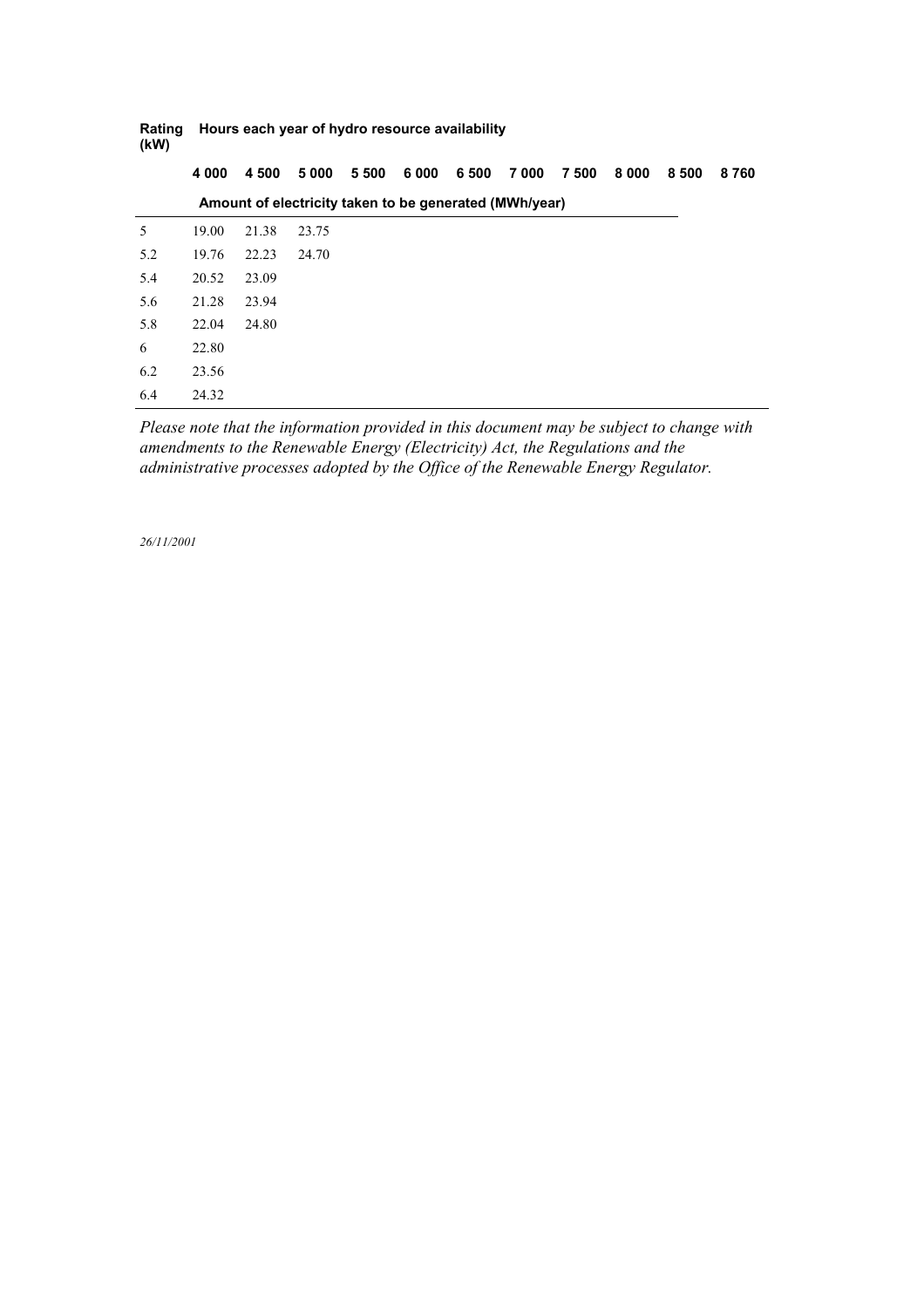| Rating (kW) | Hours each year of hydro resource availability | | | | | | | | | | |
|---|---|---|---|---|---|---|---|---|---|---|---|
| | 4 000 | 4 500 | 5 000 | 5 500 | 6 000 | 6 500 | 7 000 | 7 500 | 8 000 | 8 500 | 8 760 |
| | Amount of electricity taken to be generated (MWh/year) | | | | | | | | | | |
| 5 | 19.00 | 21.38 | 23.75 | | | | | | | | |
| 5.2 | 19.76 | 22.23 | 24.70 | | | | | | | | |
| 5.4 | 20.52 | 23.09 | | | | | | | | | |
| 5.6 | 21.28 | 23.94 | | | | | | | | | |
| 5.8 | 22.04 | 24.80 | | | | | | | | | |
| 6 | 22.80 | | | | | | | | | | |
| 6.2 | 23.56 | | | | | | | | | | |
| 6.4 | 24.32 | | | | | | | | | | |

*Please note that the information provided in this document may be subject to change with amendments to the Renewable Energy (Electricity) Act, the Regulations and the administrative processes adopted by the Office of the Renewable Energy Regulator.*

*26/11/2001*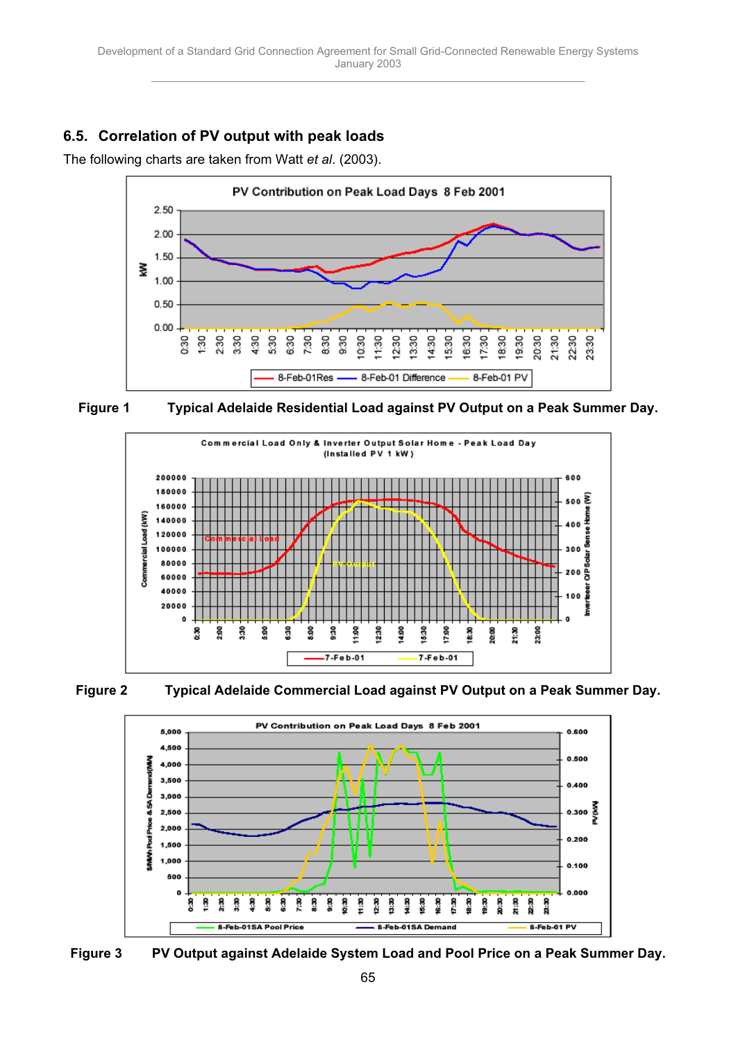## 6.5. Correlation of PV output with peak loads

The following charts are taken from Watt *et al*. (2003).

**Figure 1 Typical Adelaide Residential Load against PV Output on a Peak Summer Day.**

**Figure 2 Typical Adelaide Commercial Load against PV Output on a Peak Summer Day.**

**Figure 3 PV Output against Adelaide System Load and Pool Price on a Peak Summer Day.**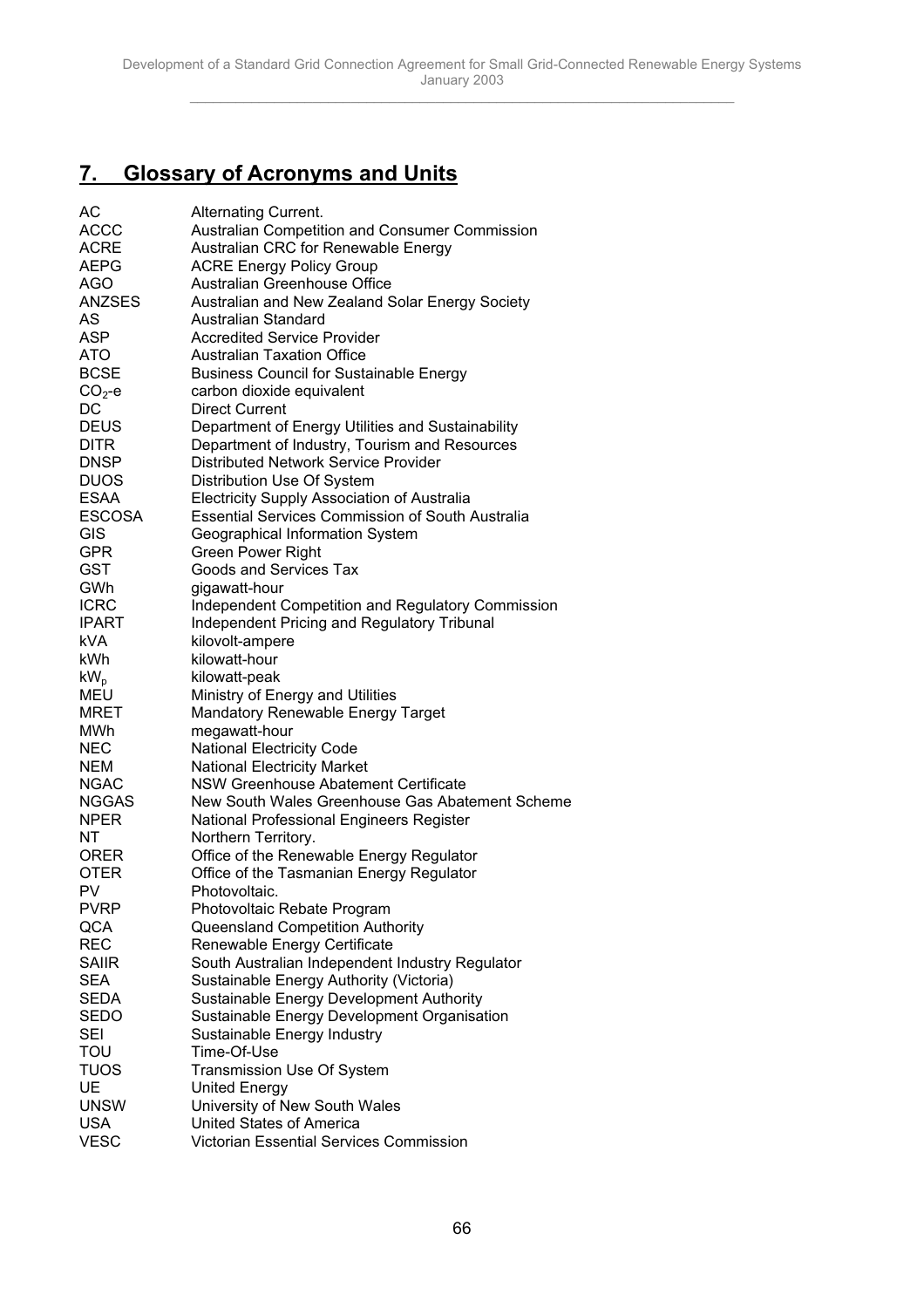## 7. Glossary of Acronyms and Units

| | |
|---|---|
| AC | Alternating Current. |
| ACCC | Australian Competition and Consumer Commission |
| ACRE | Australian CRC for Renewable Energy |
| AEPG | ACRE Energy Policy Group |
| AGO | Australian Greenhouse Office |
| ANZSES | Australian and New Zealand Solar Energy Society |
| AS | Australian Standard |
| ASP | Accredited Service Provider |
| ATO | Australian Taxation Office |
| BCSE | Business Council for Sustainable Energy |
| $CO_2$-e | carbon dioxide equivalent |
| DC | Direct Current |
| DEUS | Department of Energy Utilities and Sustainability |
| DITR | Department of Industry, Tourism and Resources |
| DNSP | Distributed Network Service Provider |
| DUOS | Distribution Use Of System |
| ESAA | Electricity Supply Association of Australia |
| ESCOSA | Essential Services Commission of South Australia |
| GIS | Geographical Information System |
| GPR | Green Power Right |
| GST | Goods and Services Tax |
| GWh | gigawatt-hour |
| ICRC | Independent Competition and Regulatory Commission |
| IPART | Independent Pricing and Regulatory Tribunal |
| kVA | kilovolt-ampere |
| kWh | kilowatt-hour |
| $kW_p$ | kilowatt-peak |
| MEU | Ministry of Energy and Utilities |
| MRET | Mandatory Renewable Energy Target |
| MWh | megawatt-hour |
| NEC | National Electricity Code |
| NEM | National Electricity Market |
| NGAC | NSW Greenhouse Abatement Certificate |
| NGGAS | New South Wales Greenhouse Gas Abatement Scheme |
| NPER | National Professional Engineers Register |
| NT | Northern Territory. |
| ORER | Office of the Renewable Energy Regulator |
| OTER | Office of the Tasmanian Energy Regulator |
| PV | Photovoltaic. |
| PVRP | Photovoltaic Rebate Program |
| QCA | Queensland Competition Authority |
| REC | Renewable Energy Certificate |
| SAIIR | South Australian Independent Industry Regulator |
| SEA | Sustainable Energy Authority (Victoria) |
| SEDA | Sustainable Energy Development Authority |
| SEDO | Sustainable Energy Development Organisation |
| SEI | Sustainable Energy Industry |
| TOU | Time-Of-Use |
| TUOS | Transmission Use Of System |
| UE | United Energy |
| UNSW | University of New South Wales |
| USA | United States of America |
| VESC | Victorian Essential Services Commission |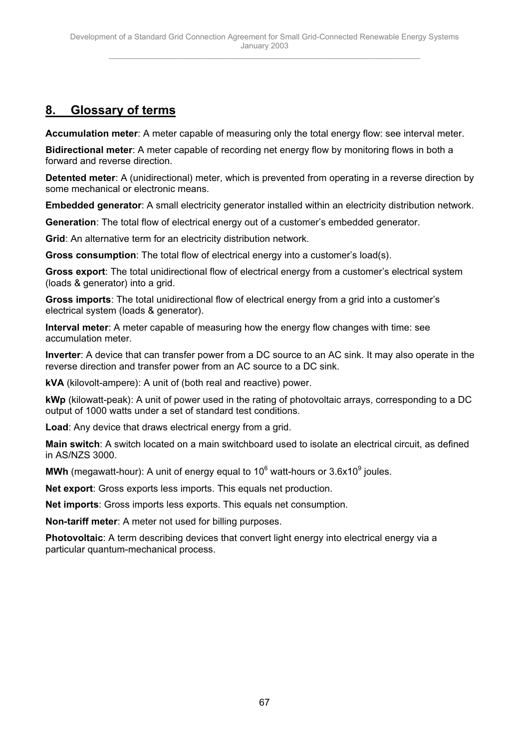## 8. Glossary of terms

**Accumulation meter**: A meter capable of measuring only the total energy flow: see interval meter.

**Bidirectional meter**: A meter capable of recording net energy flow by monitoring flows in both a forward and reverse direction.

**Detented meter**: A (unidirectional) meter, which is prevented from operating in a reverse direction by some mechanical or electronic means.

**Embedded generator**: A small electricity generator installed within an electricity distribution network.

**Generation**: The total flow of electrical energy out of a customer's embedded generator.

**Grid**: An alternative term for an electricity distribution network.

**Gross consumption**: The total flow of electrical energy into a customer's load(s).

**Gross export**: The total unidirectional flow of electrical energy from a customer's electrical system (loads & generator) into a grid.

**Gross imports**: The total unidirectional flow of electrical energy from a grid into a customer's electrical system (loads & generator).

**Interval meter**: A meter capable of measuring how the energy flow changes with time: see accumulation meter.

**Inverter**: A device that can transfer power from a DC source to an AC sink. It may also operate in the reverse direction and transfer power from an AC source to a DC sink.

**kVA** (kilovolt-ampere): A unit of (both real and reactive) power.

**kWp** (kilowatt-peak): A unit of power used in the rating of photovoltaic arrays, corresponding to a DC output of 1000 watts under a set of standard test conditions.

**Load**: Any device that draws electrical energy from a grid.

**Main switch**: A switch located on a main switchboard used to isolate an electrical circuit, as defined in AS/NZS 3000.

**MWh** (megawatt-hour): A unit of energy equal to $10^6$ watt-hours or $3.6 \times 10^9$ joules.

**Net export**: Gross exports less imports. This equals net production.

**Net imports**: Gross imports less exports. This equals net consumption.

**Non-tariff meter**: A meter not used for billing purposes.

**Photovoltaic**: A term describing devices that convert light energy into electrical energy via a particular quantum-mechanical process.